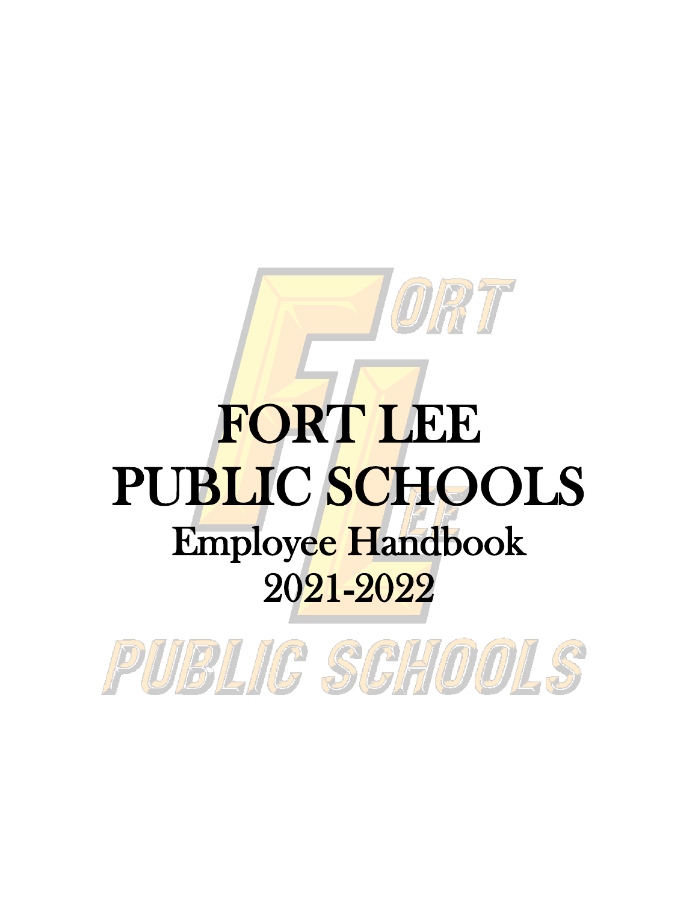# FORT LEE PUBLIC SCHOOLS

## Employee Handbook

## 2021-2022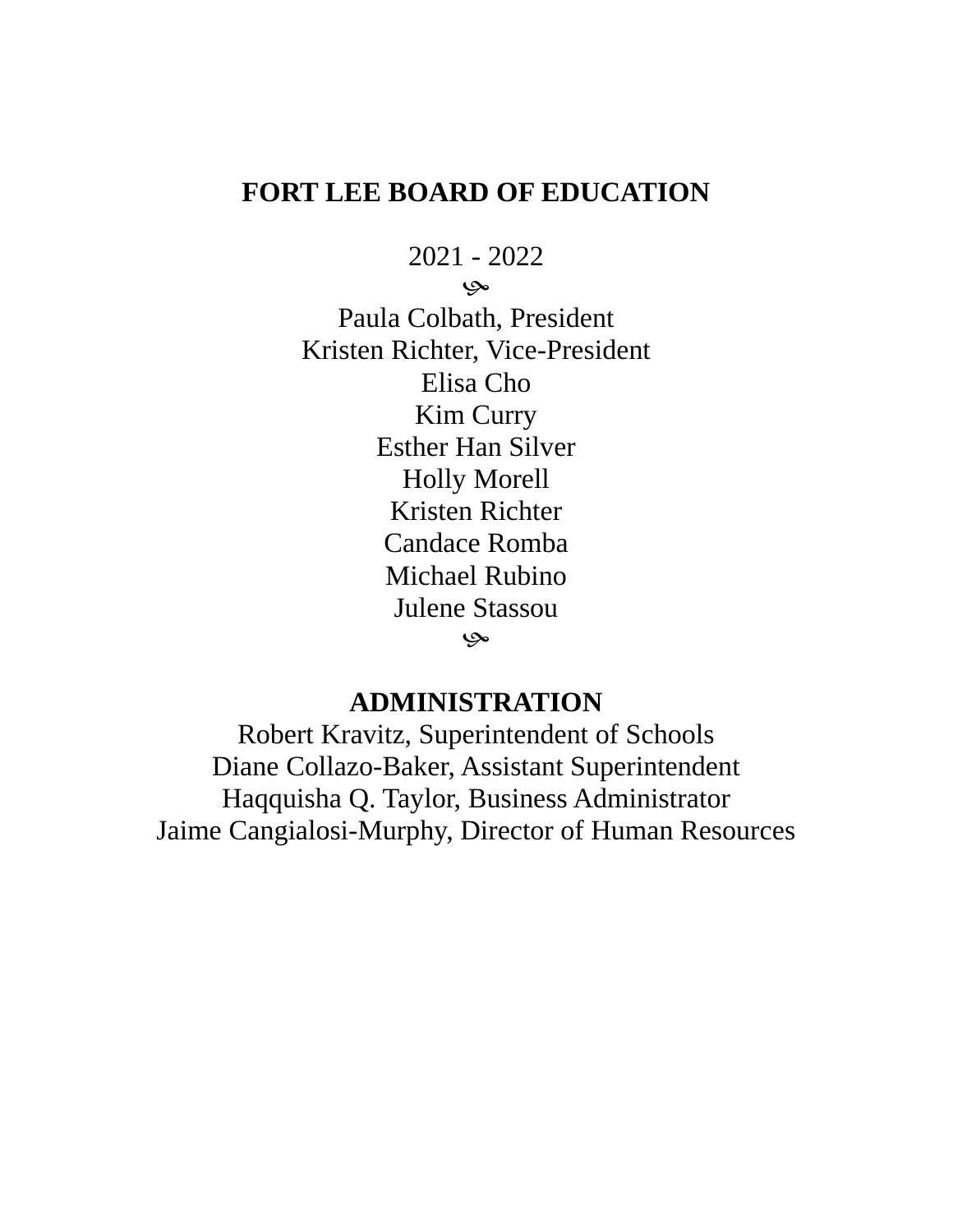# FORT LEE BOARD OF EDUCATION

2021 - 2022

Paula Colbath, President
Kristen Richter, Vice-President
Elisa Cho
Kim Curry
Esther Han Silver
Holly Morell
Kristen Richter
Candace Romba
Michael Rubino
Julene Stassou

## ADMINISTRATION

Robert Kravitz, Superintendent of Schools
Diane Collazo-Baker, Assistant Superintendent
Haqquisha Q. Taylor, Business Administrator
Jaime Cangialosi-Murphy, Director of Human Resources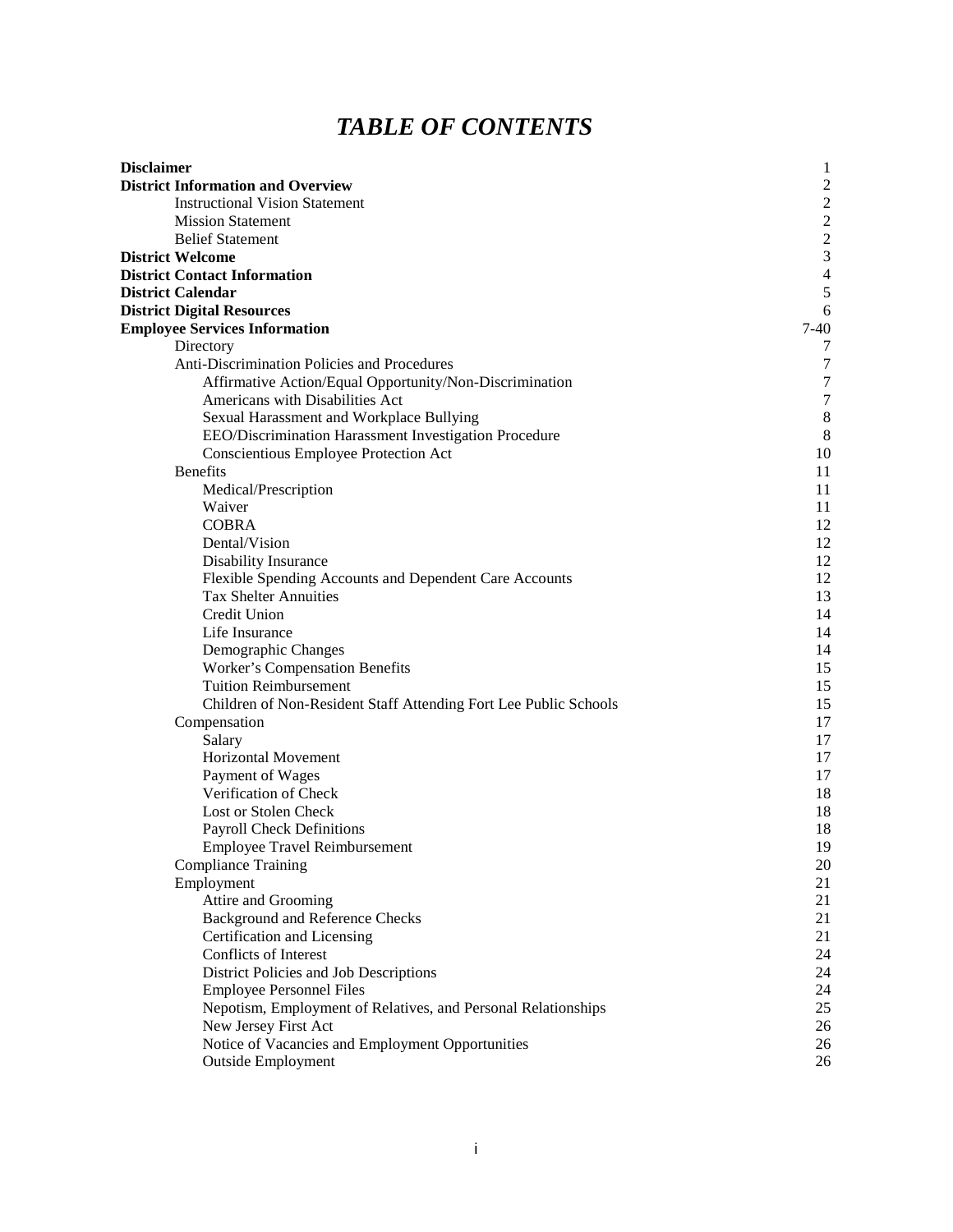# *TABLE OF CONTENTS*

| | |
|---|---|
| **Disclaimer** | 1 |
| **District Information and Overview** | 2 |
| Instructional Vision Statement | 2 |
| Mission Statement | 2 |
| Belief Statement | 2 |
| **District Welcome** | 3 |
| **District Contact Information** | 4 |
| **District Calendar** | 5 |
| **District Digital Resources** | 6 |
| **Employee Services Information** | 7-40 |
| Directory | 7 |
| Anti-Discrimination Policies and Procedures | 7 |
| Affirmative Action/Equal Opportunity/Non-Discrimination | 7 |
| Americans with Disabilities Act | 7 |
| Sexual Harassment and Workplace Bullying | 8 |
| EEO/Discrimination Harassment Investigation Procedure | 8 |
| Conscientious Employee Protection Act | 10 |
| Benefits | 11 |
| Medical/Prescription | 11 |
| Waiver | 11 |
| COBRA | 12 |
| Dental/Vision | 12 |
| Disability Insurance | 12 |
| Flexible Spending Accounts and Dependent Care Accounts | 12 |
| Tax Shelter Annuities | 13 |
| Credit Union | 14 |
| Life Insurance | 14 |
| Demographic Changes | 14 |
| Worker's Compensation Benefits | 15 |
| Tuition Reimbursement | 15 |
| Children of Non-Resident Staff Attending Fort Lee Public Schools | 15 |
| Compensation | 17 |
| Salary | 17 |
| Horizontal Movement | 17 |
| Payment of Wages | 17 |
| Verification of Check | 18 |
| Lost or Stolen Check | 18 |
| Payroll Check Definitions | 18 |
| Employee Travel Reimbursement | 19 |
| Compliance Training | 20 |
| Employment | 21 |
| Attire and Grooming | 21 |
| Background and Reference Checks | 21 |
| Certification and Licensing | 21 |
| Conflicts of Interest | 24 |
| District Policies and Job Descriptions | 24 |
| Employee Personnel Files | 24 |
| Nepotism, Employment of Relatives, and Personal Relationships | 25 |
| New Jersey First Act | 26 |
| Notice of Vacancies and Employment Opportunities | 26 |
| Outside Employment | 26 |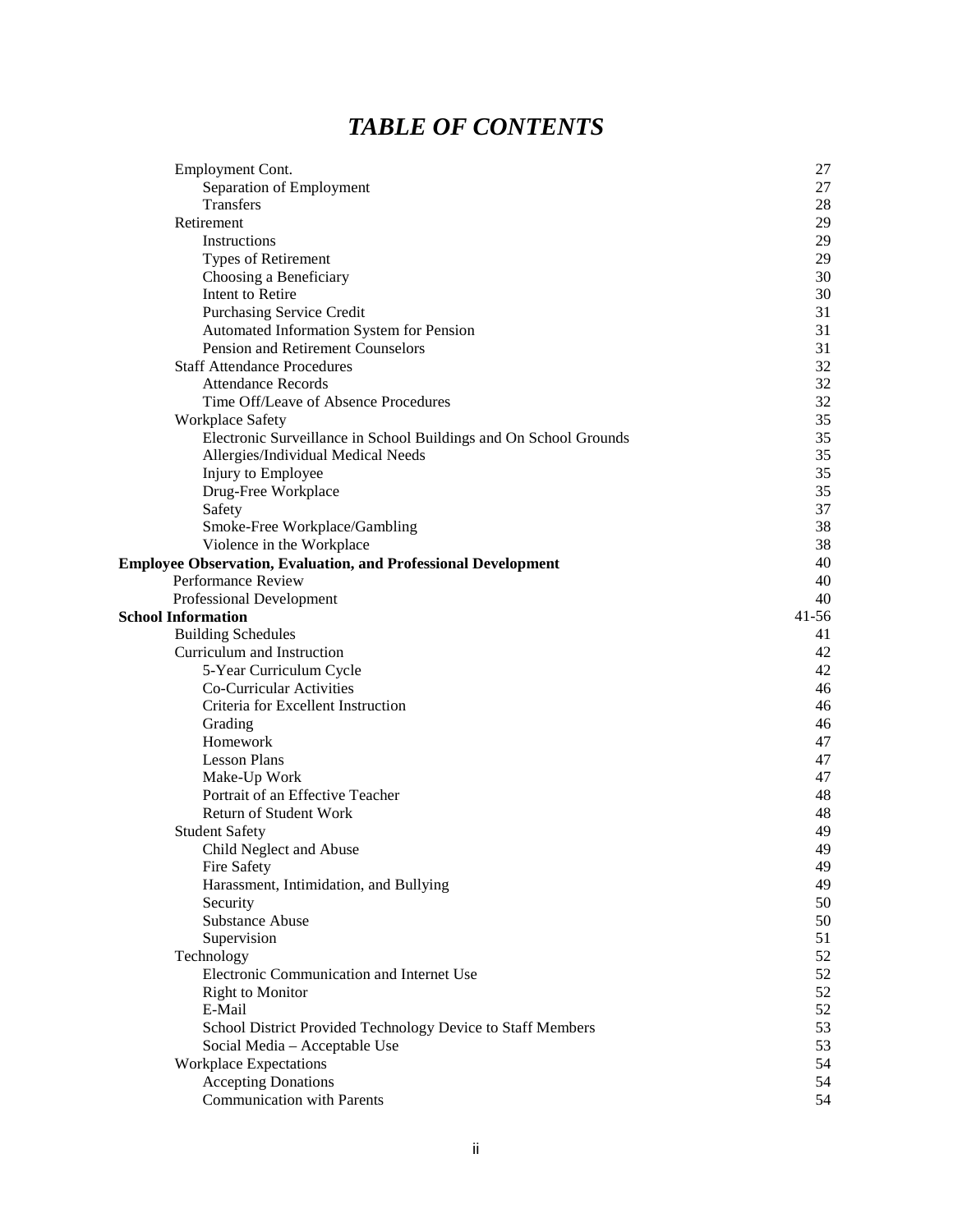# *TABLE OF CONTENTS*

| | |
|---|---|
| Employment Cont. | 27 |
| &nbsp;&nbsp;&nbsp;&nbsp;Separation of Employment | 27 |
| &nbsp;&nbsp;&nbsp;&nbsp;Transfers | 28 |
| Retirement | 29 |
| &nbsp;&nbsp;&nbsp;&nbsp;Instructions | 29 |
| &nbsp;&nbsp;&nbsp;&nbsp;Types of Retirement | 29 |
| &nbsp;&nbsp;&nbsp;&nbsp;Choosing a Beneficiary | 30 |
| &nbsp;&nbsp;&nbsp;&nbsp;Intent to Retire | 30 |
| &nbsp;&nbsp;&nbsp;&nbsp;Purchasing Service Credit | 31 |
| &nbsp;&nbsp;&nbsp;&nbsp;Automated Information System for Pension | 31 |
| &nbsp;&nbsp;&nbsp;&nbsp;Pension and Retirement Counselors | 31 |
| Staff Attendance Procedures | 32 |
| &nbsp;&nbsp;&nbsp;&nbsp;Attendance Records | 32 |
| &nbsp;&nbsp;&nbsp;&nbsp;Time Off/Leave of Absence Procedures | 32 |
| Workplace Safety | 35 |
| &nbsp;&nbsp;&nbsp;&nbsp;Electronic Surveillance in School Buildings and On School Grounds | 35 |
| &nbsp;&nbsp;&nbsp;&nbsp;Allergies/Individual Medical Needs | 35 |
| &nbsp;&nbsp;&nbsp;&nbsp;Injury to Employee | 35 |
| &nbsp;&nbsp;&nbsp;&nbsp;Drug-Free Workplace | 35 |
| &nbsp;&nbsp;&nbsp;&nbsp;Safety | 37 |
| &nbsp;&nbsp;&nbsp;&nbsp;Smoke-Free Workplace/Gambling | 38 |
| &nbsp;&nbsp;&nbsp;&nbsp;Violence in the Workplace | 38 |
| **Employee Observation, Evaluation, and Professional Development** | 40 |
| Performance Review | 40 |
| Professional Development | 40 |
| **School Information** | 41-56 |
| Building Schedules | 41 |
| Curriculum and Instruction | 42 |
| &nbsp;&nbsp;&nbsp;&nbsp;5-Year Curriculum Cycle | 42 |
| &nbsp;&nbsp;&nbsp;&nbsp;Co-Curricular Activities | 46 |
| &nbsp;&nbsp;&nbsp;&nbsp;Criteria for Excellent Instruction | 46 |
| &nbsp;&nbsp;&nbsp;&nbsp;Grading | 46 |
| &nbsp;&nbsp;&nbsp;&nbsp;Homework | 47 |
| &nbsp;&nbsp;&nbsp;&nbsp;Lesson Plans | 47 |
| &nbsp;&nbsp;&nbsp;&nbsp;Make-Up Work | 47 |
| &nbsp;&nbsp;&nbsp;&nbsp;Portrait of an Effective Teacher | 48 |
| &nbsp;&nbsp;&nbsp;&nbsp;Return of Student Work | 48 |
| Student Safety | 49 |
| &nbsp;&nbsp;&nbsp;&nbsp;Child Neglect and Abuse | 49 |
| &nbsp;&nbsp;&nbsp;&nbsp;Fire Safety | 49 |
| &nbsp;&nbsp;&nbsp;&nbsp;Harassment, Intimidation, and Bullying | 49 |
| &nbsp;&nbsp;&nbsp;&nbsp;Security | 50 |
| &nbsp;&nbsp;&nbsp;&nbsp;Substance Abuse | 50 |
| &nbsp;&nbsp;&nbsp;&nbsp;Supervision | 51 |
| Technology | 52 |
| &nbsp;&nbsp;&nbsp;&nbsp;Electronic Communication and Internet Use | 52 |
| &nbsp;&nbsp;&nbsp;&nbsp;Right to Monitor | 52 |
| &nbsp;&nbsp;&nbsp;&nbsp;E-Mail | 52 |
| &nbsp;&nbsp;&nbsp;&nbsp;School District Provided Technology Device to Staff Members | 53 |
| &nbsp;&nbsp;&nbsp;&nbsp;Social Media – Acceptable Use | 53 |
| Workplace Expectations | 54 |
| &nbsp;&nbsp;&nbsp;&nbsp;Accepting Donations | 54 |
| &nbsp;&nbsp;&nbsp;&nbsp;Communication with Parents | 54 |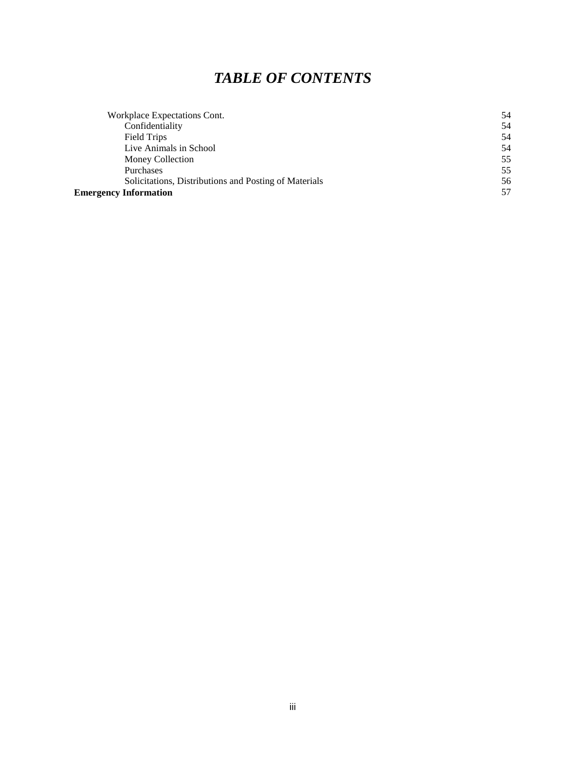# *TABLE OF CONTENTS*

| | |
|---|---|
| Workplace Expectations Cont. | 54 |
| Confidentiality | 54 |
| Field Trips | 54 |
| Live Animals in School | 54 |
| Money Collection | 55 |
| Purchases | 55 |
| Solicitations, Distributions and Posting of Materials | 56 |
| **Emergency Information** | 57 |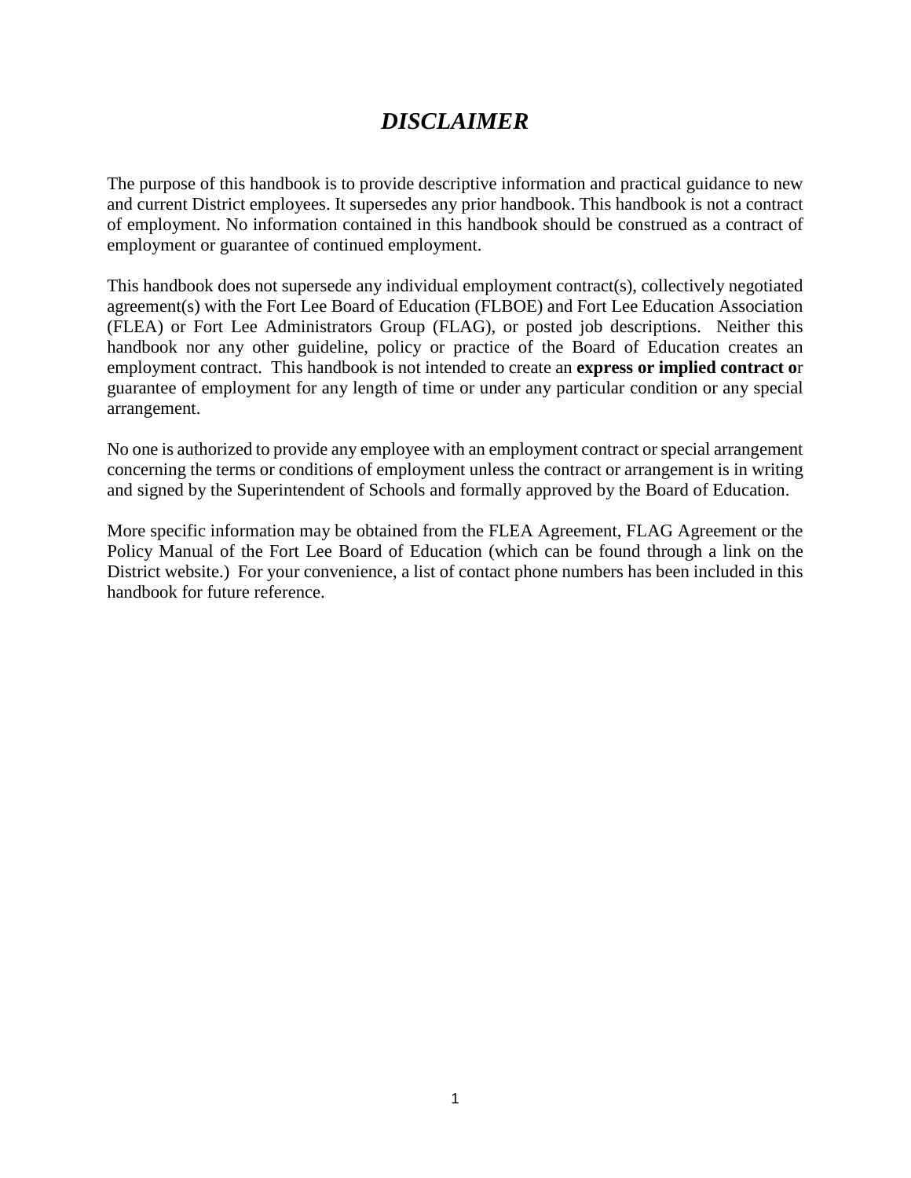# ***DISCLAIMER***

The purpose of this handbook is to provide descriptive information and practical guidance to new and current District employees. It supersedes any prior handbook. This handbook is not a contract of employment. No information contained in this handbook should be construed as a contract of employment or guarantee of continued employment.

This handbook does not supersede any individual employment contract(s), collectively negotiated agreement(s) with the Fort Lee Board of Education (FLBOE) and Fort Lee Education Association (FLEA) or Fort Lee Administrators Group (FLAG), or posted job descriptions. Neither this handbook nor any other guideline, policy or practice of the Board of Education creates an employment contract. This handbook is not intended to create an **express or implied contract o**r guarantee of employment for any length of time or under any particular condition or any special arrangement.

No one is authorized to provide any employee with an employment contract or special arrangement concerning the terms or conditions of employment unless the contract or arrangement is in writing and signed by the Superintendent of Schools and formally approved by the Board of Education.

More specific information may be obtained from the FLEA Agreement, FLAG Agreement or the Policy Manual of the Fort Lee Board of Education (which can be found through a link on the District website.) For your convenience, a list of contact phone numbers has been included in this handbook for future reference.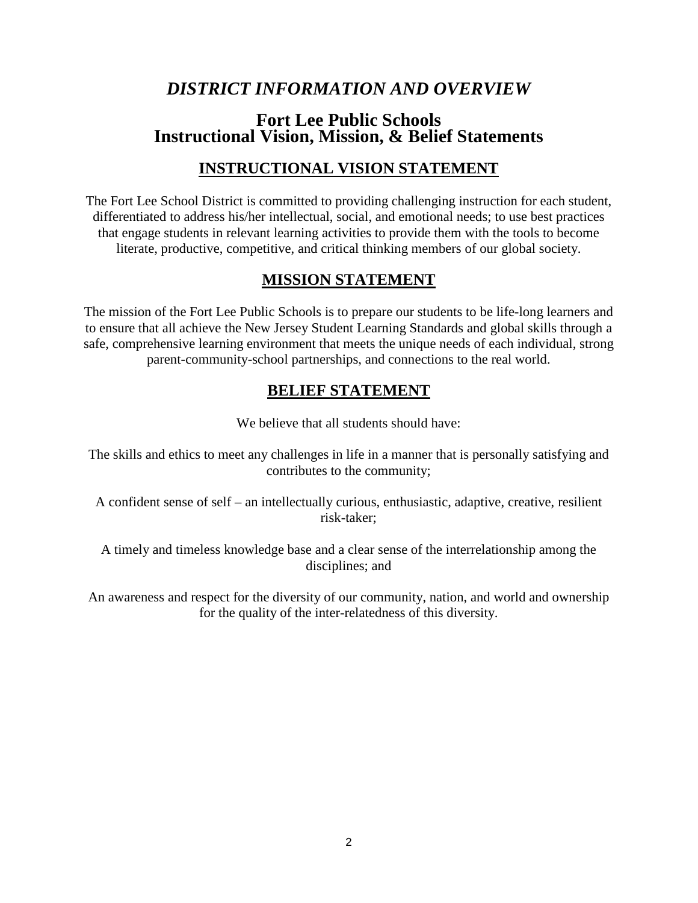# *DISTRICT INFORMATION AND OVERVIEW*

## Fort Lee Public Schools
## Instructional Vision, Mission, & Belief Statements

### INSTRUCTIONAL VISION STATEMENT

The Fort Lee School District is committed to providing challenging instruction for each student, differentiated to address his/her intellectual, social, and emotional needs; to use best practices that engage students in relevant learning activities to provide them with the tools to become literate, productive, competitive, and critical thinking members of our global society.

### MISSION STATEMENT

The mission of the Fort Lee Public Schools is to prepare our students to be life-long learners and to ensure that all achieve the New Jersey Student Learning Standards and global skills through a safe, comprehensive learning environment that meets the unique needs of each individual, strong parent-community-school partnerships, and connections to the real world.

### BELIEF STATEMENT

We believe that all students should have:

The skills and ethics to meet any challenges in life in a manner that is personally satisfying and contributes to the community;

A confident sense of self – an intellectually curious, enthusiastic, adaptive, creative, resilient risk-taker;

A timely and timeless knowledge base and a clear sense of the interrelationship among the disciplines; and

An awareness and respect for the diversity of our community, nation, and world and ownership for the quality of the inter-relatedness of this diversity.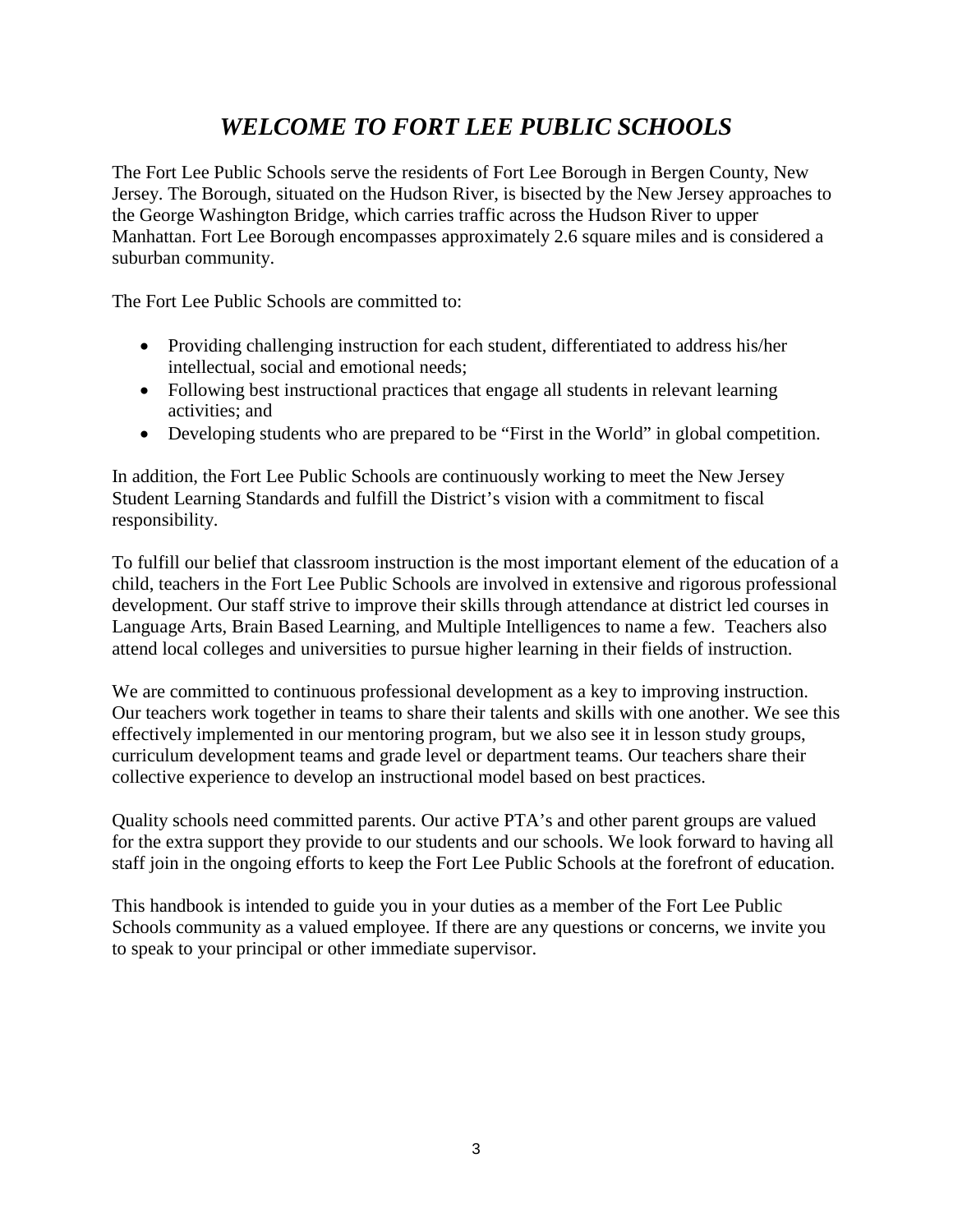# *WELCOME TO FORT LEE PUBLIC SCHOOLS*

The Fort Lee Public Schools serve the residents of Fort Lee Borough in Bergen County, New Jersey. The Borough, situated on the Hudson River, is bisected by the New Jersey approaches to the George Washington Bridge, which carries traffic across the Hudson River to upper Manhattan. Fort Lee Borough encompasses approximately 2.6 square miles and is considered a suburban community.

The Fort Lee Public Schools are committed to:

- Providing challenging instruction for each student, differentiated to address his/her intellectual, social and emotional needs;
- Following best instructional practices that engage all students in relevant learning activities; and
- Developing students who are prepared to be "First in the World" in global competition.

In addition, the Fort Lee Public Schools are continuously working to meet the New Jersey Student Learning Standards and fulfill the District's vision with a commitment to fiscal responsibility.

To fulfill our belief that classroom instruction is the most important element of the education of a child, teachers in the Fort Lee Public Schools are involved in extensive and rigorous professional development. Our staff strive to improve their skills through attendance at district led courses in Language Arts, Brain Based Learning, and Multiple Intelligences to name a few. Teachers also attend local colleges and universities to pursue higher learning in their fields of instruction.

We are committed to continuous professional development as a key to improving instruction. Our teachers work together in teams to share their talents and skills with one another. We see this effectively implemented in our mentoring program, but we also see it in lesson study groups, curriculum development teams and grade level or department teams. Our teachers share their collective experience to develop an instructional model based on best practices.

Quality schools need committed parents. Our active PTA's and other parent groups are valued for the extra support they provide to our students and our schools. We look forward to having all staff join in the ongoing efforts to keep the Fort Lee Public Schools at the forefront of education.

This handbook is intended to guide you in your duties as a member of the Fort Lee Public Schools community as a valued employee. If there are any questions or concerns, we invite you to speak to your principal or other immediate supervisor.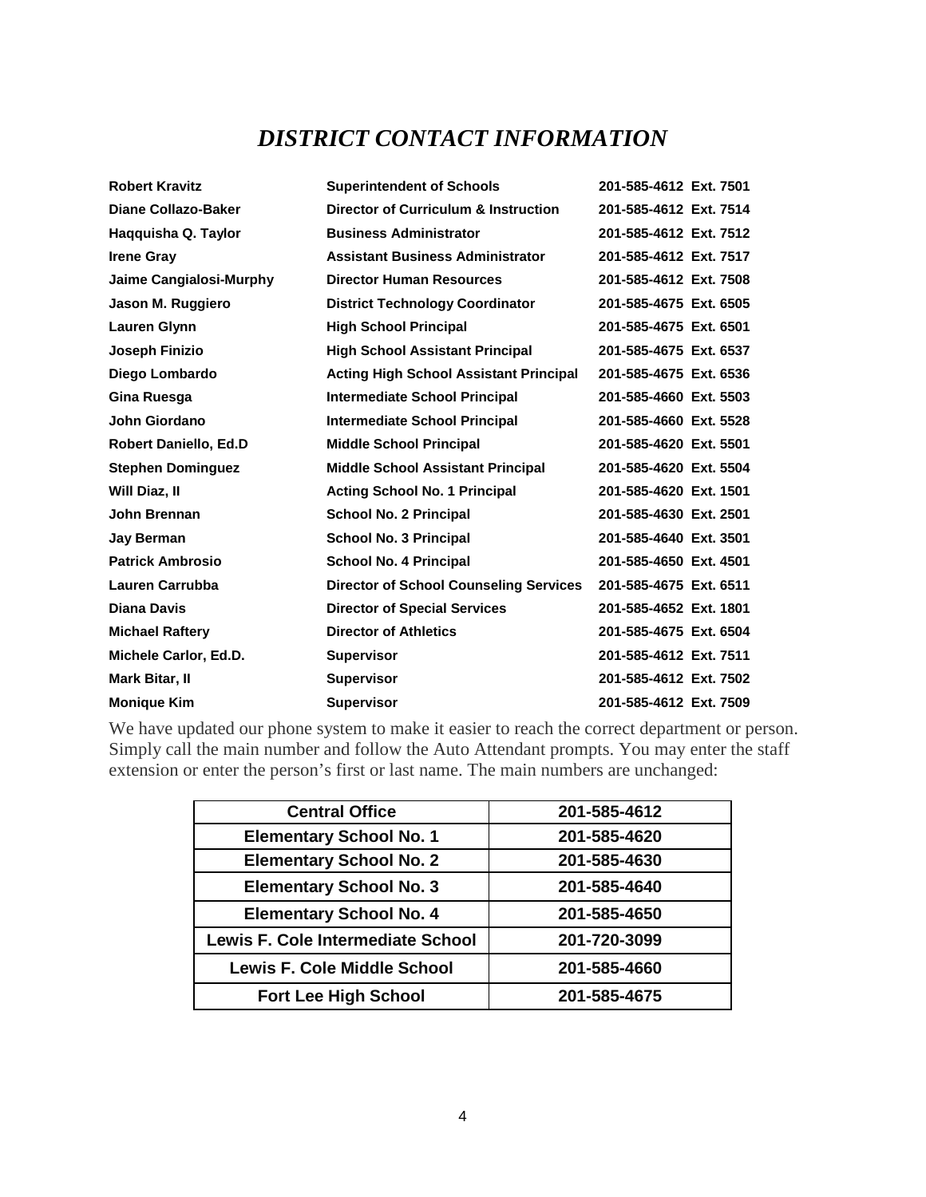# *DISTRICT CONTACT INFORMATION*

| | | |
|---|---|---|
| **Robert Kravitz** | **Superintendent of Schools** | **201-585-4612 Ext. 7501** |
| **Diane Collazo-Baker** | **Director of Curriculum & Instruction** | **201-585-4612 Ext. 7514** |
| **Haqquisha Q. Taylor** | **Business Administrator** | **201-585-4612 Ext. 7512** |
| **Irene Gray** | **Assistant Business Administrator** | **201-585-4612 Ext. 7517** |
| **Jaime Cangialosi-Murphy** | **Director Human Resources** | **201-585-4612 Ext. 7508** |
| **Jason M. Ruggiero** | **District Technology Coordinator** | **201-585-4675 Ext. 6505** |
| **Lauren Glynn** | **High School Principal** | **201-585-4675 Ext. 6501** |
| **Joseph Finizio** | **High School Assistant Principal** | **201-585-4675 Ext. 6537** |
| **Diego Lombardo** | **Acting High School Assistant Principal** | **201-585-4675 Ext. 6536** |
| **Gina Ruesga** | **Intermediate School Principal** | **201-585-4660 Ext. 5503** |
| **John Giordano** | **Intermediate School Principal** | **201-585-4660 Ext. 5528** |
| **Robert Daniello, Ed.D** | **Middle School Principal** | **201-585-4620 Ext. 5501** |
| **Stephen Dominguez** | **Middle School Assistant Principal** | **201-585-4620 Ext. 5504** |
| **Will Diaz, II** | **Acting School No. 1 Principal** | **201-585-4620 Ext. 1501** |
| **John Brennan** | **School No. 2 Principal** | **201-585-4630 Ext. 2501** |
| **Jay Berman** | **School No. 3 Principal** | **201-585-4640 Ext. 3501** |
| **Patrick Ambrosio** | **School No. 4 Principal** | **201-585-4650 Ext. 4501** |
| **Lauren Carrubba** | **Director of School Counseling Services** | **201-585-4675 Ext. 6511** |
| **Diana Davis** | **Director of Special Services** | **201-585-4652 Ext. 1801** |
| **Michael Raftery** | **Director of Athletics** | **201-585-4675 Ext. 6504** |
| **Michele Carlor, Ed.D.** | **Supervisor** | **201-585-4612 Ext. 7511** |
| **Mark Bitar, II** | **Supervisor** | **201-585-4612 Ext. 7502** |
| **Monique Kim** | **Supervisor** | **201-585-4612 Ext. 7509** |

We have updated our phone system to make it easier to reach the correct department or person. Simply call the main number and follow the Auto Attendant prompts. You may enter the staff extension or enter the person's first or last name. The main numbers are unchanged:

| **Central Office** | **201-585-4612** |
|---|---|
| **Elementary School No. 1** | **201-585-4620** |
| **Elementary School No. 2** | **201-585-4630** |
| **Elementary School No. 3** | **201-585-4640** |
| **Elementary School No. 4** | **201-585-4650** |
| **Lewis F. Cole Intermediate School** | **201-720-3099** |
| **Lewis F. Cole Middle School** | **201-585-4660** |
| **Fort Lee High School** | **201-585-4675** |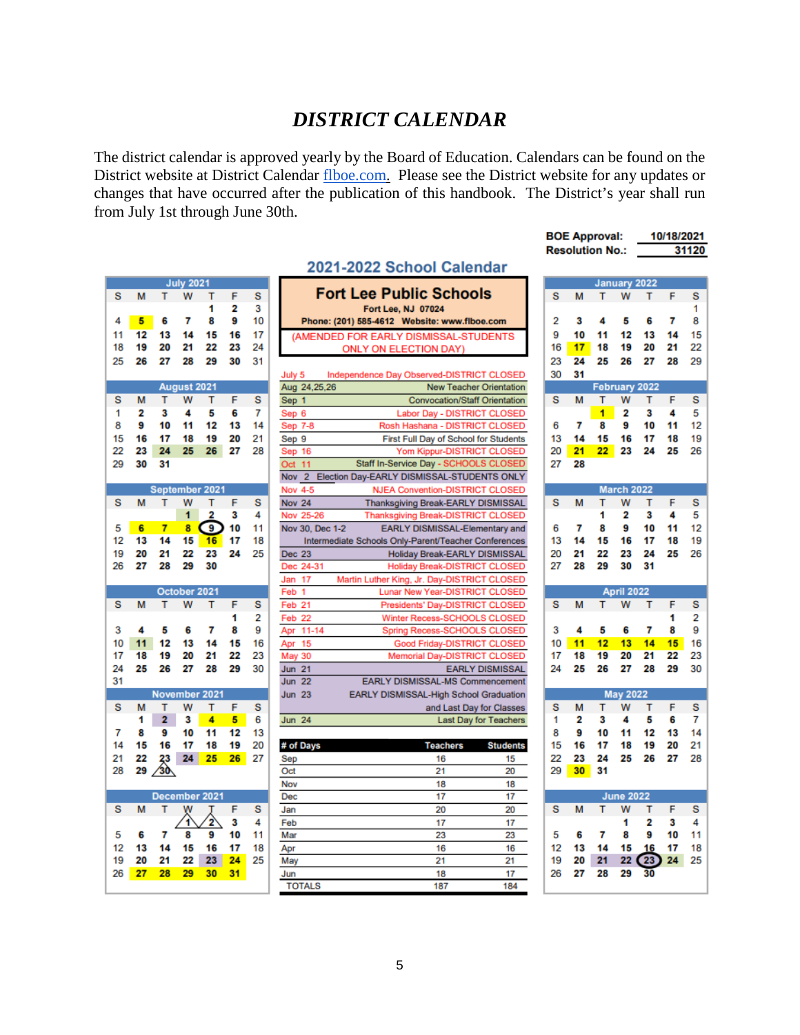# *DISTRICT CALENDAR*

The district calendar is approved yearly by the Board of Education. Calendars can be found on the District website at District Calendar flboe.com. Please see the District website for any updates or changes that have occurred after the publication of this handbook. The District's year shall run from July 1st through June 30th.

**BOE Approval:** 10/18/2021
**Resolution No.:** 31120

## 2021-2022 School Calendar

**Fort Lee Public Schools**
Fort Lee, NJ 07024
Phone: (201) 585-4612 Website: www.flboe.com
(AMENDED FOR EARLY DISMISSAL-STUDENTS ONLY ON ELECTION DAY)

**July 2021**

| S | M | T | W | T | F | S |
|---|---|---|---|---|---|---|
| | | | | 1 | 2 | 3 |
| 4 | 5 | 6 | 7 | 8 | 9 | 10 |
| 11 | 12 | 13 | 14 | 15 | 16 | 17 |
| 18 | 19 | 20 | 21 | 22 | 23 | 24 |
| 25 | 26 | 27 | 28 | 29 | 30 | 31 |

**August 2021**

| S | M | T | W | T | F | S |
|---|---|---|---|---|---|---|
| 1 | 2 | 3 | 4 | 5 | 6 | 7 |
| 8 | 9 | 10 | 11 | 12 | 13 | 14 |
| 15 | 16 | 17 | 18 | 19 | 20 | 21 |
| 22 | 23 | 24 | 25 | 26 | 27 | 28 |
| 29 | 30 | 31 | | | | |

**September 2021**

| S | M | T | W | T | F | S |
|---|---|---|---|---|---|---|
| | | | 1 | 2 | 3 | 4 |
| 5 | 6 | 7 | 8 | 9 | 10 | 11 |
| 12 | 13 | 14 | 15 | 16 | 17 | 18 |
| 19 | 20 | 21 | 22 | 23 | 24 | 25 |
| 26 | 27 | 28 | 29 | 30 | | |

**October 2021**

| S | M | T | W | T | F | S |
|---|---|---|---|---|---|---|
| | | | | | 1 | 2 |
| 3 | 4 | 5 | 6 | 7 | 8 | 9 |
| 10 | 11 | 12 | 13 | 14 | 15 | 16 |
| 17 | 18 | 19 | 20 | 21 | 22 | 23 |
| 24 | 25 | 26 | 27 | 28 | 29 | 30 |
| 31 | | | | | | |

**November 2021**

| S | M | T | W | T | F | S |
|---|---|---|---|---|---|---|
| | 1 | 2 | 3 | 4 | 5 | 6 |
| 7 | 8 | 9 | 10 | 11 | 12 | 13 |
| 14 | 15 | 16 | 17 | 18 | 19 | 20 |
| 21 | 22 | 23 | 24 | 25 | 26 | 27 |
| 28 | 29 | 30 | | | | |

**December 2021**

| S | M | T | W | T | F | S |
|---|---|---|---|---|---|---|
| | | | 1 | 2 | 3 | 4 |
| 5 | 6 | 7 | 8 | 9 | 10 | 11 |
| 12 | 13 | 14 | 15 | 16 | 17 | 18 |
| 19 | 20 | 21 | 22 | 23 | 24 | 25 |
| 26 | 27 | 28 | 29 | 30 | 31 | |

| Date | Event |
|---|---|
| July 5 | Independence Day Observed-DISTRICT CLOSED |
| Aug 24,25,26 | New Teacher Orientation |
| Sep 1 | Convocation/Staff Orientation |
| Sep 6 | Labor Day - DISTRICT CLOSED |
| Sep 7-8 | Rosh Hashana - DISTRICT CLOSED |
| Sep 9 | First Full Day of School for Students |
| Sep 16 | Yom Kippur-DISTRICT CLOSED |
| Oct 11 | Staff In-Service Day - SCHOOLS CLOSED |
| Nov 2 | Election Day-EARLY DISMISSAL-STUDENTS ONLY |
| Nov 4-5 | NJEA Convention-DISTRICT CLOSED |
| Nov 24 | Thanksgiving Break-EARLY DISMISSAL |
| Nov 25-26 | Thanksgiving Break-DISTRICT CLOSED |
| Nov 30, Dec 1-2 | EARLY DISMISSAL-Elementary and Intermediate Schools Only-Parent/Teacher Conferences |
| Dec 23 | Holiday Break-EARLY DISMISSAL |
| Dec 24-31 | Holiday Break-DISTRICT CLOSED |
| Jan 17 | Martin Luther King, Jr. Day-DISTRICT CLOSED |
| Feb 1 | Lunar New Year-DISTRICT CLOSED |
| Feb 21 | Presidents' Day-DISTRICT CLOSED |
| Feb 22 | Winter Recess-SCHOOLS CLOSED |
| Apr 11-14 | Spring Recess-SCHOOLS CLOSED |
| Apr 15 | Good Friday-DISTRICT CLOSED |
| May 30 | Memorial Day-DISTRICT CLOSED |
| Jun 21 | EARLY DISMISSAL |
| Jun 22 | EARLY DISMISSAL-MS Commencement |
| Jun 23 | EARLY DISMISSAL-High School Graduation and Last Day for Classes |
| Jun 24 | Last Day for Teachers |

| # of Days | Teachers | Students |
|---|---|---|
| Sep | 16 | 15 |
| Oct | 21 | 20 |
| Nov | 18 | 18 |
| Dec | 17 | 17 |
| Jan | 20 | 20 |
| Feb | 17 | 17 |
| Mar | 23 | 23 |
| Apr | 16 | 16 |
| May | 21 | 21 |
| Jun | 18 | 17 |
| TOTALS | 187 | 184 |

**January 2022**

| S | M | T | W | T | F | S |
|---|---|---|---|---|---|---|
| | | | | | | 1 |
| 2 | 3 | 4 | 5 | 6 | 7 | 8 |
| 9 | 10 | 11 | 12 | 13 | 14 | 15 |
| 16 | 17 | 18 | 19 | 20 | 21 | 22 |
| 23 | 24 | 25 | 26 | 27 | 28 | 29 |
| 30 | 31 | | | | | |

**February 2022**

| S | M | T | W | T | F | S |
|---|---|---|---|---|---|---|
| | | 1 | 2 | 3 | 4 | 5 |
| 6 | 7 | 8 | 9 | 10 | 11 | 12 |
| 13 | 14 | 15 | 16 | 17 | 18 | 19 |
| 20 | 21 | 22 | 23 | 24 | 25 | 26 |
| 27 | 28 | | | | | |

**March 2022**

| S | M | T | W | T | F | S |
|---|---|---|---|---|---|---|
| | | 1 | 2 | 3 | 4 | 5 |
| 6 | 7 | 8 | 9 | 10 | 11 | 12 |
| 13 | 14 | 15 | 16 | 17 | 18 | 19 |
| 20 | 21 | 22 | 23 | 24 | 25 | 26 |
| 27 | 28 | 29 | 30 | 31 | | |

**April 2022**

| S | M | T | W | T | F | S |
|---|---|---|---|---|---|---|
| | | | | | 1 | 2 |
| 3 | 4 | 5 | 6 | 7 | 8 | 9 |
| 10 | 11 | 12 | 13 | 14 | 15 | 16 |
| 17 | 18 | 19 | 20 | 21 | 22 | 23 |
| 24 | 25 | 26 | 27 | 28 | 29 | 30 |

**May 2022**

| S | M | T | W | T | F | S |
|---|---|---|---|---|---|---|
| 1 | 2 | 3 | 4 | 5 | 6 | 7 |
| 8 | 9 | 10 | 11 | 12 | 13 | 14 |
| 15 | 16 | 17 | 18 | 19 | 20 | 21 |
| 22 | 23 | 24 | 25 | 26 | 27 | 28 |
| 29 | 30 | 31 | | | | |

**June 2022**

| S | M | T | W | T | F | S |
|---|---|---|---|---|---|---|
| | | | 1 | 2 | 3 | 4 |
| 5 | 6 | 7 | 8 | 9 | 10 | 11 |
| 12 | 13 | 14 | 15 | 16 | 17 | 18 |
| 19 | 20 | 21 | 22 | 23 | 24 | 25 |
| 26 | 27 | 28 | 29 | 30 | | |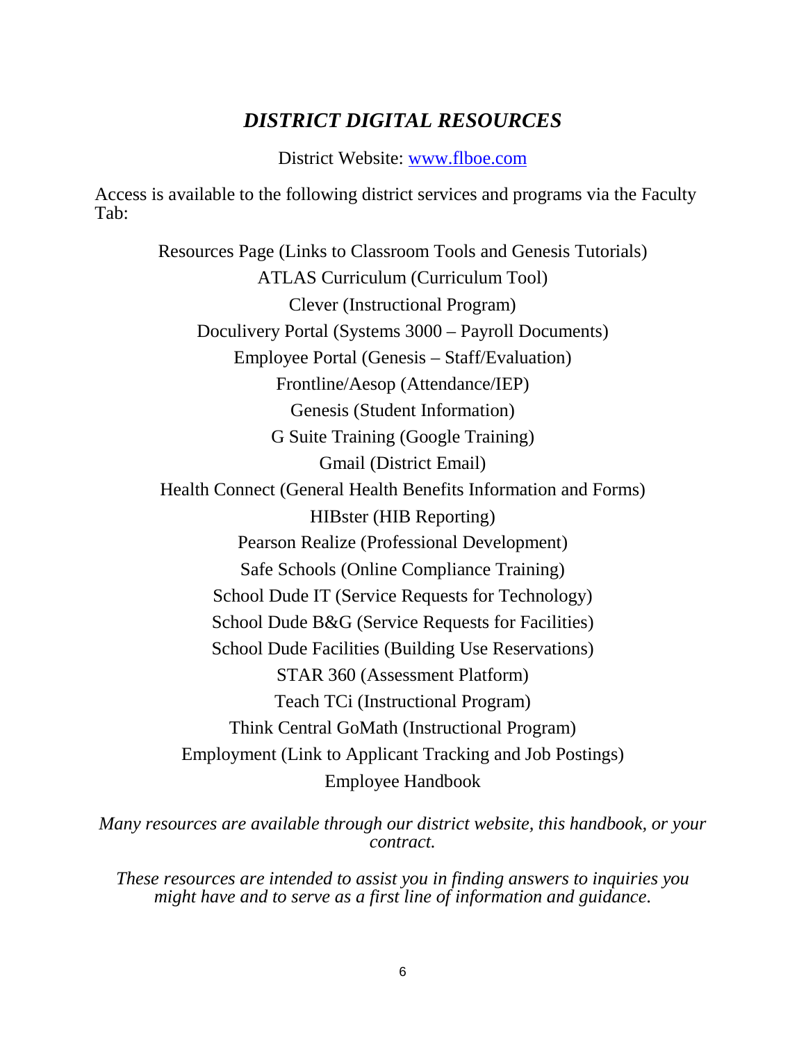## *DISTRICT DIGITAL RESOURCES*

District Website: [www.flboe.com](http://www.flboe.com)

Access is available to the following district services and programs via the Faculty Tab:

Resources Page (Links to Classroom Tools and Genesis Tutorials)
ATLAS Curriculum (Curriculum Tool)
Clever (Instructional Program)
Doculivery Portal (Systems 3000 – Payroll Documents)
Employee Portal (Genesis – Staff/Evaluation)
Frontline/Aesop (Attendance/IEP)
Genesis (Student Information)
G Suite Training (Google Training)
Gmail (District Email)
Health Connect (General Health Benefits Information and Forms)
HIBster (HIB Reporting)
Pearson Realize (Professional Development)
Safe Schools (Online Compliance Training)
School Dude IT (Service Requests for Technology)
School Dude B&G (Service Requests for Facilities)
School Dude Facilities (Building Use Reservations)
STAR 360 (Assessment Platform)
Teach TCi (Instructional Program)
Think Central GoMath (Instructional Program)
Employment (Link to Applicant Tracking and Job Postings)
Employee Handbook

*Many resources are available through our district website, this handbook, or your contract.*

*These resources are intended to assist you in finding answers to inquiries you might have and to serve as a first line of information and guidance.*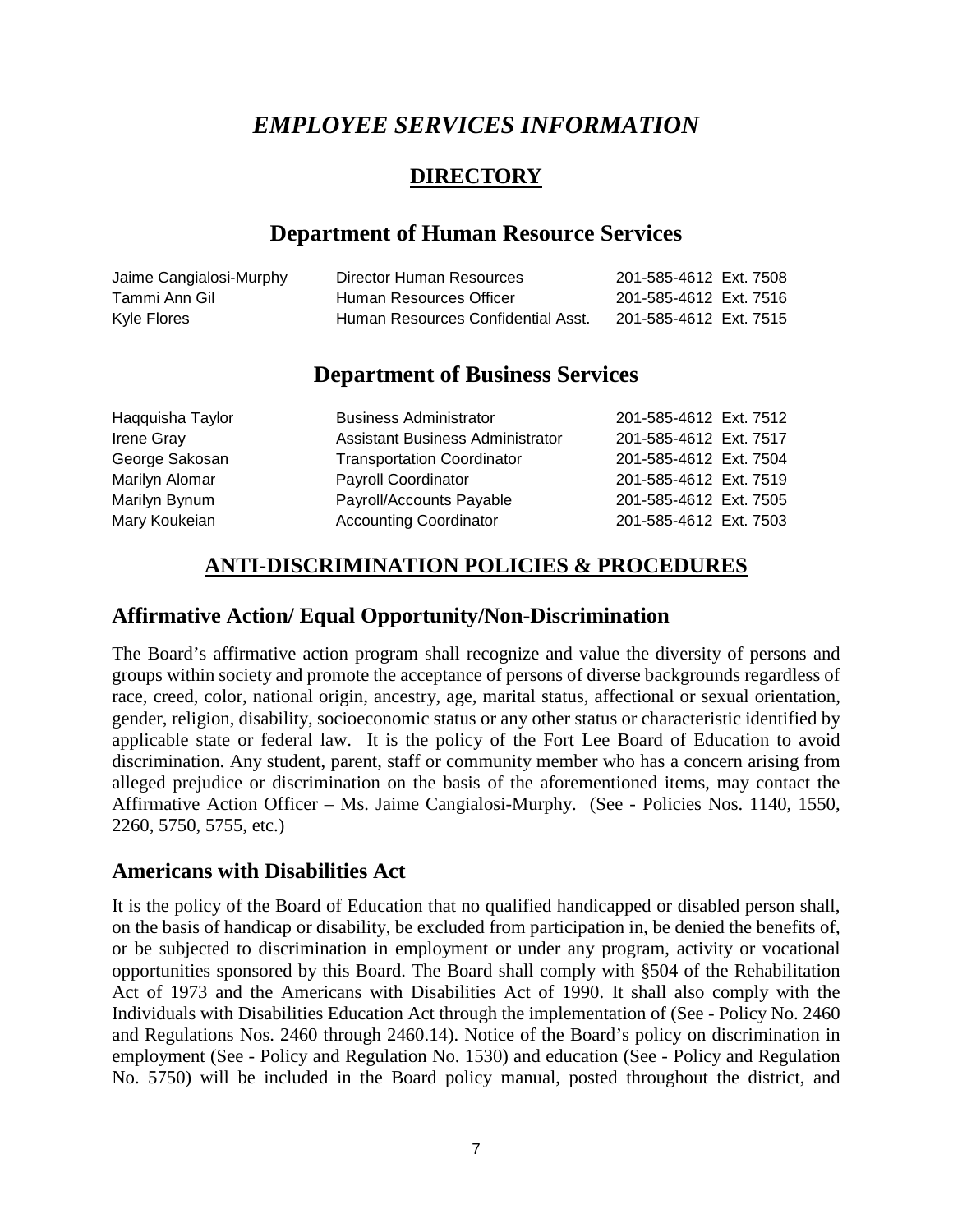# *EMPLOYEE SERVICES INFORMATION*

## DIRECTORY

### Department of Human Resource Services

| | | |
|---|---|---|
| Jaime Cangialosi-Murphy | Director Human Resources | 201-585-4612 Ext. 7508 |
| Tammi Ann Gil | Human Resources Officer | 201-585-4612 Ext. 7516 |
| Kyle Flores | Human Resources Confidential Asst. | 201-585-4612 Ext. 7515 |

### Department of Business Services

| | | |
|---|---|---|
| Haqquisha Taylor | Business Administrator | 201-585-4612 Ext. 7512 |
| Irene Gray | Assistant Business Administrator | 201-585-4612 Ext. 7517 |
| George Sakosan | Transportation Coordinator | 201-585-4612 Ext. 7504 |
| Marilyn Alomar | Payroll Coordinator | 201-585-4612 Ext. 7519 |
| Marilyn Bynum | Payroll/Accounts Payable | 201-585-4612 Ext. 7505 |
| Mary Koukeian | Accounting Coordinator | 201-585-4612 Ext. 7503 |

## ANTI-DISCRIMINATION POLICIES & PROCEDURES

### Affirmative Action/ Equal Opportunity/Non-Discrimination

The Board's affirmative action program shall recognize and value the diversity of persons and groups within society and promote the acceptance of persons of diverse backgrounds regardless of race, creed, color, national origin, ancestry, age, marital status, affectional or sexual orientation, gender, religion, disability, socioeconomic status or any other status or characteristic identified by applicable state or federal law. It is the policy of the Fort Lee Board of Education to avoid discrimination. Any student, parent, staff or community member who has a concern arising from alleged prejudice or discrimination on the basis of the aforementioned items, may contact the Affirmative Action Officer – Ms. Jaime Cangialosi-Murphy. (See - Policies Nos. 1140, 1550, 2260, 5750, 5755, etc.)

### Americans with Disabilities Act

It is the policy of the Board of Education that no qualified handicapped or disabled person shall, on the basis of handicap or disability, be excluded from participation in, be denied the benefits of, or be subjected to discrimination in employment or under any program, activity or vocational opportunities sponsored by this Board. The Board shall comply with §504 of the Rehabilitation Act of 1973 and the Americans with Disabilities Act of 1990. It shall also comply with the Individuals with Disabilities Education Act through the implementation of (See - Policy No. 2460 and Regulations Nos. 2460 through 2460.14). Notice of the Board's policy on discrimination in employment (See - Policy and Regulation No. 1530) and education (See - Policy and Regulation No. 5750) will be included in the Board policy manual, posted throughout the district, and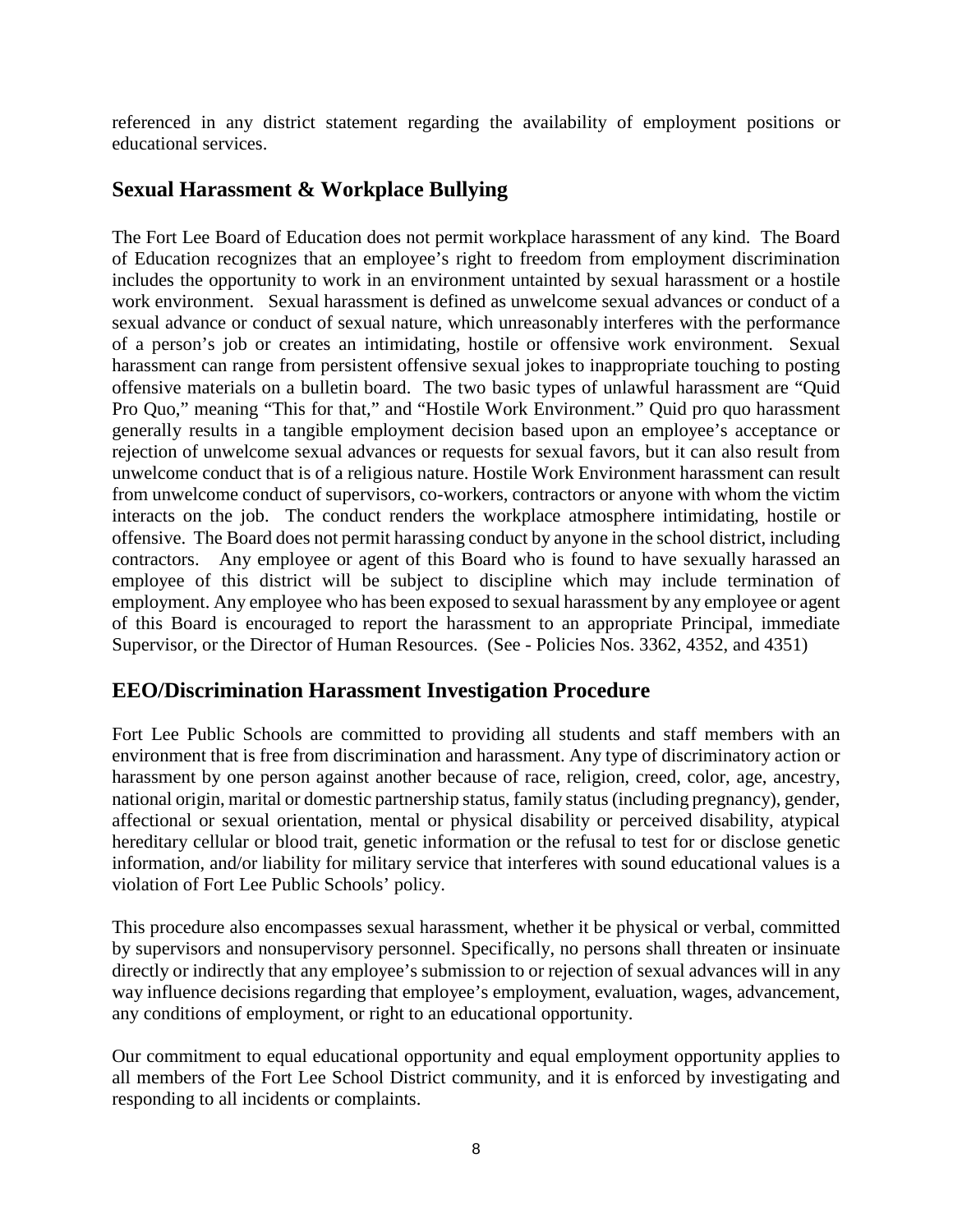referenced in any district statement regarding the availability of employment positions or educational services.

## Sexual Harassment & Workplace Bullying

The Fort Lee Board of Education does not permit workplace harassment of any kind. The Board of Education recognizes that an employee's right to freedom from employment discrimination includes the opportunity to work in an environment untainted by sexual harassment or a hostile work environment. Sexual harassment is defined as unwelcome sexual advances or conduct of a sexual advance or conduct of sexual nature, which unreasonably interferes with the performance of a person's job or creates an intimidating, hostile or offensive work environment. Sexual harassment can range from persistent offensive sexual jokes to inappropriate touching to posting offensive materials on a bulletin board. The two basic types of unlawful harassment are "Quid Pro Quo," meaning "This for that," and "Hostile Work Environment." Quid pro quo harassment generally results in a tangible employment decision based upon an employee's acceptance or rejection of unwelcome sexual advances or requests for sexual favors, but it can also result from unwelcome conduct that is of a religious nature. Hostile Work Environment harassment can result from unwelcome conduct of supervisors, co-workers, contractors or anyone with whom the victim interacts on the job. The conduct renders the workplace atmosphere intimidating, hostile or offensive. The Board does not permit harassing conduct by anyone in the school district, including contractors. Any employee or agent of this Board who is found to have sexually harassed an employee of this district will be subject to discipline which may include termination of employment. Any employee who has been exposed to sexual harassment by any employee or agent of this Board is encouraged to report the harassment to an appropriate Principal, immediate Supervisor, or the Director of Human Resources. (See - Policies Nos. 3362, 4352, and 4351)

## EEO/Discrimination Harassment Investigation Procedure

Fort Lee Public Schools are committed to providing all students and staff members with an environment that is free from discrimination and harassment. Any type of discriminatory action or harassment by one person against another because of race, religion, creed, color, age, ancestry, national origin, marital or domestic partnership status, family status (including pregnancy), gender, affectional or sexual orientation, mental or physical disability or perceived disability, atypical hereditary cellular or blood trait, genetic information or the refusal to test for or disclose genetic information, and/or liability for military service that interferes with sound educational values is a violation of Fort Lee Public Schools' policy.

This procedure also encompasses sexual harassment, whether it be physical or verbal, committed by supervisors and nonsupervisory personnel. Specifically, no persons shall threaten or insinuate directly or indirectly that any employee's submission to or rejection of sexual advances will in any way influence decisions regarding that employee's employment, evaluation, wages, advancement, any conditions of employment, or right to an educational opportunity.

Our commitment to equal educational opportunity and equal employment opportunity applies to all members of the Fort Lee School District community, and it is enforced by investigating and responding to all incidents or complaints.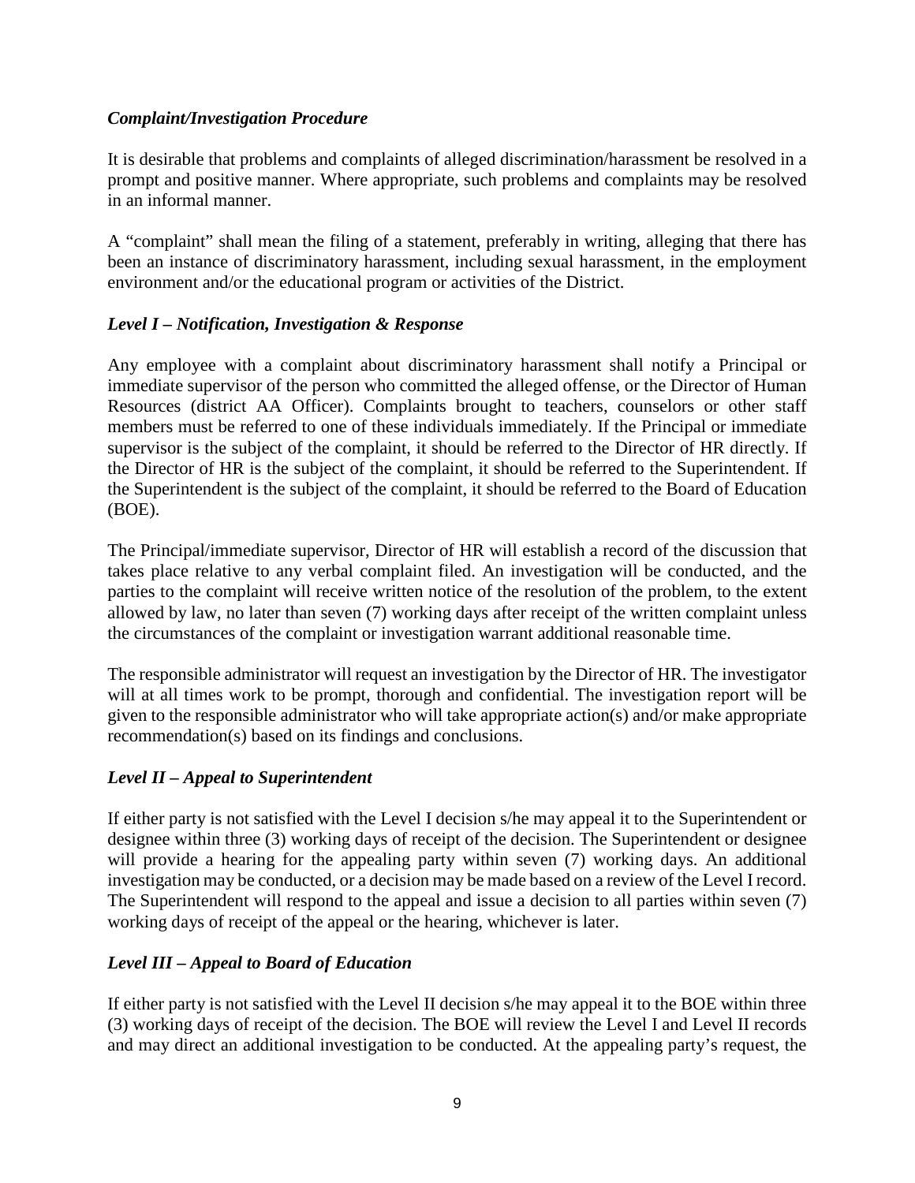### *Complaint/Investigation Procedure*

It is desirable that problems and complaints of alleged discrimination/harassment be resolved in a prompt and positive manner. Where appropriate, such problems and complaints may be resolved in an informal manner.

A "complaint" shall mean the filing of a statement, preferably in writing, alleging that there has been an instance of discriminatory harassment, including sexual harassment, in the employment environment and/or the educational program or activities of the District.

### *Level I – Notification, Investigation & Response*

Any employee with a complaint about discriminatory harassment shall notify a Principal or immediate supervisor of the person who committed the alleged offense, or the Director of Human Resources (district AA Officer). Complaints brought to teachers, counselors or other staff members must be referred to one of these individuals immediately. If the Principal or immediate supervisor is the subject of the complaint, it should be referred to the Director of HR directly. If the Director of HR is the subject of the complaint, it should be referred to the Superintendent. If the Superintendent is the subject of the complaint, it should be referred to the Board of Education (BOE).

The Principal/immediate supervisor, Director of HR will establish a record of the discussion that takes place relative to any verbal complaint filed. An investigation will be conducted, and the parties to the complaint will receive written notice of the resolution of the problem, to the extent allowed by law, no later than seven (7) working days after receipt of the written complaint unless the circumstances of the complaint or investigation warrant additional reasonable time.

The responsible administrator will request an investigation by the Director of HR. The investigator will at all times work to be prompt, thorough and confidential. The investigation report will be given to the responsible administrator who will take appropriate action(s) and/or make appropriate recommendation(s) based on its findings and conclusions.

### *Level II – Appeal to Superintendent*

If either party is not satisfied with the Level I decision s/he may appeal it to the Superintendent or designee within three (3) working days of receipt of the decision. The Superintendent or designee will provide a hearing for the appealing party within seven (7) working days. An additional investigation may be conducted, or a decision may be made based on a review of the Level I record. The Superintendent will respond to the appeal and issue a decision to all parties within seven (7) working days of receipt of the appeal or the hearing, whichever is later.

### *Level III – Appeal to Board of Education*

If either party is not satisfied with the Level II decision s/he may appeal it to the BOE within three (3) working days of receipt of the decision. The BOE will review the Level I and Level II records and may direct an additional investigation to be conducted. At the appealing party's request, the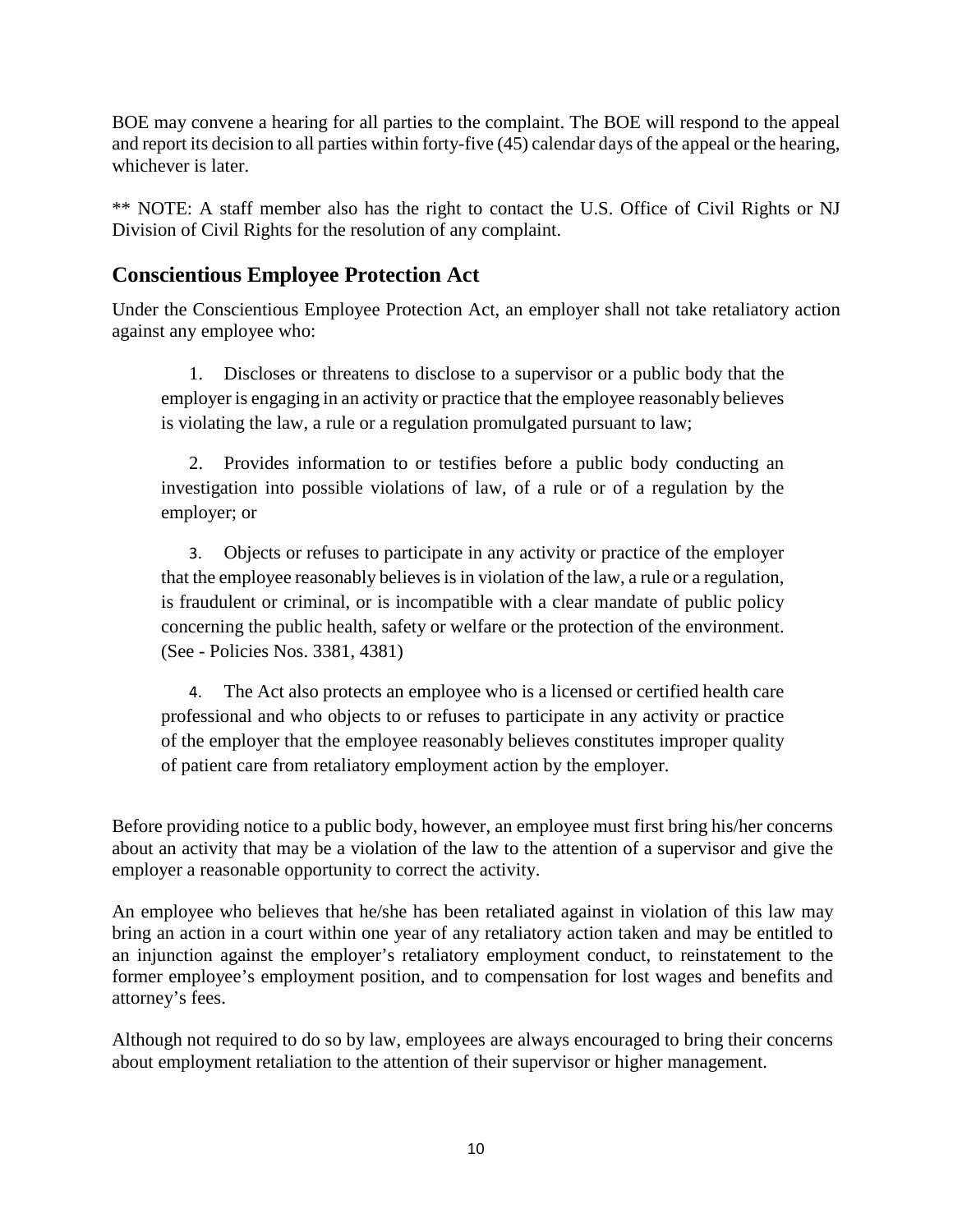BOE may convene a hearing for all parties to the complaint. The BOE will respond to the appeal and report its decision to all parties within forty-five (45) calendar days of the appeal or the hearing, whichever is later.

** NOTE: A staff member also has the right to contact the U.S. Office of Civil Rights or NJ Division of Civil Rights for the resolution of any complaint.

## Conscientious Employee Protection Act

Under the Conscientious Employee Protection Act, an employer shall not take retaliatory action against any employee who:

1. Discloses or threatens to disclose to a supervisor or a public body that the employer is engaging in an activity or practice that the employee reasonably believes is violating the law, a rule or a regulation promulgated pursuant to law;

2. Provides information to or testifies before a public body conducting an investigation into possible violations of law, of a rule or of a regulation by the employer; or

3. Objects or refuses to participate in any activity or practice of the employer that the employee reasonably believes is in violation of the law, a rule or a regulation, is fraudulent or criminal, or is incompatible with a clear mandate of public policy concerning the public health, safety or welfare or the protection of the environment. (See - Policies Nos. 3381, 4381)

4. The Act also protects an employee who is a licensed or certified health care professional and who objects to or refuses to participate in any activity or practice of the employer that the employee reasonably believes constitutes improper quality of patient care from retaliatory employment action by the employer.

Before providing notice to a public body, however, an employee must first bring his/her concerns about an activity that may be a violation of the law to the attention of a supervisor and give the employer a reasonable opportunity to correct the activity.

An employee who believes that he/she has been retaliated against in violation of this law may bring an action in a court within one year of any retaliatory action taken and may be entitled to an injunction against the employer's retaliatory employment conduct, to reinstatement to the former employee's employment position, and to compensation for lost wages and benefits and attorney's fees.

Although not required to do so by law, employees are always encouraged to bring their concerns about employment retaliation to the attention of their supervisor or higher management.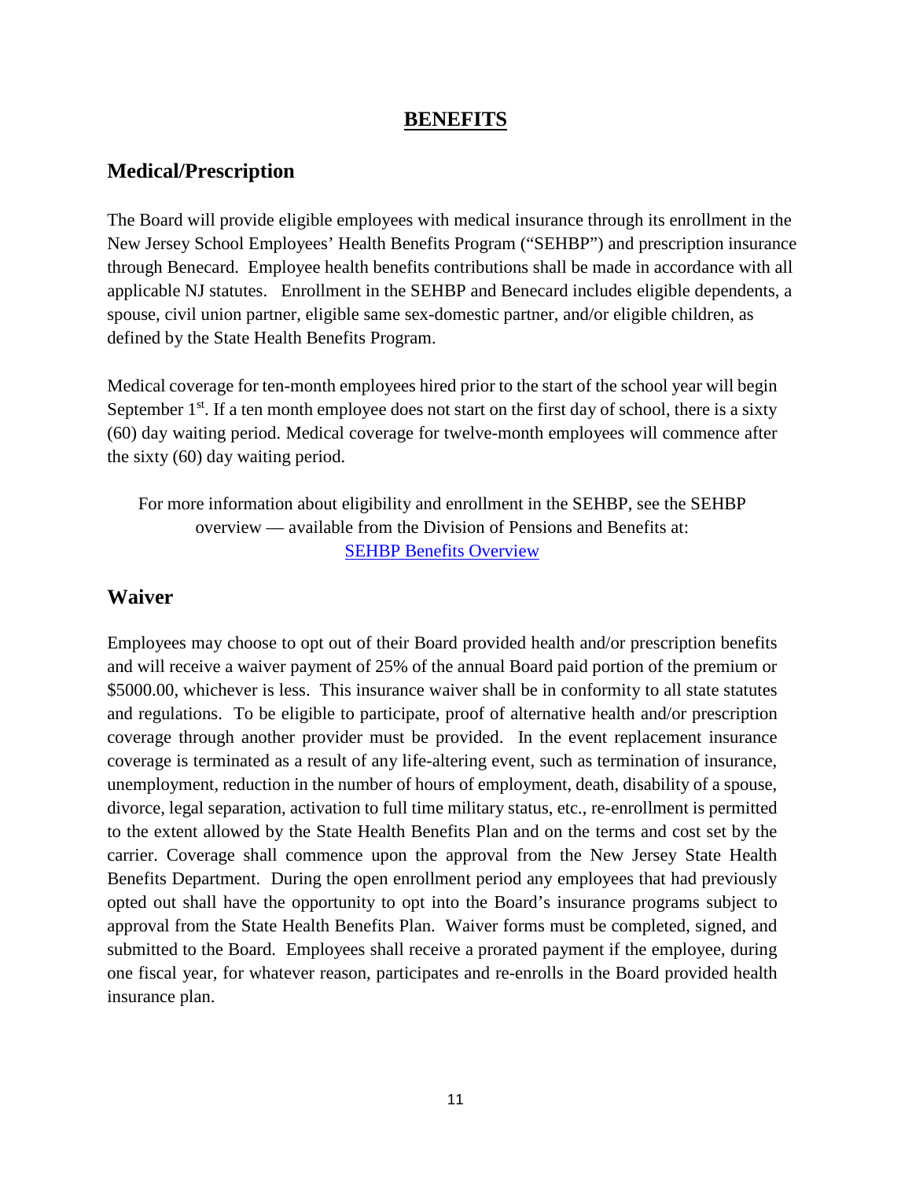# BENEFITS

## Medical/Prescription

The Board will provide eligible employees with medical insurance through its enrollment in the New Jersey School Employees' Health Benefits Program ("SEHBP") and prescription insurance through Benecard. Employee health benefits contributions shall be made in accordance with all applicable NJ statutes. Enrollment in the SEHBP and Benecard includes eligible dependents, a spouse, civil union partner, eligible same sex-domestic partner, and/or eligible children, as defined by the State Health Benefits Program.

Medical coverage for ten-month employees hired prior to the start of the school year will begin September 1st. If a ten month employee does not start on the first day of school, there is a sixty (60) day waiting period. Medical coverage for twelve-month employees will commence after the sixty (60) day waiting period.

For more information about eligibility and enrollment in the SEHBP, see the SEHBP overview — available from the Division of Pensions and Benefits at: [SEHBP Benefits Overview]

## Waiver

Employees may choose to opt out of their Board provided health and/or prescription benefits and will receive a waiver payment of 25% of the annual Board paid portion of the premium or $5000.00, whichever is less. This insurance waiver shall be in conformity to all state statutes and regulations. To be eligible to participate, proof of alternative health and/or prescription coverage through another provider must be provided. In the event replacement insurance coverage is terminated as a result of any life-altering event, such as termination of insurance, unemployment, reduction in the number of hours of employment, death, disability of a spouse, divorce, legal separation, activation to full time military status, etc., re-enrollment is permitted to the extent allowed by the State Health Benefits Plan and on the terms and cost set by the carrier. Coverage shall commence upon the approval from the New Jersey State Health Benefits Department. During the open enrollment period any employees that had previously opted out shall have the opportunity to opt into the Board's insurance programs subject to approval from the State Health Benefits Plan. Waiver forms must be completed, signed, and submitted to the Board. Employees shall receive a prorated payment if the employee, during one fiscal year, for whatever reason, participates and re-enrolls in the Board provided health insurance plan.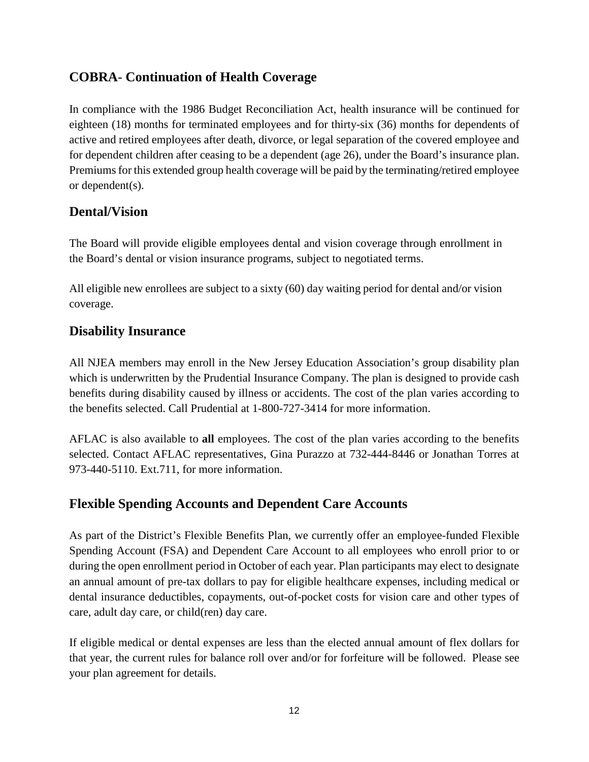## COBRA- Continuation of Health Coverage

In compliance with the 1986 Budget Reconciliation Act, health insurance will be continued for eighteen (18) months for terminated employees and for thirty-six (36) months for dependents of active and retired employees after death, divorce, or legal separation of the covered employee and for dependent children after ceasing to be a dependent (age 26), under the Board's insurance plan. Premiums for this extended group health coverage will be paid by the terminating/retired employee or dependent(s).

## Dental/Vision

The Board will provide eligible employees dental and vision coverage through enrollment in the Board's dental or vision insurance programs, subject to negotiated terms.

All eligible new enrollees are subject to a sixty (60) day waiting period for dental and/or vision coverage.

## Disability Insurance

All NJEA members may enroll in the New Jersey Education Association's group disability plan which is underwritten by the Prudential Insurance Company. The plan is designed to provide cash benefits during disability caused by illness or accidents. The cost of the plan varies according to the benefits selected. Call Prudential at 1-800-727-3414 for more information.

AFLAC is also available to **all** employees. The cost of the plan varies according to the benefits selected. Contact AFLAC representatives, Gina Purazzo at 732-444-8446 or Jonathan Torres at 973-440-5110. Ext.711, for more information.

## Flexible Spending Accounts and Dependent Care Accounts

As part of the District's Flexible Benefits Plan, we currently offer an employee-funded Flexible Spending Account (FSA) and Dependent Care Account to all employees who enroll prior to or during the open enrollment period in October of each year. Plan participants may elect to designate an annual amount of pre-tax dollars to pay for eligible healthcare expenses, including medical or dental insurance deductibles, copayments, out-of-pocket costs for vision care and other types of care, adult day care, or child(ren) day care.

If eligible medical or dental expenses are less than the elected annual amount of flex dollars for that year, the current rules for balance roll over and/or for forfeiture will be followed. Please see your plan agreement for details.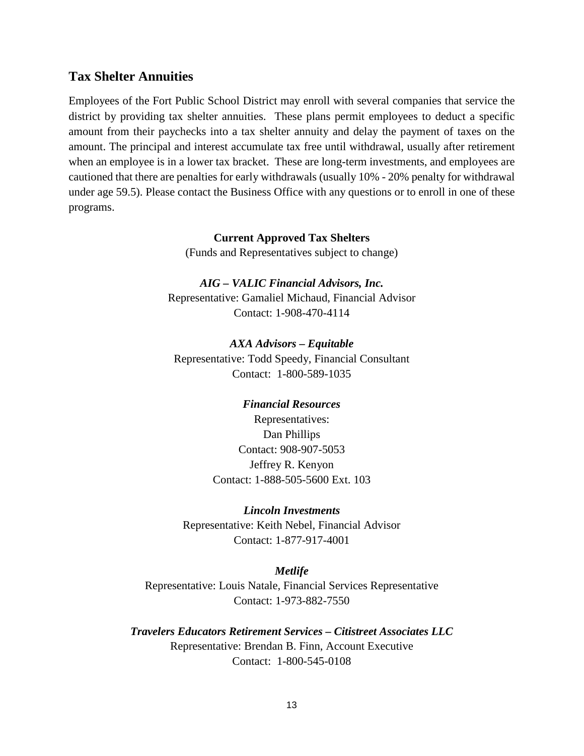## Tax Shelter Annuities

Employees of the Fort Public School District may enroll with several companies that service the district by providing tax shelter annuities. These plans permit employees to deduct a specific amount from their paychecks into a tax shelter annuity and delay the payment of taxes on the amount. The principal and interest accumulate tax free until withdrawal, usually after retirement when an employee is in a lower tax bracket. These are long-term investments, and employees are cautioned that there are penalties for early withdrawals (usually 10% - 20% penalty for withdrawal under age 59.5). Please contact the Business Office with any questions or to enroll in one of these programs.

**Current Approved Tax Shelters**

(Funds and Representatives subject to change)

***AIG – VALIC Financial Advisors, Inc.***

Representative: Gamaliel Michaud, Financial Advisor

Contact: 1-908-470-4114

***AXA Advisors – Equitable***

Representative: Todd Speedy, Financial Consultant

Contact: 1-800-589-1035

***Financial Resources***

Representatives:

Dan Phillips

Contact: 908-907-5053

Jeffrey R. Kenyon

Contact: 1-888-505-5600 Ext. 103

***Lincoln Investments***

Representative: Keith Nebel, Financial Advisor

Contact: 1-877-917-4001

***Metlife***

Representative: Louis Natale, Financial Services Representative

Contact: 1-973-882-7550

***Travelers Educators Retirement Services – Citistreet Associates LLC***

Representative: Brendan B. Finn, Account Executive

Contact: 1-800-545-0108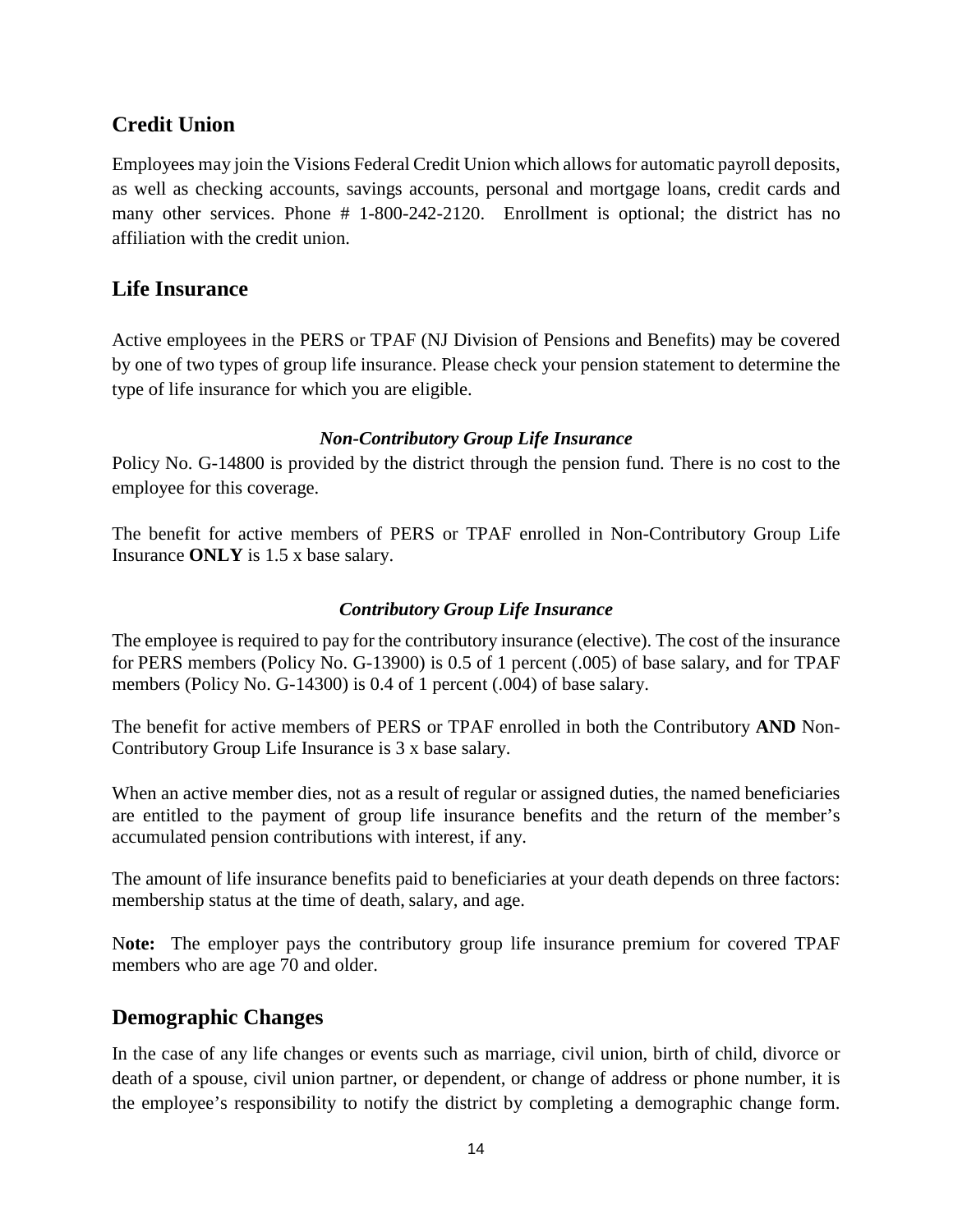## Credit Union

Employees may join the Visions Federal Credit Union which allows for automatic payroll deposits, as well as checking accounts, savings accounts, personal and mortgage loans, credit cards and many other services. Phone # 1-800-242-2120. Enrollment is optional; the district has no affiliation with the credit union.

## Life Insurance

Active employees in the PERS or TPAF (NJ Division of Pensions and Benefits) may be covered by one of two types of group life insurance. Please check your pension statement to determine the type of life insurance for which you are eligible.

***Non-Contributory Group Life Insurance***

Policy No. G-14800 is provided by the district through the pension fund. There is no cost to the employee for this coverage.

The benefit for active members of PERS or TPAF enrolled in Non-Contributory Group Life Insurance **ONLY** is 1.5 x base salary.

***Contributory Group Life Insurance***

The employee is required to pay for the contributory insurance (elective). The cost of the insurance for PERS members (Policy No. G-13900) is 0.5 of 1 percent (.005) of base salary, and for TPAF members (Policy No. G-14300) is 0.4 of 1 percent (.004) of base salary.

The benefit for active members of PERS or TPAF enrolled in both the Contributory **AND** Non-Contributory Group Life Insurance is 3 x base salary.

When an active member dies, not as a result of regular or assigned duties, the named beneficiaries are entitled to the payment of group life insurance benefits and the return of the member's accumulated pension contributions with interest, if any.

The amount of life insurance benefits paid to beneficiaries at your death depends on three factors: membership status at the time of death, salary, and age.

**Note:** The employer pays the contributory group life insurance premium for covered TPAF members who are age 70 and older.

## Demographic Changes

In the case of any life changes or events such as marriage, civil union, birth of child, divorce or death of a spouse, civil union partner, or dependent, or change of address or phone number, it is the employee's responsibility to notify the district by completing a demographic change form.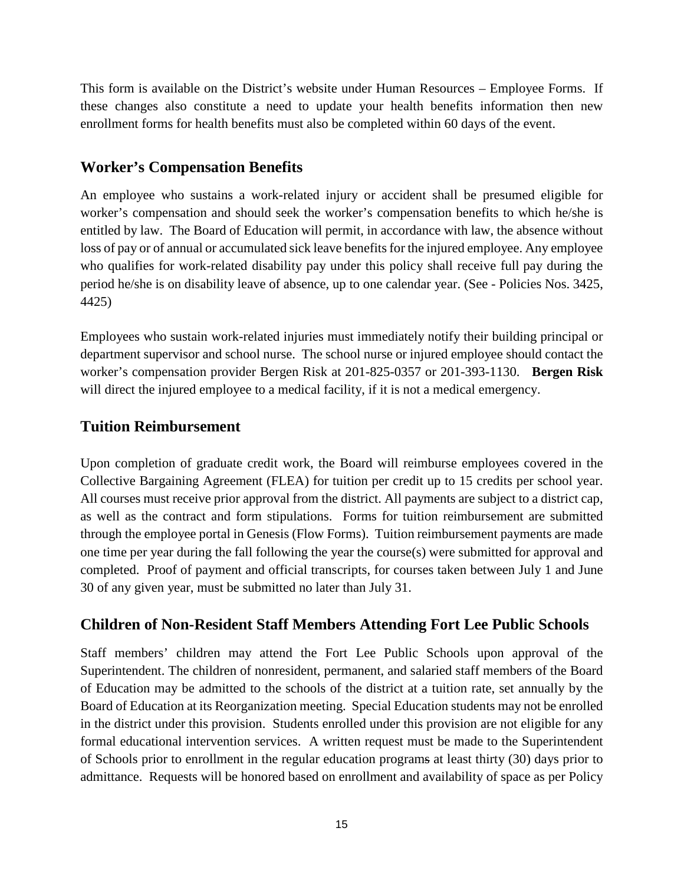This form is available on the District's website under Human Resources – Employee Forms. If these changes also constitute a need to update your health benefits information then new enrollment forms for health benefits must also be completed within 60 days of the event.

## Worker's Compensation Benefits

An employee who sustains a work-related injury or accident shall be presumed eligible for worker's compensation and should seek the worker's compensation benefits to which he/she is entitled by law. The Board of Education will permit, in accordance with law, the absence without loss of pay or of annual or accumulated sick leave benefits for the injured employee. Any employee who qualifies for work-related disability pay under this policy shall receive full pay during the period he/she is on disability leave of absence, up to one calendar year. (See - Policies Nos. 3425, 4425)

Employees who sustain work-related injuries must immediately notify their building principal or department supervisor and school nurse. The school nurse or injured employee should contact the worker's compensation provider Bergen Risk at 201-825-0357 or 201-393-1130. **Bergen Risk** will direct the injured employee to a medical facility, if it is not a medical emergency.

## Tuition Reimbursement

Upon completion of graduate credit work, the Board will reimburse employees covered in the Collective Bargaining Agreement (FLEA) for tuition per credit up to 15 credits per school year. All courses must receive prior approval from the district. All payments are subject to a district cap, as well as the contract and form stipulations. Forms for tuition reimbursement are submitted through the employee portal in Genesis (Flow Forms). Tuition reimbursement payments are made one time per year during the fall following the year the course(s) were submitted for approval and completed. Proof of payment and official transcripts, for courses taken between July 1 and June 30 of any given year, must be submitted no later than July 31.

## Children of Non-Resident Staff Members Attending Fort Lee Public Schools

Staff members' children may attend the Fort Lee Public Schools upon approval of the Superintendent. The children of nonresident, permanent, and salaried staff members of the Board of Education may be admitted to the schools of the district at a tuition rate, set annually by the Board of Education at its Reorganization meeting. Special Education students may not be enrolled in the district under this provision. Students enrolled under this provision are not eligible for any formal educational intervention services. A written request must be made to the Superintendent of Schools prior to enrollment in the regular education programs at least thirty (30) days prior to admittance. Requests will be honored based on enrollment and availability of space as per Policy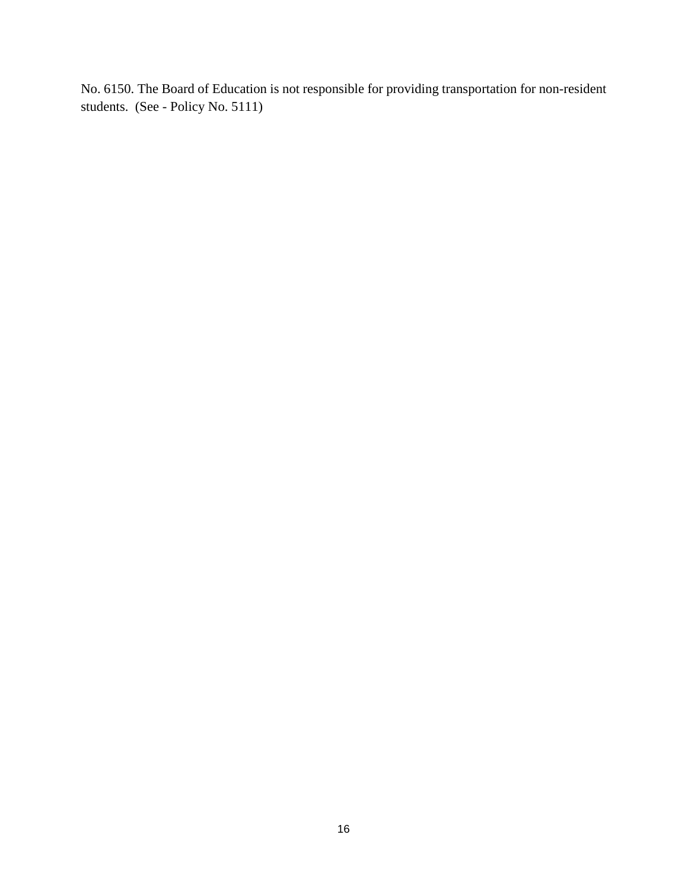No. 6150. The Board of Education is not responsible for providing transportation for non-resident students. (See - Policy No. 5111)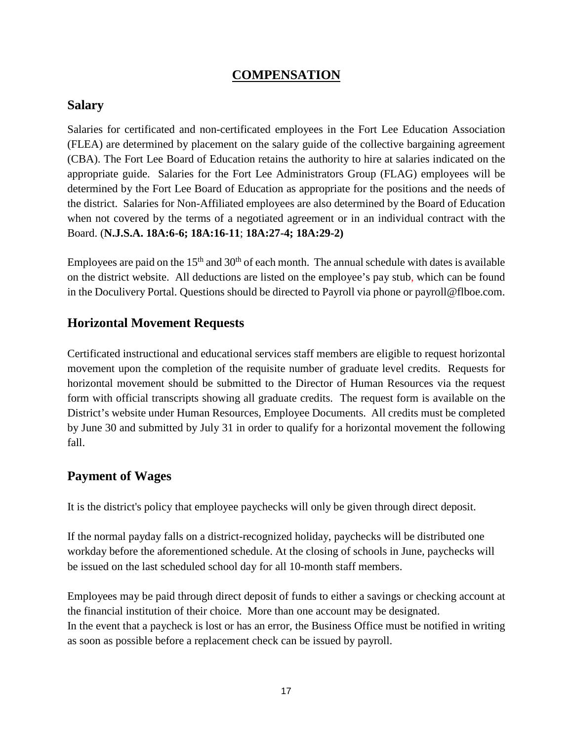# COMPENSATION

## Salary

Salaries for certificated and non-certificated employees in the Fort Lee Education Association (FLEA) are determined by placement on the salary guide of the collective bargaining agreement (CBA). The Fort Lee Board of Education retains the authority to hire at salaries indicated on the appropriate guide. Salaries for the Fort Lee Administrators Group (FLAG) employees will be determined by the Fort Lee Board of Education as appropriate for the positions and the needs of the district. Salaries for Non-Affiliated employees are also determined by the Board of Education when not covered by the terms of a negotiated agreement or in an individual contract with the Board. (**N.J.S.A. 18A:6-6; 18A:16-11**; **18A:27-4; 18A:29-2)**

Employees are paid on the 15th and 30th of each month. The annual schedule with dates is available on the district website. All deductions are listed on the employee's pay stub, which can be found in the Doculivery Portal. Questions should be directed to Payroll via phone or payroll@flboe.com.

## Horizontal Movement Requests

Certificated instructional and educational services staff members are eligible to request horizontal movement upon the completion of the requisite number of graduate level credits. Requests for horizontal movement should be submitted to the Director of Human Resources via the request form with official transcripts showing all graduate credits. The request form is available on the District's website under Human Resources, Employee Documents. All credits must be completed by June 30 and submitted by July 31 in order to qualify for a horizontal movement the following fall.

## Payment of Wages

It is the district's policy that employee paychecks will only be given through direct deposit.

If the normal payday falls on a district-recognized holiday, paychecks will be distributed one workday before the aforementioned schedule. At the closing of schools in June, paychecks will be issued on the last scheduled school day for all 10-month staff members.

Employees may be paid through direct deposit of funds to either a savings or checking account at the financial institution of their choice. More than one account may be designated.
In the event that a paycheck is lost or has an error, the Business Office must be notified in writing as soon as possible before a replacement check can be issued by payroll.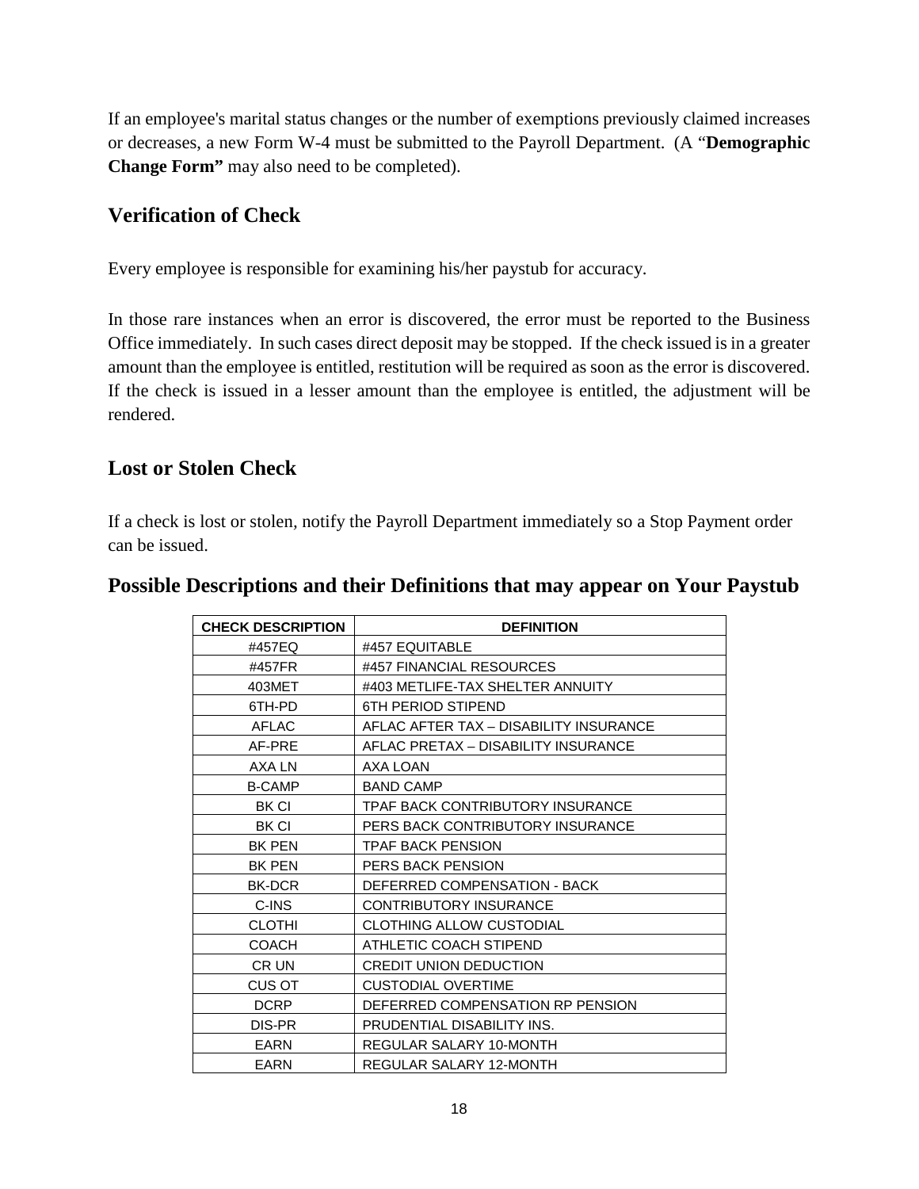If an employee's marital status changes or the number of exemptions previously claimed increases or decreases, a new Form W-4 must be submitted to the Payroll Department. (A "**Demographic Change Form"** may also need to be completed).

## Verification of Check

Every employee is responsible for examining his/her paystub for accuracy.

In those rare instances when an error is discovered, the error must be reported to the Business Office immediately. In such cases direct deposit may be stopped. If the check issued is in a greater amount than the employee is entitled, restitution will be required as soon as the error is discovered. If the check is issued in a lesser amount than the employee is entitled, the adjustment will be rendered.

## Lost or Stolen Check

If a check is lost or stolen, notify the Payroll Department immediately so a Stop Payment order can be issued.

## Possible Descriptions and their Definitions that may appear on Your Paystub

| CHECK DESCRIPTION | DEFINITION |
|---|---|
| #457EQ | #457 EQUITABLE |
| #457FR | #457 FINANCIAL RESOURCES |
| 403MET | #403 METLIFE-TAX SHELTER ANNUITY |
| 6TH-PD | 6TH PERIOD STIPEND |
| AFLAC | AFLAC AFTER TAX – DISABILITY INSURANCE |
| AF-PRE | AFLAC PRETAX – DISABILITY INSURANCE |
| AXA LN | AXA LOAN |
| B-CAMP | BAND CAMP |
| BK CI | TPAF BACK CONTRIBUTORY INSURANCE |
| BK CI | PERS BACK CONTRIBUTORY INSURANCE |
| BK PEN | TPAF BACK PENSION |
| BK PEN | PERS BACK PENSION |
| BK-DCR | DEFERRED COMPENSATION - BACK |
| C-INS | CONTRIBUTORY INSURANCE |
| CLOTHI | CLOTHING ALLOW CUSTODIAL |
| COACH | ATHLETIC COACH STIPEND |
| CR UN | CREDIT UNION DEDUCTION |
| CUS OT | CUSTODIAL OVERTIME |
| DCRP | DEFERRED COMPENSATION RP PENSION |
| DIS-PR | PRUDENTIAL DISABILITY INS. |
| EARN | REGULAR SALARY 10-MONTH |
| EARN | REGULAR SALARY 12-MONTH |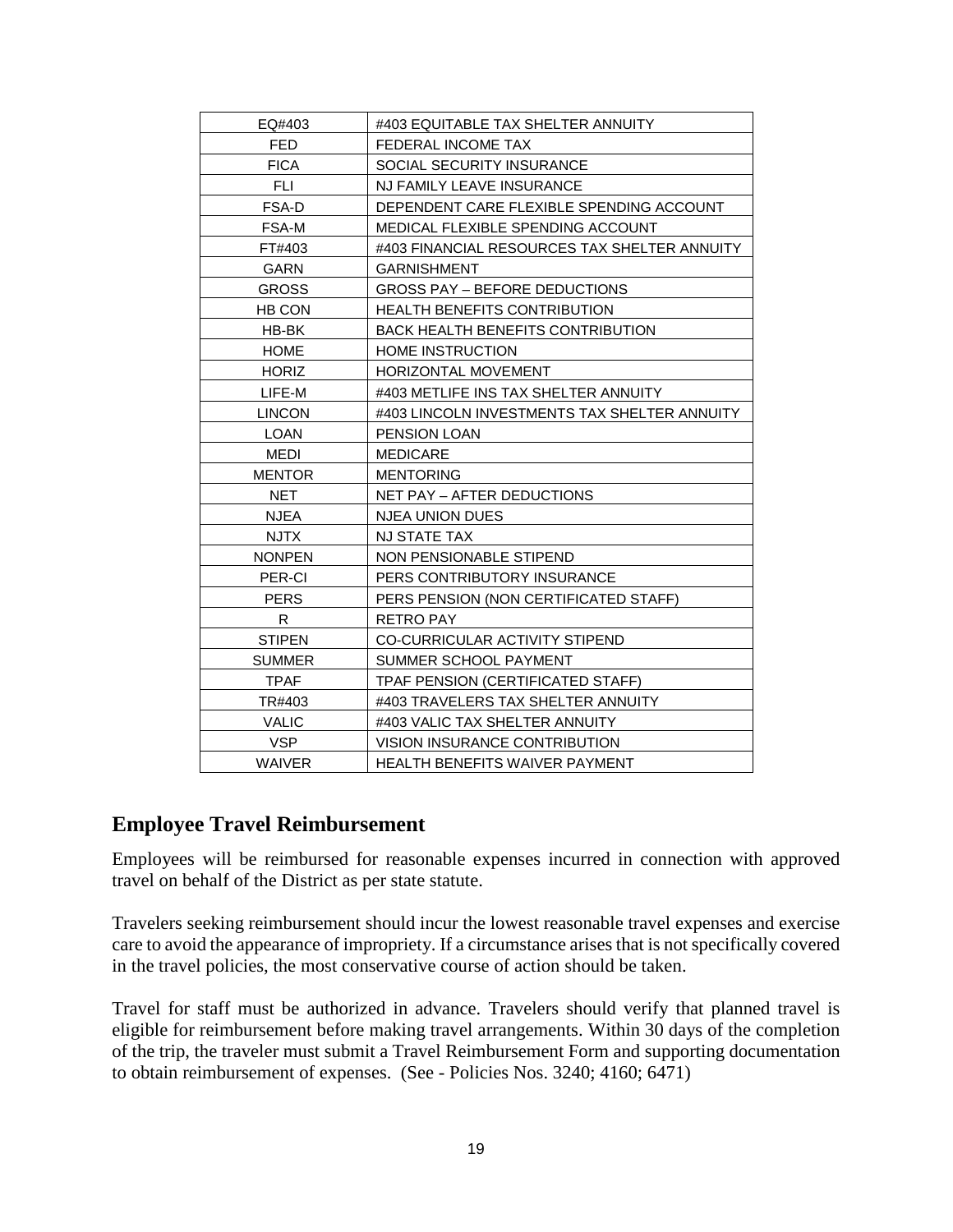| EQ#403 | #403 EQUITABLE TAX SHELTER ANNUITY |
| --- | --- |
| FED | FEDERAL INCOME TAX |
| FICA | SOCIAL SECURITY INSURANCE |
| FLI | NJ FAMILY LEAVE INSURANCE |
| FSA-D | DEPENDENT CARE FLEXIBLE SPENDING ACCOUNT |
| FSA-M | MEDICAL FLEXIBLE SPENDING ACCOUNT |
| FT#403 | #403 FINANCIAL RESOURCES TAX SHELTER ANNUITY |
| GARN | GARNISHMENT |
| GROSS | GROSS PAY – BEFORE DEDUCTIONS |
| HB CON | HEALTH BENEFITS CONTRIBUTION |
| HB-BK | BACK HEALTH BENEFITS CONTRIBUTION |
| HOME | HOME INSTRUCTION |
| HORIZ | HORIZONTAL MOVEMENT |
| LIFE-M | #403 METLIFE INS TAX SHELTER ANNUITY |
| LINCON | #403 LINCOLN INVESTMENTS TAX SHELTER ANNUITY |
| LOAN | PENSION LOAN |
| MEDI | MEDICARE |
| MENTOR | MENTORING |
| NET | NET PAY – AFTER DEDUCTIONS |
| NJEA | NJEA UNION DUES |
| NJTX | NJ STATE TAX |
| NONPEN | NON PENSIONABLE STIPEND |
| PER-CI | PERS CONTRIBUTORY INSURANCE |
| PERS | PERS PENSION (NON CERTIFICATED STAFF) |
| R | RETRO PAY |
| STIPEN | CO-CURRICULAR ACTIVITY STIPEND |
| SUMMER | SUMMER SCHOOL PAYMENT |
| TPAF | TPAF PENSION (CERTIFICATED STAFF) |
| TR#403 | #403 TRAVELERS TAX SHELTER ANNUITY |
| VALIC | #403 VALIC TAX SHELTER ANNUITY |
| VSP | VISION INSURANCE CONTRIBUTION |
| WAIVER | HEALTH BENEFITS WAIVER PAYMENT |

## Employee Travel Reimbursement

Employees will be reimbursed for reasonable expenses incurred in connection with approved travel on behalf of the District as per state statute.

Travelers seeking reimbursement should incur the lowest reasonable travel expenses and exercise care to avoid the appearance of impropriety. If a circumstance arises that is not specifically covered in the travel policies, the most conservative course of action should be taken.

Travel for staff must be authorized in advance. Travelers should verify that planned travel is eligible for reimbursement before making travel arrangements. Within 30 days of the completion of the trip, the traveler must submit a Travel Reimbursement Form and supporting documentation to obtain reimbursement of expenses. (See - Policies Nos. 3240; 4160; 6471)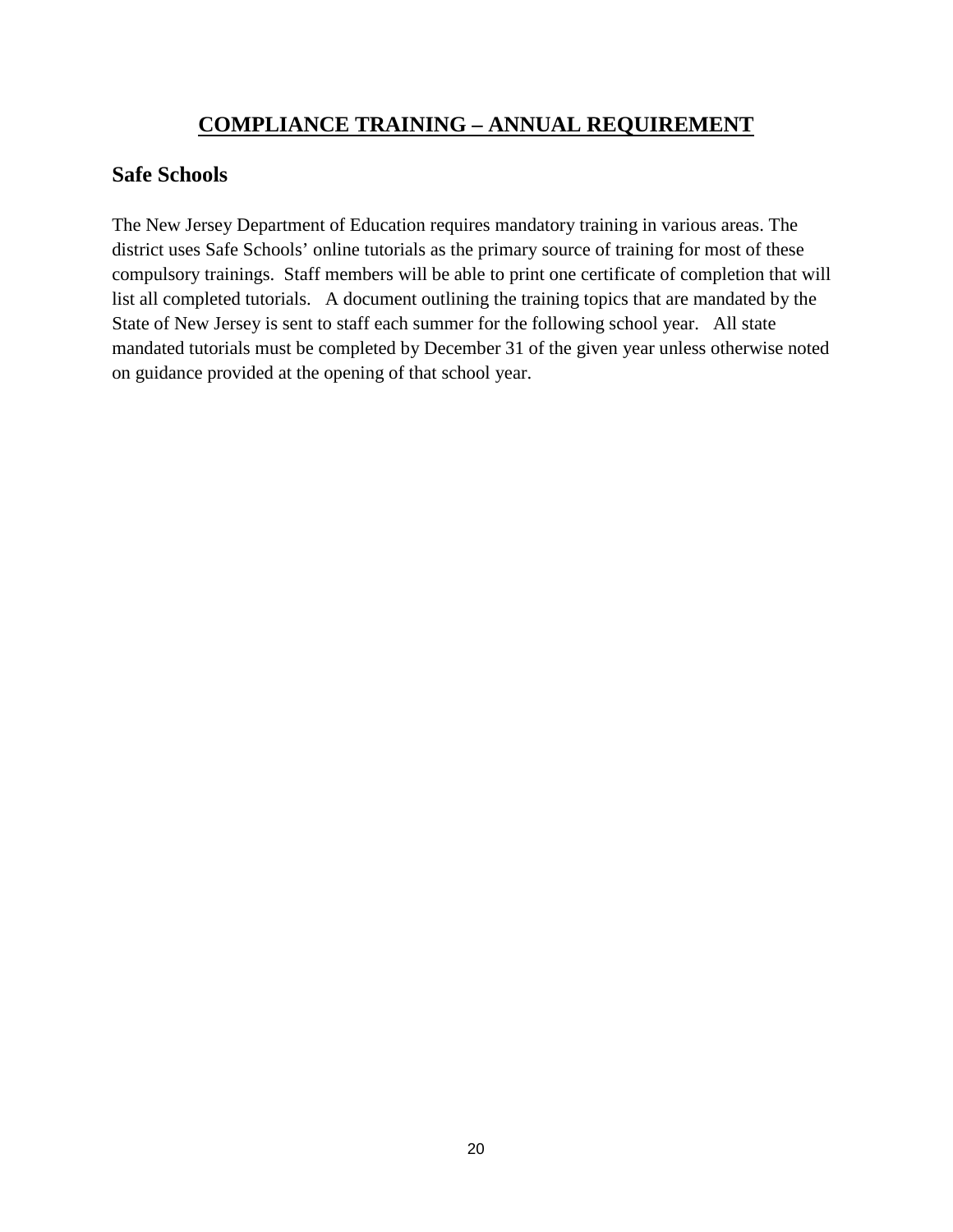# COMPLIANCE TRAINING – ANNUAL REQUIREMENT

## Safe Schools

The New Jersey Department of Education requires mandatory training in various areas. The district uses Safe Schools' online tutorials as the primary source of training for most of these compulsory trainings. Staff members will be able to print one certificate of completion that will list all completed tutorials. A document outlining the training topics that are mandated by the State of New Jersey is sent to staff each summer for the following school year. All state mandated tutorials must be completed by December 31 of the given year unless otherwise noted on guidance provided at the opening of that school year.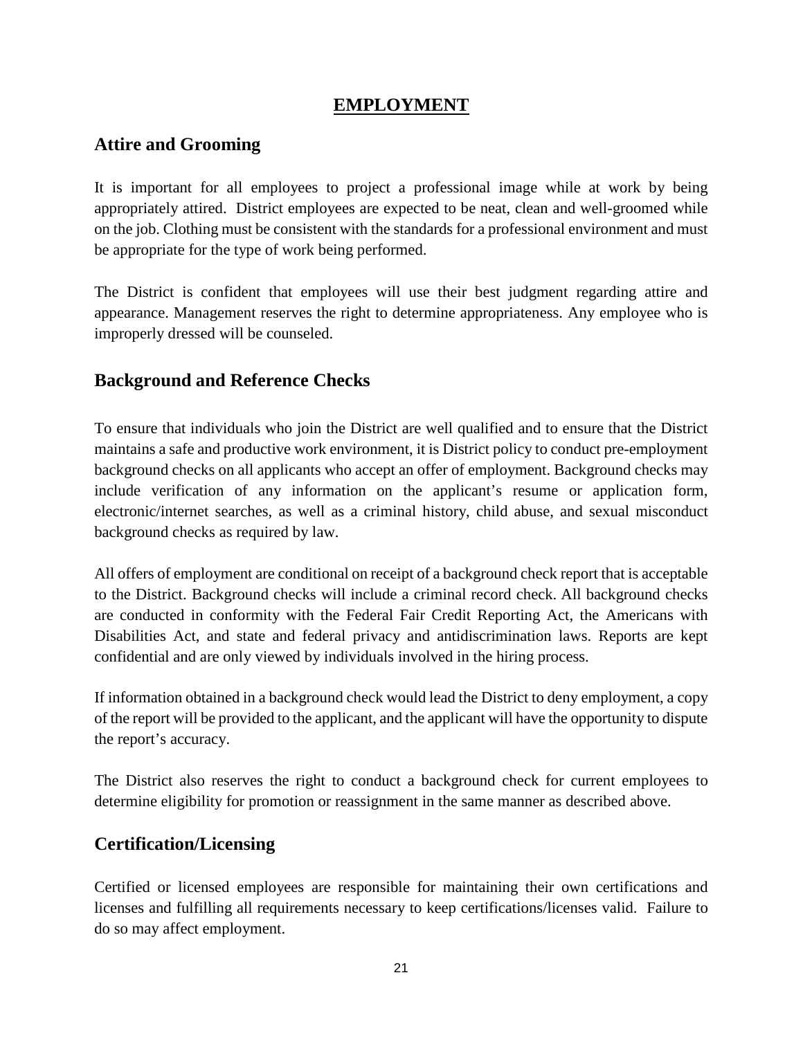# EMPLOYMENT

## Attire and Grooming

It is important for all employees to project a professional image while at work by being appropriately attired. District employees are expected to be neat, clean and well-groomed while on the job. Clothing must be consistent with the standards for a professional environment and must be appropriate for the type of work being performed.

The District is confident that employees will use their best judgment regarding attire and appearance. Management reserves the right to determine appropriateness. Any employee who is improperly dressed will be counseled.

## Background and Reference Checks

To ensure that individuals who join the District are well qualified and to ensure that the District maintains a safe and productive work environment, it is District policy to conduct pre-employment background checks on all applicants who accept an offer of employment. Background checks may include verification of any information on the applicant's resume or application form, electronic/internet searches, as well as a criminal history, child abuse, and sexual misconduct background checks as required by law.

All offers of employment are conditional on receipt of a background check report that is acceptable to the District. Background checks will include a criminal record check. All background checks are conducted in conformity with the Federal Fair Credit Reporting Act, the Americans with Disabilities Act, and state and federal privacy and antidiscrimination laws. Reports are kept confidential and are only viewed by individuals involved in the hiring process.

If information obtained in a background check would lead the District to deny employment, a copy of the report will be provided to the applicant, and the applicant will have the opportunity to dispute the report's accuracy.

The District also reserves the right to conduct a background check for current employees to determine eligibility for promotion or reassignment in the same manner as described above.

## Certification/Licensing

Certified or licensed employees are responsible for maintaining their own certifications and licenses and fulfilling all requirements necessary to keep certifications/licenses valid. Failure to do so may affect employment.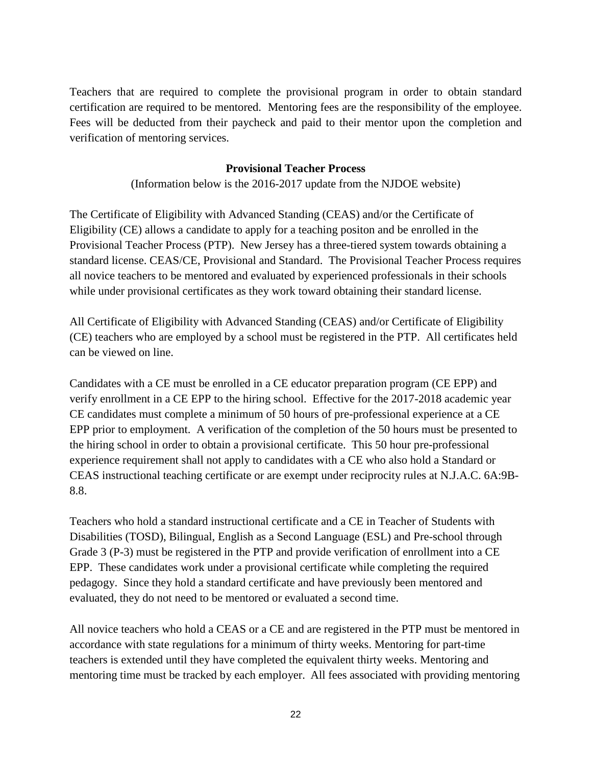Teachers that are required to complete the provisional program in order to obtain standard certification are required to be mentored. Mentoring fees are the responsibility of the employee. Fees will be deducted from their paycheck and paid to their mentor upon the completion and verification of mentoring services.

**Provisional Teacher Process**

(Information below is the 2016-2017 update from the NJDOE website)

The Certificate of Eligibility with Advanced Standing (CEAS) and/or the Certificate of Eligibility (CE) allows a candidate to apply for a teaching positon and be enrolled in the Provisional Teacher Process (PTP). New Jersey has a three-tiered system towards obtaining a standard license. CEAS/CE, Provisional and Standard. The Provisional Teacher Process requires all novice teachers to be mentored and evaluated by experienced professionals in their schools while under provisional certificates as they work toward obtaining their standard license.

All Certificate of Eligibility with Advanced Standing (CEAS) and/or Certificate of Eligibility (CE) teachers who are employed by a school must be registered in the PTP. All certificates held can be viewed on line.

Candidates with a CE must be enrolled in a CE educator preparation program (CE EPP) and verify enrollment in a CE EPP to the hiring school. Effective for the 2017-2018 academic year CE candidates must complete a minimum of 50 hours of pre-professional experience at a CE EPP prior to employment. A verification of the completion of the 50 hours must be presented to the hiring school in order to obtain a provisional certificate. This 50 hour pre-professional experience requirement shall not apply to candidates with a CE who also hold a Standard or CEAS instructional teaching certificate or are exempt under reciprocity rules at N.J.A.C. 6A:9B-8.8.

Teachers who hold a standard instructional certificate and a CE in Teacher of Students with Disabilities (TOSD), Bilingual, English as a Second Language (ESL) and Pre-school through Grade 3 (P-3) must be registered in the PTP and provide verification of enrollment into a CE EPP. These candidates work under a provisional certificate while completing the required pedagogy. Since they hold a standard certificate and have previously been mentored and evaluated, they do not need to be mentored or evaluated a second time.

All novice teachers who hold a CEAS or a CE and are registered in the PTP must be mentored in accordance with state regulations for a minimum of thirty weeks. Mentoring for part-time teachers is extended until they have completed the equivalent thirty weeks. Mentoring and mentoring time must be tracked by each employer. All fees associated with providing mentoring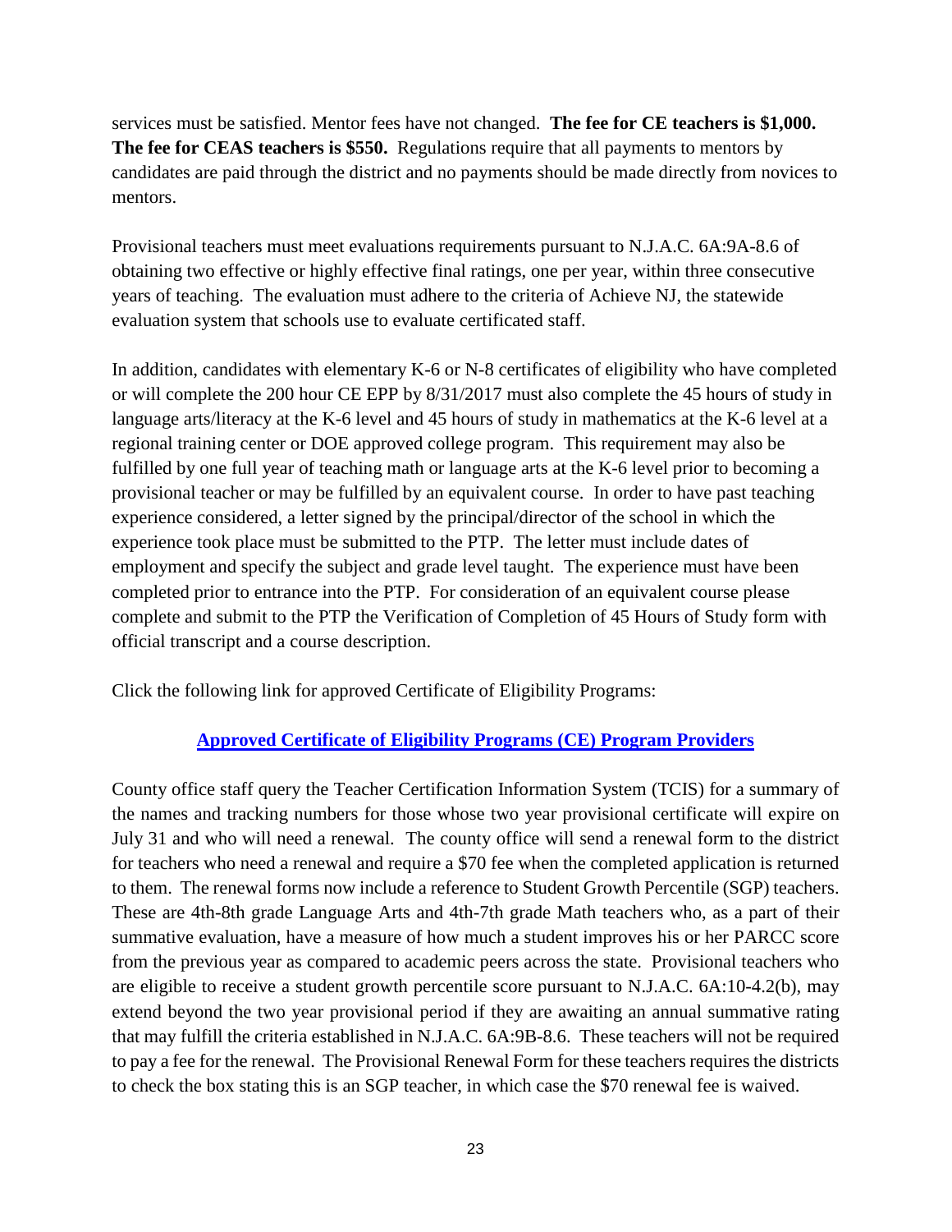services must be satisfied. Mentor fees have not changed. **The fee for CE teachers is $1,000. The fee for CEAS teachers is $550.** Regulations require that all payments to mentors by candidates are paid through the district and no payments should be made directly from novices to mentors.

Provisional teachers must meet evaluations requirements pursuant to N.J.A.C. 6A:9A-8.6 of obtaining two effective or highly effective final ratings, one per year, within three consecutive years of teaching. The evaluation must adhere to the criteria of Achieve NJ, the statewide evaluation system that schools use to evaluate certificated staff.

In addition, candidates with elementary K-6 or N-8 certificates of eligibility who have completed or will complete the 200 hour CE EPP by 8/31/2017 must also complete the 45 hours of study in language arts/literacy at the K-6 level and 45 hours of study in mathematics at the K-6 level at a regional training center or DOE approved college program. This requirement may also be fulfilled by one full year of teaching math or language arts at the K-6 level prior to becoming a provisional teacher or may be fulfilled by an equivalent course. In order to have past teaching experience considered, a letter signed by the principal/director of the school in which the experience took place must be submitted to the PTP. The letter must include dates of employment and specify the subject and grade level taught. The experience must have been completed prior to entrance into the PTP. For consideration of an equivalent course please complete and submit to the PTP the Verification of Completion of 45 Hours of Study form with official transcript and a course description.

Click the following link for approved Certificate of Eligibility Programs:

**Approved Certificate of Eligibility Programs (CE) Program Providers**

County office staff query the Teacher Certification Information System (TCIS) for a summary of the names and tracking numbers for those whose two year provisional certificate will expire on July 31 and who will need a renewal. The county office will send a renewal form to the district for teachers who need a renewal and require a $70 fee when the completed application is returned to them. The renewal forms now include a reference to Student Growth Percentile (SGP) teachers. These are 4th-8th grade Language Arts and 4th-7th grade Math teachers who, as a part of their summative evaluation, have a measure of how much a student improves his or her PARCC score from the previous year as compared to academic peers across the state. Provisional teachers who are eligible to receive a student growth percentile score pursuant to N.J.A.C. 6A:10-4.2(b), may extend beyond the two year provisional period if they are awaiting an annual summative rating that may fulfill the criteria established in N.J.A.C. 6A:9B-8.6. These teachers will not be required to pay a fee for the renewal. The Provisional Renewal Form for these teachers requires the districts to check the box stating this is an SGP teacher, in which case the $70 renewal fee is waived.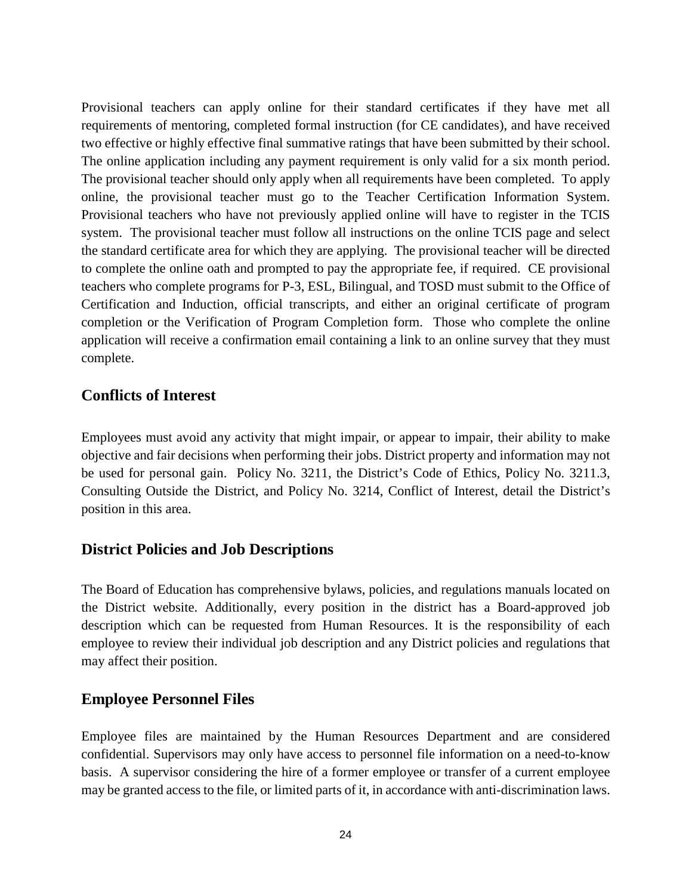Provisional teachers can apply online for their standard certificates if they have met all requirements of mentoring, completed formal instruction (for CE candidates), and have received two effective or highly effective final summative ratings that have been submitted by their school. The online application including any payment requirement is only valid for a six month period. The provisional teacher should only apply when all requirements have been completed. To apply online, the provisional teacher must go to the Teacher Certification Information System. Provisional teachers who have not previously applied online will have to register in the TCIS system. The provisional teacher must follow all instructions on the online TCIS page and select the standard certificate area for which they are applying. The provisional teacher will be directed to complete the online oath and prompted to pay the appropriate fee, if required. CE provisional teachers who complete programs for P-3, ESL, Bilingual, and TOSD must submit to the Office of Certification and Induction, official transcripts, and either an original certificate of program completion or the Verification of Program Completion form. Those who complete the online application will receive a confirmation email containing a link to an online survey that they must complete.

## Conflicts of Interest

Employees must avoid any activity that might impair, or appear to impair, their ability to make objective and fair decisions when performing their jobs. District property and information may not be used for personal gain. Policy No. 3211, the District's Code of Ethics, Policy No. 3211.3, Consulting Outside the District, and Policy No. 3214, Conflict of Interest, detail the District's position in this area.

## District Policies and Job Descriptions

The Board of Education has comprehensive bylaws, policies, and regulations manuals located on the District website. Additionally, every position in the district has a Board-approved job description which can be requested from Human Resources. It is the responsibility of each employee to review their individual job description and any District policies and regulations that may affect their position.

## Employee Personnel Files

Employee files are maintained by the Human Resources Department and are considered confidential. Supervisors may only have access to personnel file information on a need-to-know basis. A supervisor considering the hire of a former employee or transfer of a current employee may be granted access to the file, or limited parts of it, in accordance with anti-discrimination laws.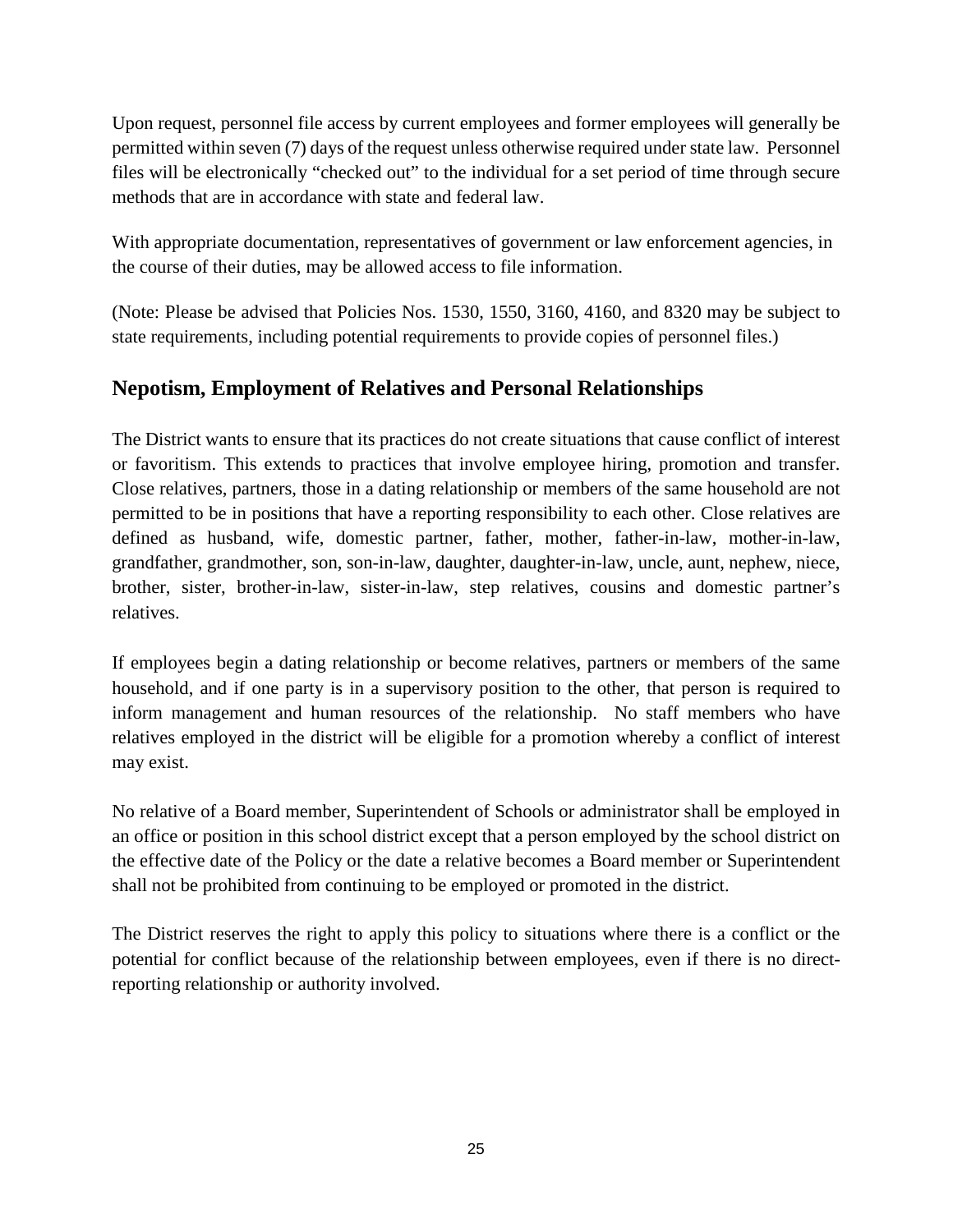Upon request, personnel file access by current employees and former employees will generally be permitted within seven (7) days of the request unless otherwise required under state law. Personnel files will be electronically "checked out" to the individual for a set period of time through secure methods that are in accordance with state and federal law.

With appropriate documentation, representatives of government or law enforcement agencies, in the course of their duties, may be allowed access to file information.

(Note: Please be advised that Policies Nos. 1530, 1550, 3160, 4160, and 8320 may be subject to state requirements, including potential requirements to provide copies of personnel files.)

## Nepotism, Employment of Relatives and Personal Relationships

The District wants to ensure that its practices do not create situations that cause conflict of interest or favoritism. This extends to practices that involve employee hiring, promotion and transfer. Close relatives, partners, those in a dating relationship or members of the same household are not permitted to be in positions that have a reporting responsibility to each other. Close relatives are defined as husband, wife, domestic partner, father, mother, father-in-law, mother-in-law, grandfather, grandmother, son, son-in-law, daughter, daughter-in-law, uncle, aunt, nephew, niece, brother, sister, brother-in-law, sister-in-law, step relatives, cousins and domestic partner's relatives.

If employees begin a dating relationship or become relatives, partners or members of the same household, and if one party is in a supervisory position to the other, that person is required to inform management and human resources of the relationship. No staff members who have relatives employed in the district will be eligible for a promotion whereby a conflict of interest may exist.

No relative of a Board member, Superintendent of Schools or administrator shall be employed in an office or position in this school district except that a person employed by the school district on the effective date of the Policy or the date a relative becomes a Board member or Superintendent shall not be prohibited from continuing to be employed or promoted in the district.

The District reserves the right to apply this policy to situations where there is a conflict or the potential for conflict because of the relationship between employees, even if there is no direct-reporting relationship or authority involved.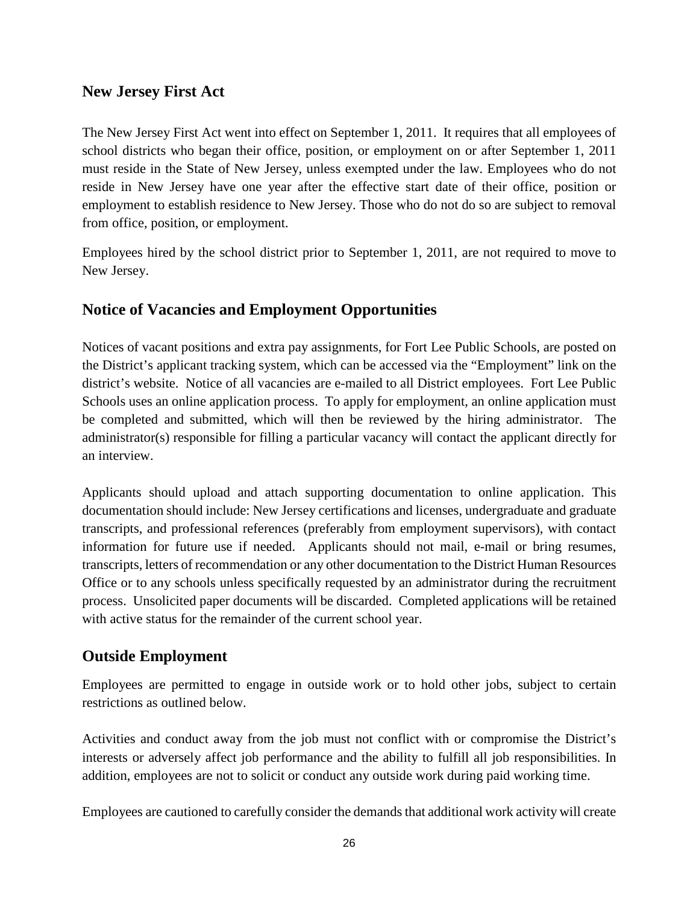## New Jersey First Act

The New Jersey First Act went into effect on September 1, 2011. It requires that all employees of school districts who began their office, position, or employment on or after September 1, 2011 must reside in the State of New Jersey, unless exempted under the law. Employees who do not reside in New Jersey have one year after the effective start date of their office, position or employment to establish residence to New Jersey. Those who do not do so are subject to removal from office, position, or employment.

Employees hired by the school district prior to September 1, 2011, are not required to move to New Jersey.

## Notice of Vacancies and Employment Opportunities

Notices of vacant positions and extra pay assignments, for Fort Lee Public Schools, are posted on the District's applicant tracking system, which can be accessed via the "Employment" link on the district's website. Notice of all vacancies are e-mailed to all District employees. Fort Lee Public Schools uses an online application process. To apply for employment, an online application must be completed and submitted, which will then be reviewed by the hiring administrator. The administrator(s) responsible for filling a particular vacancy will contact the applicant directly for an interview.

Applicants should upload and attach supporting documentation to online application. This documentation should include: New Jersey certifications and licenses, undergraduate and graduate transcripts, and professional references (preferably from employment supervisors), with contact information for future use if needed. Applicants should not mail, e-mail or bring resumes, transcripts, letters of recommendation or any other documentation to the District Human Resources Office or to any schools unless specifically requested by an administrator during the recruitment process. Unsolicited paper documents will be discarded. Completed applications will be retained with active status for the remainder of the current school year.

## Outside Employment

Employees are permitted to engage in outside work or to hold other jobs, subject to certain restrictions as outlined below.

Activities and conduct away from the job must not conflict with or compromise the District's interests or adversely affect job performance and the ability to fulfill all job responsibilities. In addition, employees are not to solicit or conduct any outside work during paid working time.

Employees are cautioned to carefully consider the demands that additional work activity will create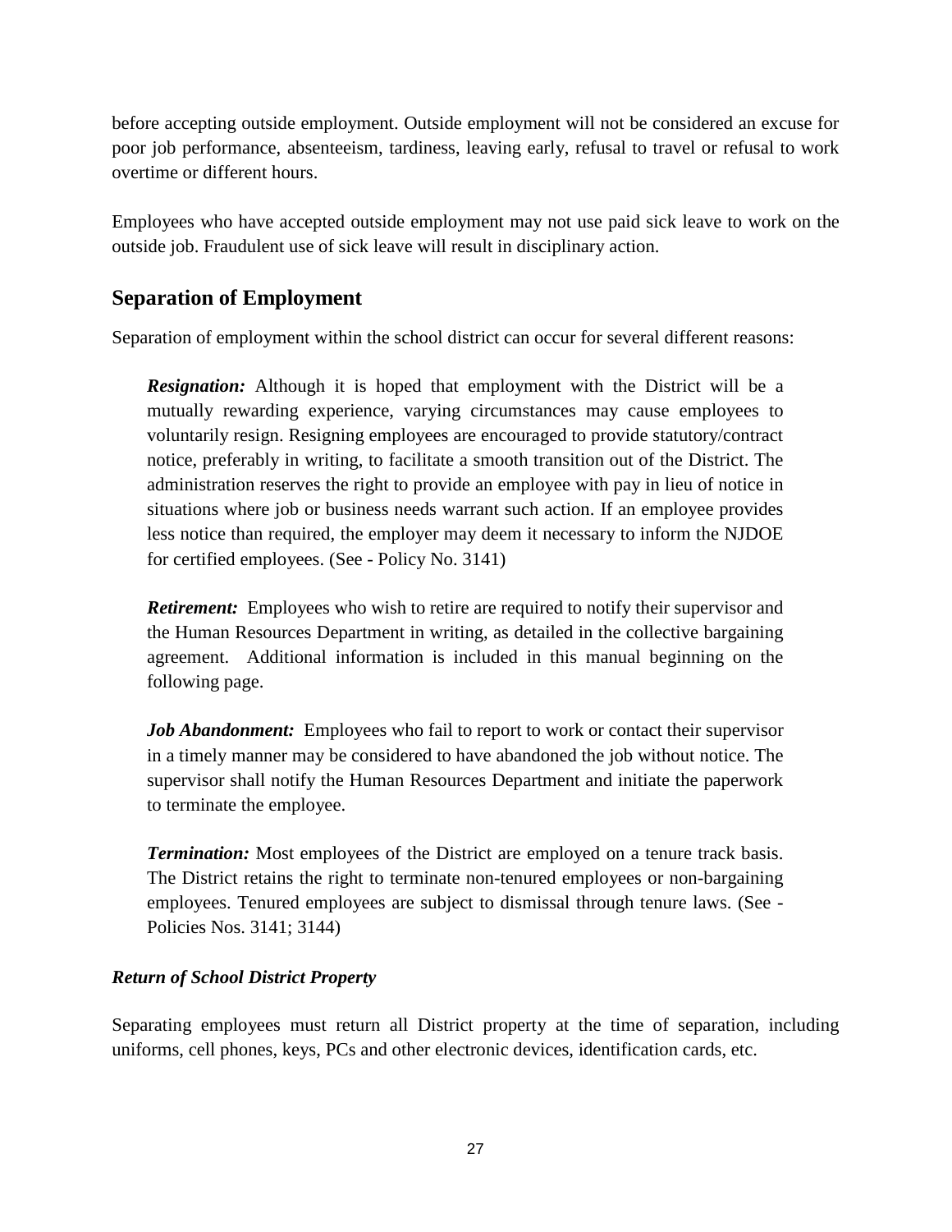before accepting outside employment. Outside employment will not be considered an excuse for poor job performance, absenteeism, tardiness, leaving early, refusal to travel or refusal to work overtime or different hours.

Employees who have accepted outside employment may not use paid sick leave to work on the outside job. Fraudulent use of sick leave will result in disciplinary action.

## Separation of Employment

Separation of employment within the school district can occur for several different reasons:

***Resignation:*** Although it is hoped that employment with the District will be a mutually rewarding experience, varying circumstances may cause employees to voluntarily resign. Resigning employees are encouraged to provide statutory/contract notice, preferably in writing, to facilitate a smooth transition out of the District. The administration reserves the right to provide an employee with pay in lieu of notice in situations where job or business needs warrant such action. If an employee provides less notice than required, the employer may deem it necessary to inform the NJDOE for certified employees. (See - Policy No. 3141)

***Retirement:*** Employees who wish to retire are required to notify their supervisor and the Human Resources Department in writing, as detailed in the collective bargaining agreement. Additional information is included in this manual beginning on the following page.

***Job Abandonment:*** Employees who fail to report to work or contact their supervisor in a timely manner may be considered to have abandoned the job without notice. The supervisor shall notify the Human Resources Department and initiate the paperwork to terminate the employee.

***Termination:*** Most employees of the District are employed on a tenure track basis. The District retains the right to terminate non-tenured employees or non-bargaining employees. Tenured employees are subject to dismissal through tenure laws. (See - Policies Nos. 3141; 3144)

### *Return of School District Property*

Separating employees must return all District property at the time of separation, including uniforms, cell phones, keys, PCs and other electronic devices, identification cards, etc.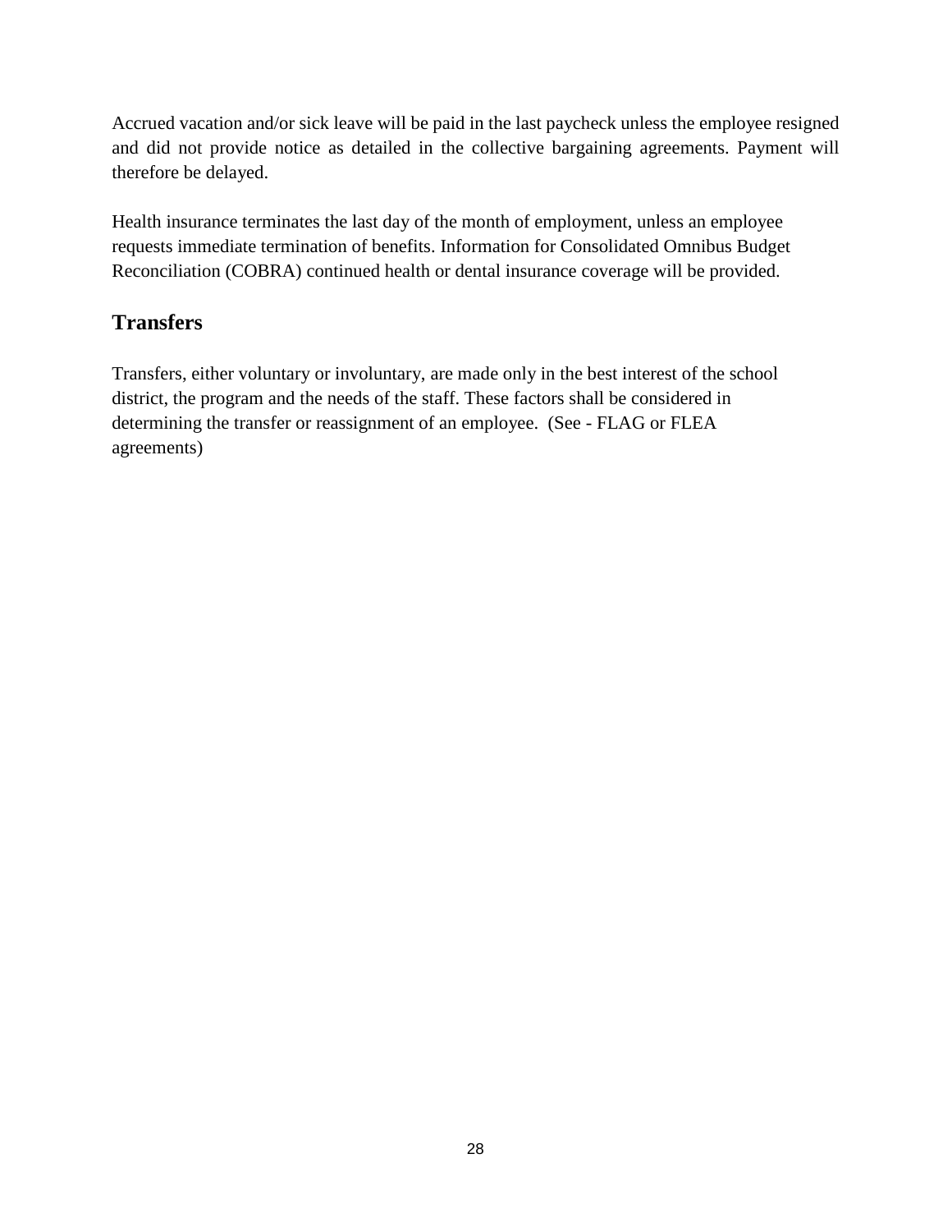Accrued vacation and/or sick leave will be paid in the last paycheck unless the employee resigned and did not provide notice as detailed in the collective bargaining agreements. Payment will therefore be delayed.

Health insurance terminates the last day of the month of employment, unless an employee requests immediate termination of benefits. Information for Consolidated Omnibus Budget Reconciliation (COBRA) continued health or dental insurance coverage will be provided.

## Transfers

Transfers, either voluntary or involuntary, are made only in the best interest of the school district, the program and the needs of the staff. These factors shall be considered in determining the transfer or reassignment of an employee. (See - FLAG or FLEA agreements)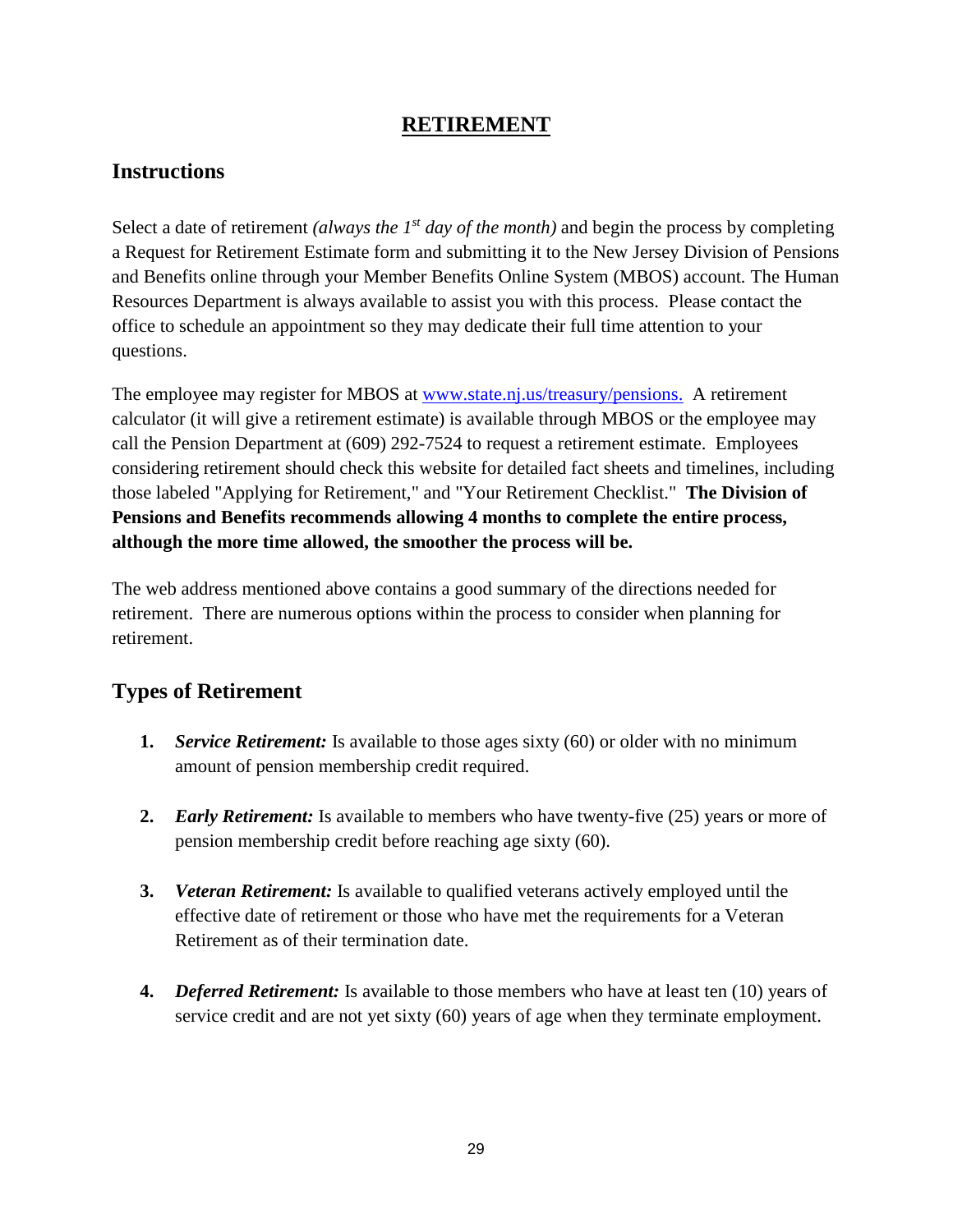# RETIREMENT

## Instructions

Select a date of retirement *(always the 1st day of the month)* and begin the process by completing a Request for Retirement Estimate form and submitting it to the New Jersey Division of Pensions and Benefits online through your Member Benefits Online System (MBOS) account. The Human Resources Department is always available to assist you with this process. Please contact the office to schedule an appointment so they may dedicate their full time attention to your questions.

The employee may register for MBOS at [www.state.nj.us/treasury/pensions.](http://www.state.nj.us/treasury/pensions) A retirement calculator (it will give a retirement estimate) is available through MBOS or the employee may call the Pension Department at (609) 292-7524 to request a retirement estimate. Employees considering retirement should check this website for detailed fact sheets and timelines, including those labeled "Applying for Retirement," and "Your Retirement Checklist." **The Division of Pensions and Benefits recommends allowing 4 months to complete the entire process, although the more time allowed, the smoother the process will be.**

The web address mentioned above contains a good summary of the directions needed for retirement. There are numerous options within the process to consider when planning for retirement.

## Types of Retirement

1. ***Service Retirement:*** Is available to those ages sixty (60) or older with no minimum amount of pension membership credit required.

2. ***Early Retirement:*** Is available to members who have twenty-five (25) years or more of pension membership credit before reaching age sixty (60).

3. ***Veteran Retirement:*** Is available to qualified veterans actively employed until the effective date of retirement or those who have met the requirements for a Veteran Retirement as of their termination date.

4. ***Deferred Retirement:*** Is available to those members who have at least ten (10) years of service credit and are not yet sixty (60) years of age when they terminate employment.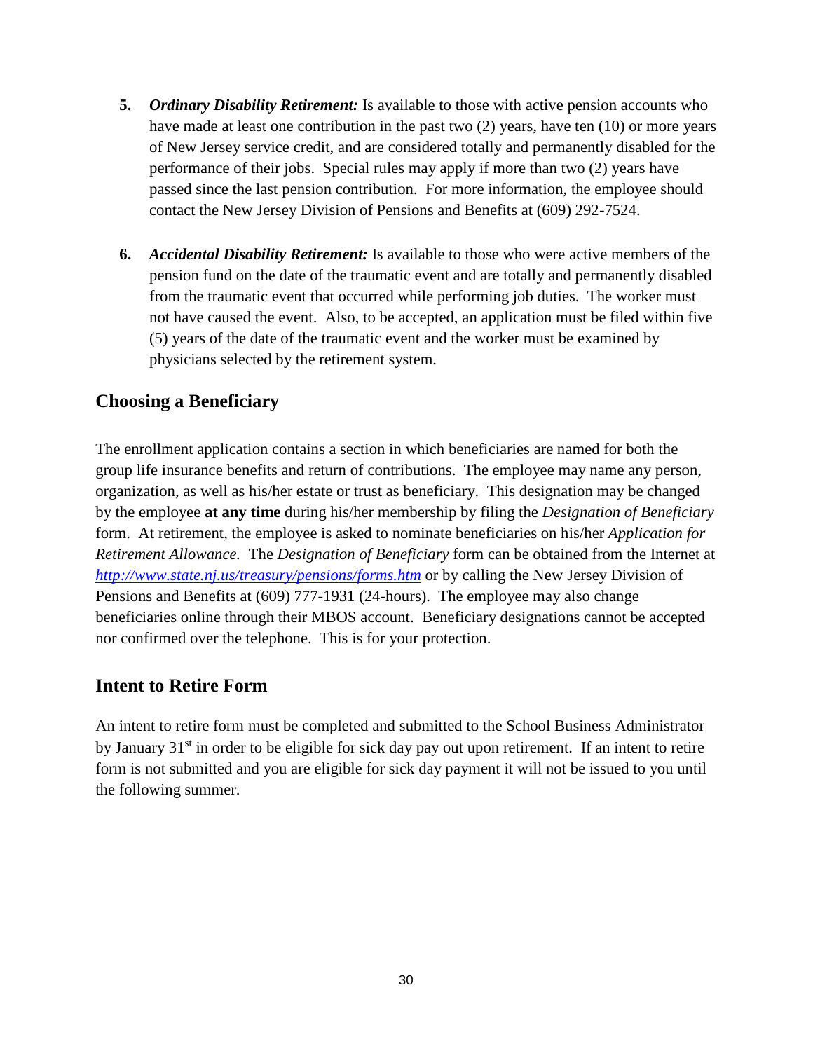5. ***Ordinary Disability Retirement:*** Is available to those with active pension accounts who have made at least one contribution in the past two (2) years, have ten (10) or more years of New Jersey service credit, and are considered totally and permanently disabled for the performance of their jobs. Special rules may apply if more than two (2) years have passed since the last pension contribution. For more information, the employee should contact the New Jersey Division of Pensions and Benefits at (609) 292-7524.

6. ***Accidental Disability Retirement:*** Is available to those who were active members of the pension fund on the date of the traumatic event and are totally and permanently disabled from the traumatic event that occurred while performing job duties. The worker must not have caused the event. Also, to be accepted, an application must be filed within five (5) years of the date of the traumatic event and the worker must be examined by physicians selected by the retirement system.

## Choosing a Beneficiary

The enrollment application contains a section in which beneficiaries are named for both the group life insurance benefits and return of contributions. The employee may name any person, organization, as well as his/her estate or trust as beneficiary. This designation may be changed by the employee **at any time** during his/her membership by filing the *Designation of Beneficiary* form. At retirement, the employee is asked to nominate beneficiaries on his/her *Application for Retirement Allowance.* The *Designation of Beneficiary* form can be obtained from the Internet at *http://www.state.nj.us/treasury/pensions/forms.htm* or by calling the New Jersey Division of Pensions and Benefits at (609) 777-1931 (24-hours). The employee may also change beneficiaries online through their MBOS account. Beneficiary designations cannot be accepted nor confirmed over the telephone. This is for your protection.

## Intent to Retire Form

An intent to retire form must be completed and submitted to the School Business Administrator by January 31st in order to be eligible for sick day pay out upon retirement. If an intent to retire form is not submitted and you are eligible for sick day payment it will not be issued to you until the following summer.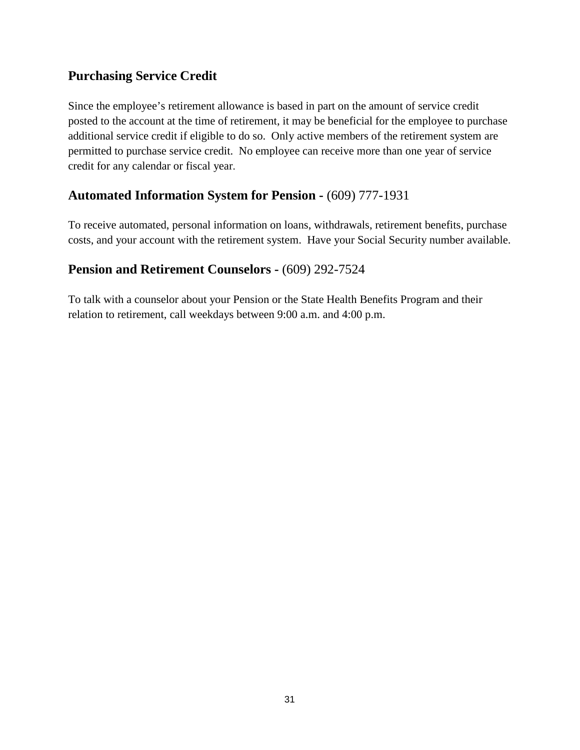## Purchasing Service Credit

Since the employee's retirement allowance is based in part on the amount of service credit posted to the account at the time of retirement, it may be beneficial for the employee to purchase additional service credit if eligible to do so. Only active members of the retirement system are permitted to purchase service credit. No employee can receive more than one year of service credit for any calendar or fiscal year.

## Automated Information System for Pension - (609) 777-1931

To receive automated, personal information on loans, withdrawals, retirement benefits, purchase costs, and your account with the retirement system. Have your Social Security number available.

## Pension and Retirement Counselors - (609) 292-7524

To talk with a counselor about your Pension or the State Health Benefits Program and their relation to retirement, call weekdays between 9:00 a.m. and 4:00 p.m.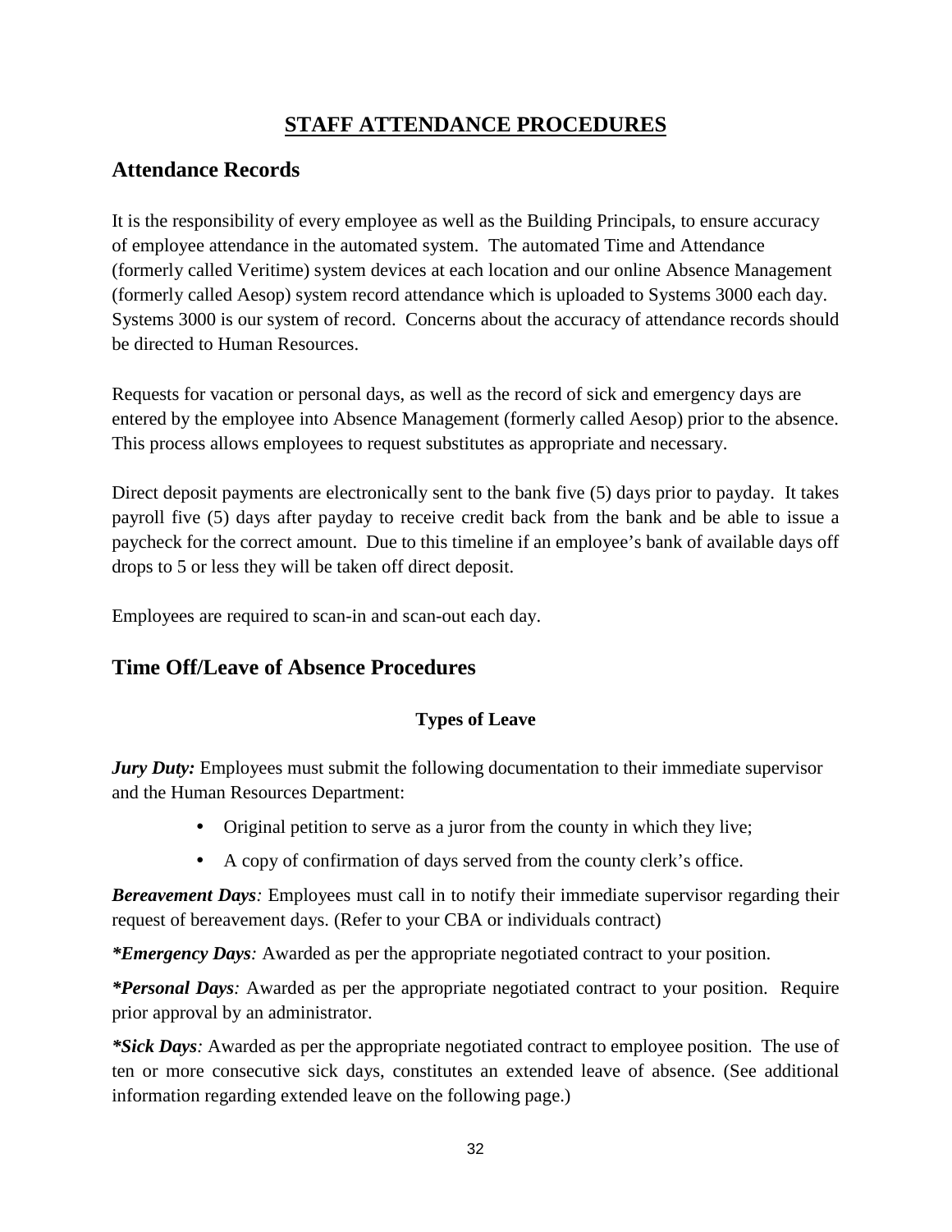# STAFF ATTENDANCE PROCEDURES

## Attendance Records

It is the responsibility of every employee as well as the Building Principals, to ensure accuracy of employee attendance in the automated system. The automated Time and Attendance (formerly called Veritime) system devices at each location and our online Absence Management (formerly called Aesop) system record attendance which is uploaded to Systems 3000 each day. Systems 3000 is our system of record. Concerns about the accuracy of attendance records should be directed to Human Resources.

Requests for vacation or personal days, as well as the record of sick and emergency days are entered by the employee into Absence Management (formerly called Aesop) prior to the absence. This process allows employees to request substitutes as appropriate and necessary.

Direct deposit payments are electronically sent to the bank five (5) days prior to payday. It takes payroll five (5) days after payday to receive credit back from the bank and be able to issue a paycheck for the correct amount. Due to this timeline if an employee's bank of available days off drops to 5 or less they will be taken off direct deposit.

Employees are required to scan-in and scan-out each day.

## Time Off/Leave of Absence Procedures

### Types of Leave

***Jury Duty:*** Employees must submit the following documentation to their immediate supervisor and the Human Resources Department:

- Original petition to serve as a juror from the county in which they live;
- A copy of confirmation of days served from the county clerk's office.

***Bereavement Days****:* Employees must call in to notify their immediate supervisor regarding their request of bereavement days. (Refer to your CBA or individuals contract)

***\*Emergency Days****:* Awarded as per the appropriate negotiated contract to your position.

***\*Personal Days****:* Awarded as per the appropriate negotiated contract to your position. Require prior approval by an administrator.

***\*Sick Days****:* Awarded as per the appropriate negotiated contract to employee position. The use of ten or more consecutive sick days, constitutes an extended leave of absence. (See additional information regarding extended leave on the following page.)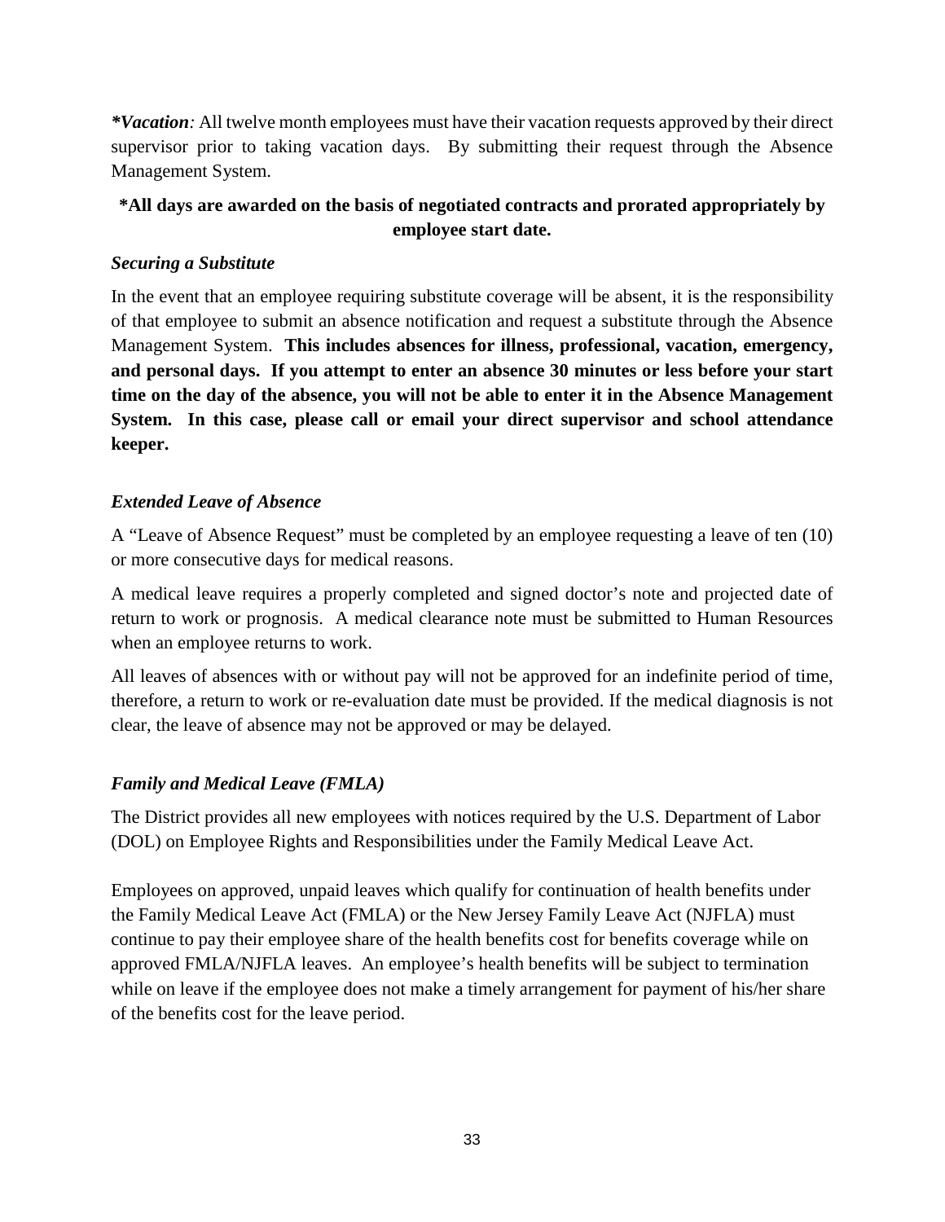***Vacation**: All twelve month employees must have their vacation requests approved by their direct supervisor prior to taking vacation days. By submitting their request through the Absence Management System.

**\*All days are awarded on the basis of negotiated contracts and prorated appropriately by employee start date.**

***Securing a Substitute***

In the event that an employee requiring substitute coverage will be absent, it is the responsibility of that employee to submit an absence notification and request a substitute through the Absence Management System. **This includes absences for illness, professional, vacation, emergency, and personal days. If you attempt to enter an absence 30 minutes or less before your start time on the day of the absence, you will not be able to enter it in the Absence Management System. In this case, please call or email your direct supervisor and school attendance keeper.**

***Extended Leave of Absence***

A "Leave of Absence Request" must be completed by an employee requesting a leave of ten (10) or more consecutive days for medical reasons.

A medical leave requires a properly completed and signed doctor's note and projected date of return to work or prognosis. A medical clearance note must be submitted to Human Resources when an employee returns to work.

All leaves of absences with or without pay will not be approved for an indefinite period of time, therefore, a return to work or re-evaluation date must be provided. If the medical diagnosis is not clear, the leave of absence may not be approved or may be delayed.

***Family and Medical Leave (FMLA)***

The District provides all new employees with notices required by the U.S. Department of Labor (DOL) on Employee Rights and Responsibilities under the Family Medical Leave Act.

Employees on approved, unpaid leaves which qualify for continuation of health benefits under the Family Medical Leave Act (FMLA) or the New Jersey Family Leave Act (NJFLA) must continue to pay their employee share of the health benefits cost for benefits coverage while on approved FMLA/NJFLA leaves. An employee's health benefits will be subject to termination while on leave if the employee does not make a timely arrangement for payment of his/her share of the benefits cost for the leave period.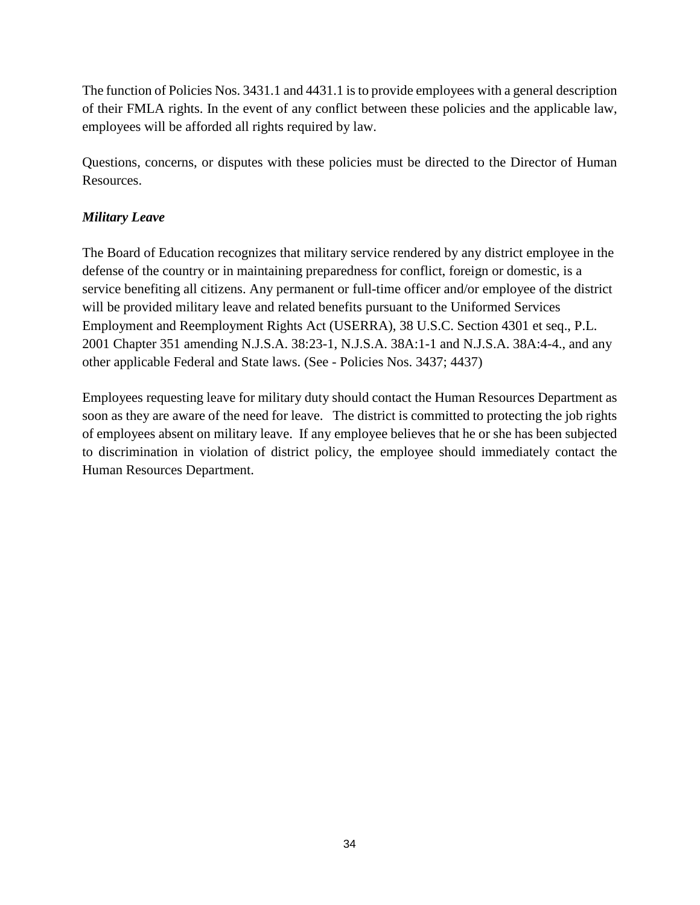The function of Policies Nos. 3431.1 and 4431.1 is to provide employees with a general description of their FMLA rights. In the event of any conflict between these policies and the applicable law, employees will be afforded all rights required by law.

Questions, concerns, or disputes with these policies must be directed to the Director of Human Resources.

***Military Leave***

The Board of Education recognizes that military service rendered by any district employee in the defense of the country or in maintaining preparedness for conflict, foreign or domestic, is a service benefiting all citizens. Any permanent or full-time officer and/or employee of the district will be provided military leave and related benefits pursuant to the Uniformed Services Employment and Reemployment Rights Act (USERRA), 38 U.S.C. Section 4301 et seq., P.L. 2001 Chapter 351 amending N.J.S.A. 38:23-1, N.J.S.A. 38A:1-1 and N.J.S.A. 38A:4-4., and any other applicable Federal and State laws. (See - Policies Nos. 3437; 4437)

Employees requesting leave for military duty should contact the Human Resources Department as soon as they are aware of the need for leave. The district is committed to protecting the job rights of employees absent on military leave. If any employee believes that he or she has been subjected to discrimination in violation of district policy, the employee should immediately contact the Human Resources Department.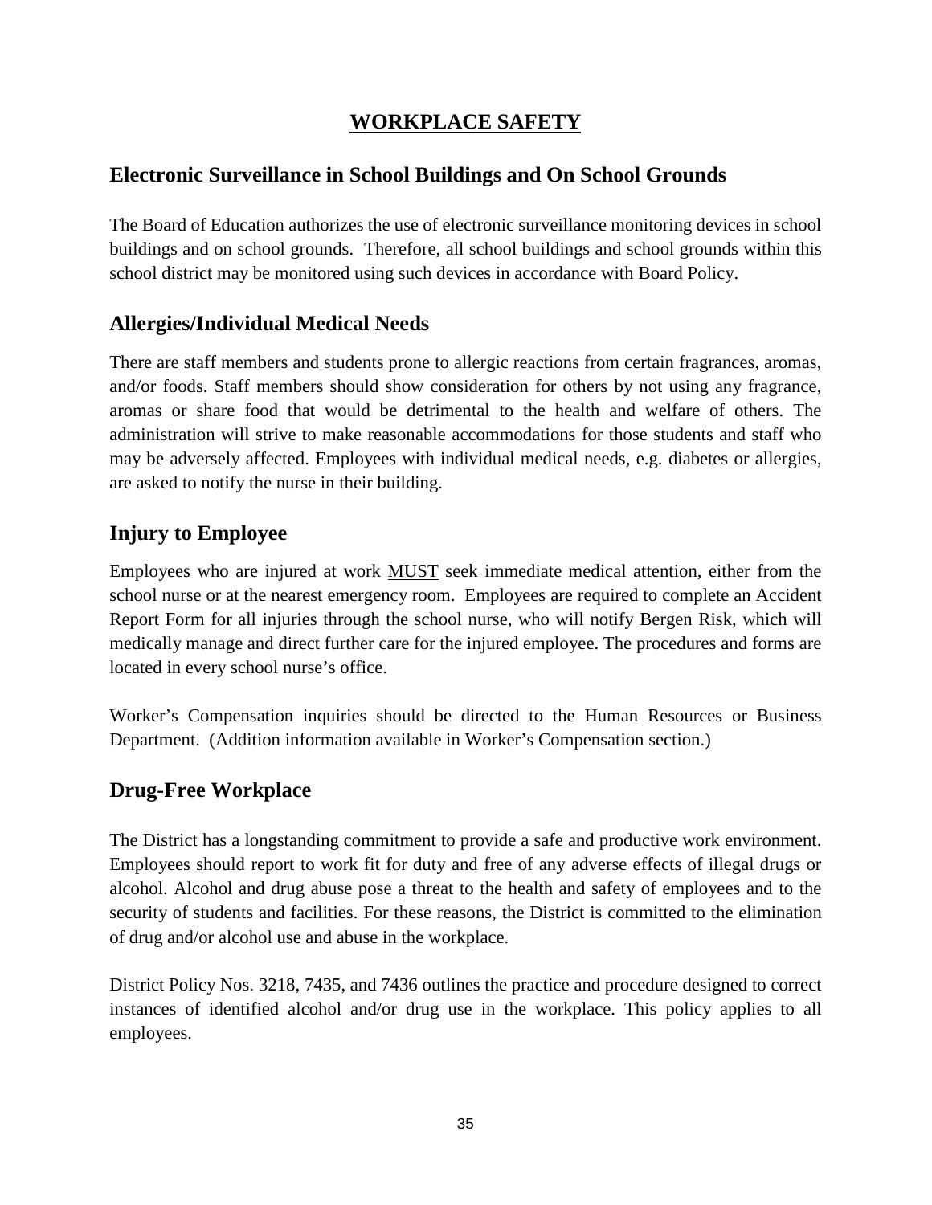# WORKPLACE SAFETY

## Electronic Surveillance in School Buildings and On School Grounds

The Board of Education authorizes the use of electronic surveillance monitoring devices in school buildings and on school grounds. Therefore, all school buildings and school grounds within this school district may be monitored using such devices in accordance with Board Policy.

## Allergies/Individual Medical Needs

There are staff members and students prone to allergic reactions from certain fragrances, aromas, and/or foods. Staff members should show consideration for others by not using any fragrance, aromas or share food that would be detrimental to the health and welfare of others. The administration will strive to make reasonable accommodations for those students and staff who may be adversely affected. Employees with individual medical needs, e.g. diabetes or allergies, are asked to notify the nurse in their building.

## Injury to Employee

Employees who are injured at work MUST seek immediate medical attention, either from the school nurse or at the nearest emergency room. Employees are required to complete an Accident Report Form for all injuries through the school nurse, who will notify Bergen Risk, which will medically manage and direct further care for the injured employee. The procedures and forms are located in every school nurse's office.

Worker's Compensation inquiries should be directed to the Human Resources or Business Department. (Addition information available in Worker's Compensation section.)

## Drug-Free Workplace

The District has a longstanding commitment to provide a safe and productive work environment. Employees should report to work fit for duty and free of any adverse effects of illegal drugs or alcohol. Alcohol and drug abuse pose a threat to the health and safety of employees and to the security of students and facilities. For these reasons, the District is committed to the elimination of drug and/or alcohol use and abuse in the workplace.

District Policy Nos. 3218, 7435, and 7436 outlines the practice and procedure designed to correct instances of identified alcohol and/or drug use in the workplace. This policy applies to all employees.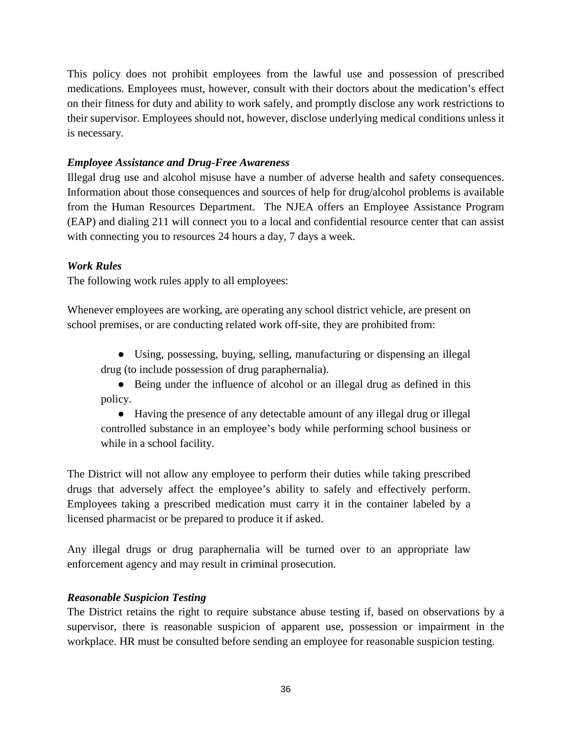This policy does not prohibit employees from the lawful use and possession of prescribed medications. Employees must, however, consult with their doctors about the medication's effect on their fitness for duty and ability to work safely, and promptly disclose any work restrictions to their supervisor. Employees should not, however, disclose underlying medical conditions unless it is necessary.

***Employee Assistance and Drug-Free Awareness***

Illegal drug use and alcohol misuse have a number of adverse health and safety consequences. Information about those consequences and sources of help for drug/alcohol problems is available from the Human Resources Department. The NJEA offers an Employee Assistance Program (EAP) and dialing 211 will connect you to a local and confidential resource center that can assist with connecting you to resources 24 hours a day, 7 days a week.

***Work Rules***

The following work rules apply to all employees:

Whenever employees are working, are operating any school district vehicle, are present on school premises, or are conducting related work off-site, they are prohibited from:

- Using, possessing, buying, selling, manufacturing or dispensing an illegal drug (to include possession of drug paraphernalia).
- Being under the influence of alcohol or an illegal drug as defined in this policy.
- Having the presence of any detectable amount of any illegal drug or illegal controlled substance in an employee's body while performing school business or while in a school facility.

The District will not allow any employee to perform their duties while taking prescribed drugs that adversely affect the employee's ability to safely and effectively perform. Employees taking a prescribed medication must carry it in the container labeled by a licensed pharmacist or be prepared to produce it if asked.

Any illegal drugs or drug paraphernalia will be turned over to an appropriate law enforcement agency and may result in criminal prosecution.

***Reasonable Suspicion Testing***

The District retains the right to require substance abuse testing if, based on observations by a supervisor, there is reasonable suspicion of apparent use, possession or impairment in the workplace. HR must be consulted before sending an employee for reasonable suspicion testing.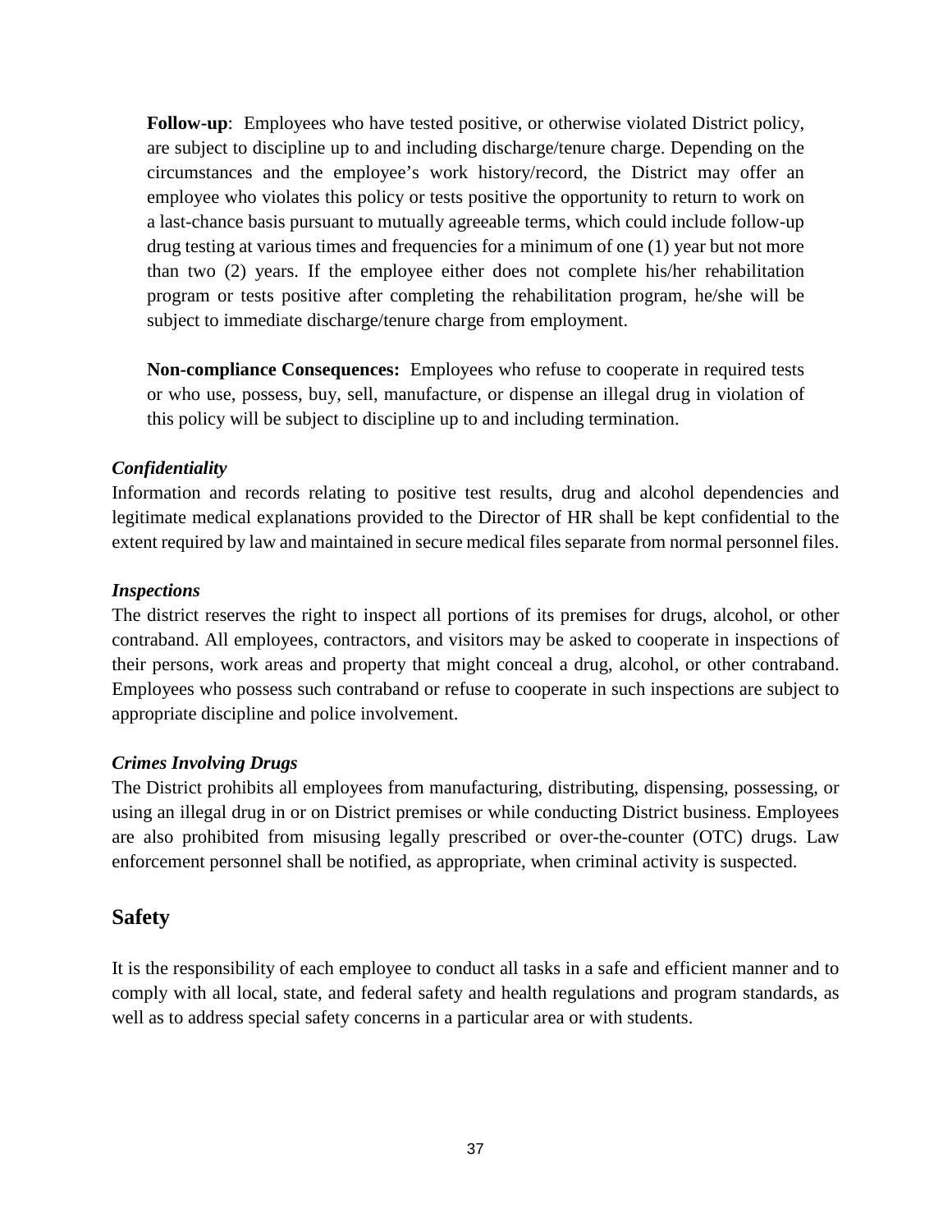**Follow-up**: Employees who have tested positive, or otherwise violated District policy, are subject to discipline up to and including discharge/tenure charge. Depending on the circumstances and the employee's work history/record, the District may offer an employee who violates this policy or tests positive the opportunity to return to work on a last-chance basis pursuant to mutually agreeable terms, which could include follow-up drug testing at various times and frequencies for a minimum of one (1) year but not more than two (2) years. If the employee either does not complete his/her rehabilitation program or tests positive after completing the rehabilitation program, he/she will be subject to immediate discharge/tenure charge from employment.

**Non-compliance Consequences:** Employees who refuse to cooperate in required tests or who use, possess, buy, sell, manufacture, or dispense an illegal drug in violation of this policy will be subject to discipline up to and including termination.

***Confidentiality***

Information and records relating to positive test results, drug and alcohol dependencies and legitimate medical explanations provided to the Director of HR shall be kept confidential to the extent required by law and maintained in secure medical files separate from normal personnel files.

***Inspections***

The district reserves the right to inspect all portions of its premises for drugs, alcohol, or other contraband. All employees, contractors, and visitors may be asked to cooperate in inspections of their persons, work areas and property that might conceal a drug, alcohol, or other contraband. Employees who possess such contraband or refuse to cooperate in such inspections are subject to appropriate discipline and police involvement.

***Crimes Involving Drugs***

The District prohibits all employees from manufacturing, distributing, dispensing, possessing, or using an illegal drug in or on District premises or while conducting District business. Employees are also prohibited from misusing legally prescribed or over-the-counter (OTC) drugs. Law enforcement personnel shall be notified, as appropriate, when criminal activity is suspected.

## Safety

It is the responsibility of each employee to conduct all tasks in a safe and efficient manner and to comply with all local, state, and federal safety and health regulations and program standards, as well as to address special safety concerns in a particular area or with students.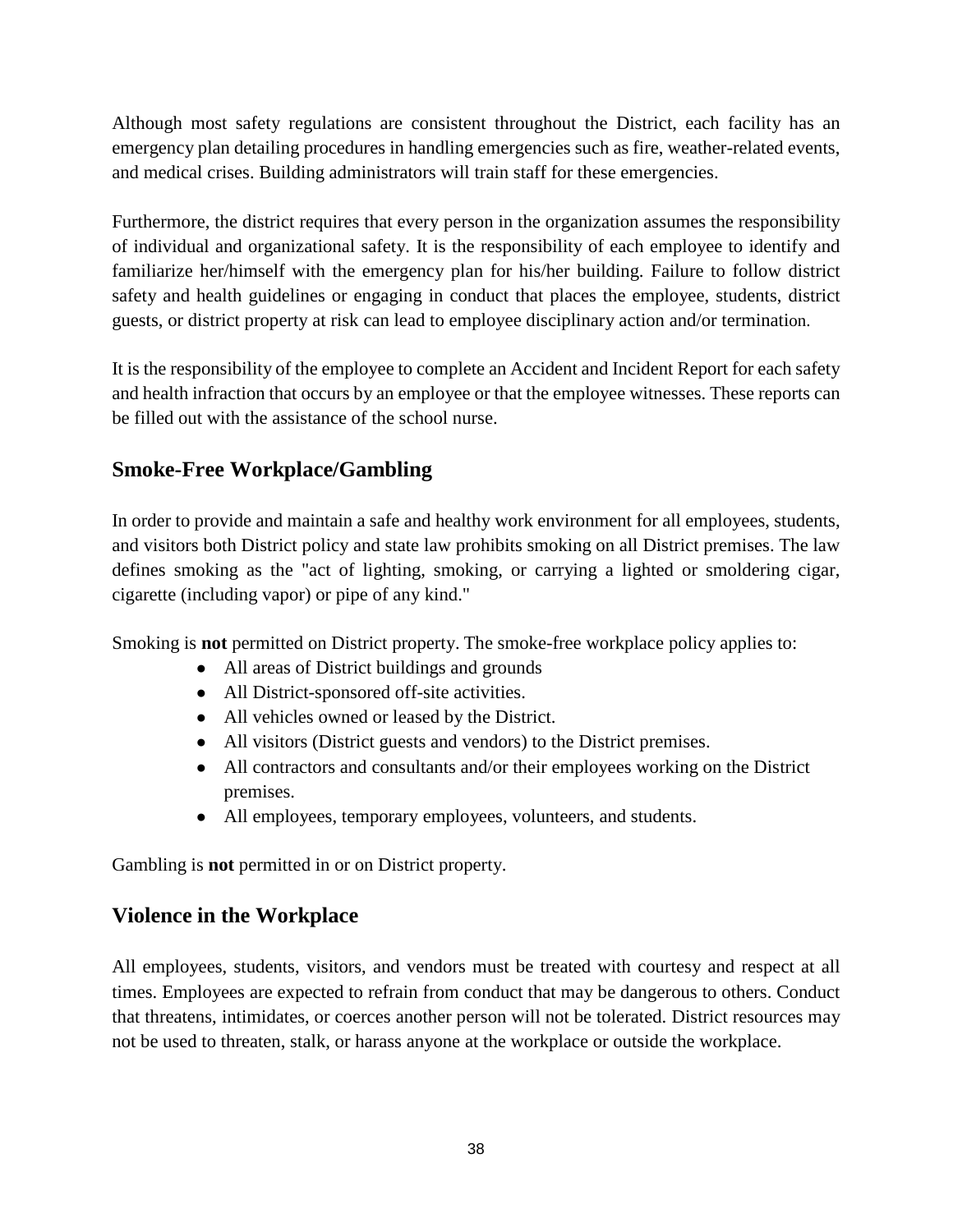Although most safety regulations are consistent throughout the District, each facility has an emergency plan detailing procedures in handling emergencies such as fire, weather-related events, and medical crises. Building administrators will train staff for these emergencies.

Furthermore, the district requires that every person in the organization assumes the responsibility of individual and organizational safety. It is the responsibility of each employee to identify and familiarize her/himself with the emergency plan for his/her building. Failure to follow district safety and health guidelines or engaging in conduct that places the employee, students, district guests, or district property at risk can lead to employee disciplinary action and/or termination.

It is the responsibility of the employee to complete an Accident and Incident Report for each safety and health infraction that occurs by an employee or that the employee witnesses. These reports can be filled out with the assistance of the school nurse.

## Smoke-Free Workplace/Gambling

In order to provide and maintain a safe and healthy work environment for all employees, students, and visitors both District policy and state law prohibits smoking on all District premises. The law defines smoking as the "act of lighting, smoking, or carrying a lighted or smoldering cigar, cigarette (including vapor) or pipe of any kind."

Smoking is **not** permitted on District property. The smoke-free workplace policy applies to:

- All areas of District buildings and grounds
- All District-sponsored off-site activities.
- All vehicles owned or leased by the District.
- All visitors (District guests and vendors) to the District premises.
- All contractors and consultants and/or their employees working on the District premises.
- All employees, temporary employees, volunteers, and students.

Gambling is **not** permitted in or on District property.

## Violence in the Workplace

All employees, students, visitors, and vendors must be treated with courtesy and respect at all times. Employees are expected to refrain from conduct that may be dangerous to others. Conduct that threatens, intimidates, or coerces another person will not be tolerated. District resources may not be used to threaten, stalk, or harass anyone at the workplace or outside the workplace.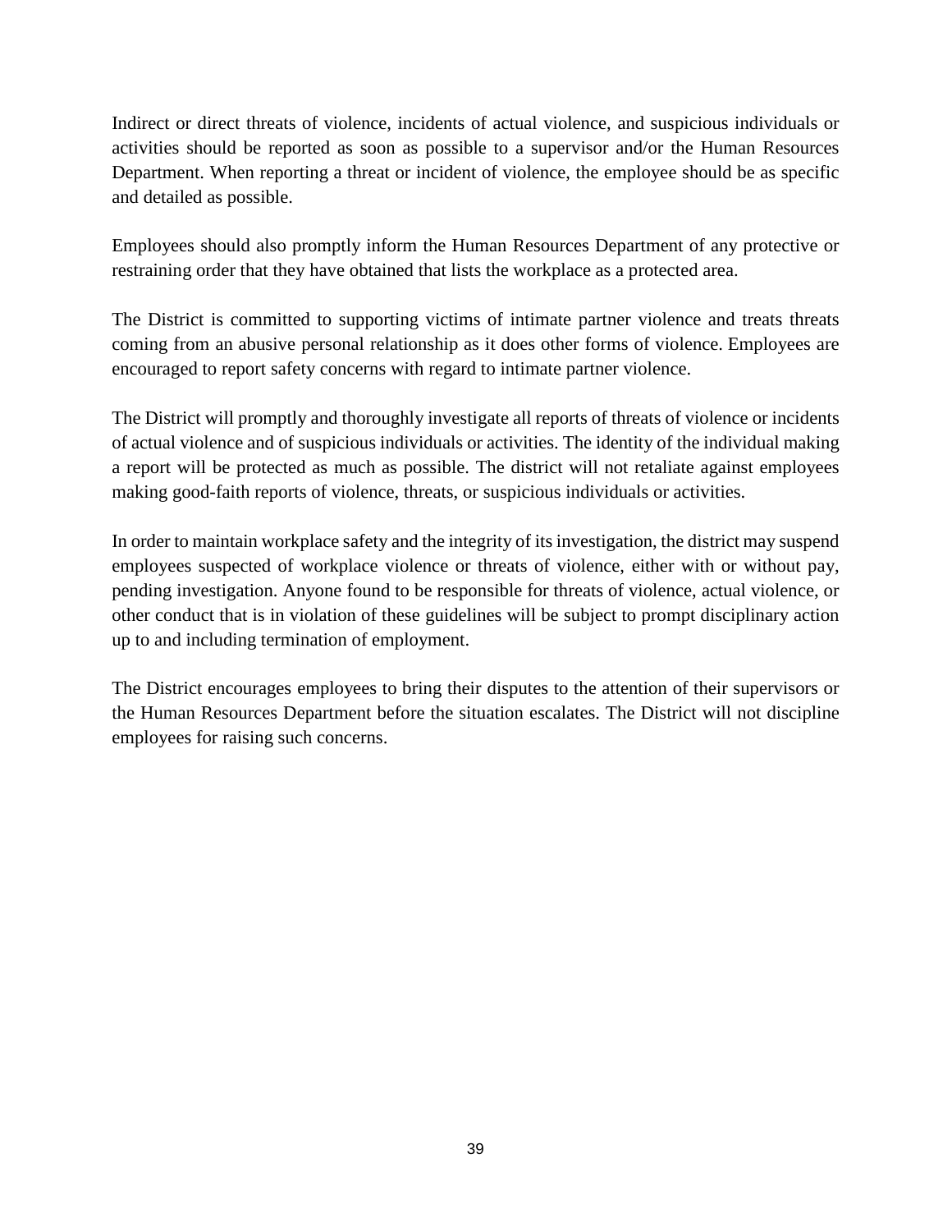Indirect or direct threats of violence, incidents of actual violence, and suspicious individuals or activities should be reported as soon as possible to a supervisor and/or the Human Resources Department. When reporting a threat or incident of violence, the employee should be as specific and detailed as possible.

Employees should also promptly inform the Human Resources Department of any protective or restraining order that they have obtained that lists the workplace as a protected area.

The District is committed to supporting victims of intimate partner violence and treats threats coming from an abusive personal relationship as it does other forms of violence. Employees are encouraged to report safety concerns with regard to intimate partner violence.

The District will promptly and thoroughly investigate all reports of threats of violence or incidents of actual violence and of suspicious individuals or activities. The identity of the individual making a report will be protected as much as possible. The district will not retaliate against employees making good-faith reports of violence, threats, or suspicious individuals or activities.

In order to maintain workplace safety and the integrity of its investigation, the district may suspend employees suspected of workplace violence or threats of violence, either with or without pay, pending investigation. Anyone found to be responsible for threats of violence, actual violence, or other conduct that is in violation of these guidelines will be subject to prompt disciplinary action up to and including termination of employment.

The District encourages employees to bring their disputes to the attention of their supervisors or the Human Resources Department before the situation escalates. The District will not discipline employees for raising such concerns.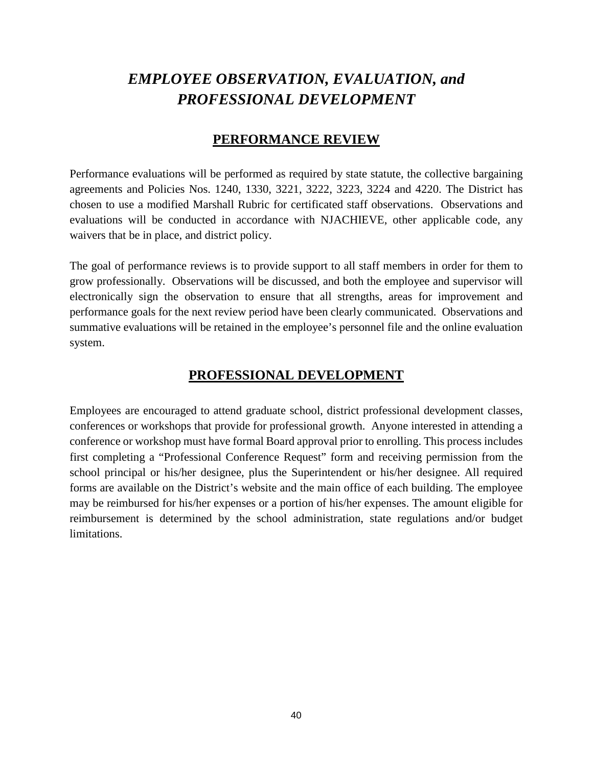# *EMPLOYEE OBSERVATION, EVALUATION, and PROFESSIONAL DEVELOPMENT*

## PERFORMANCE REVIEW

Performance evaluations will be performed as required by state statute, the collective bargaining agreements and Policies Nos. 1240, 1330, 3221, 3222, 3223, 3224 and 4220. The District has chosen to use a modified Marshall Rubric for certificated staff observations. Observations and evaluations will be conducted in accordance with NJACHIEVE, other applicable code, any waivers that be in place, and district policy.

The goal of performance reviews is to provide support to all staff members in order for them to grow professionally. Observations will be discussed, and both the employee and supervisor will electronically sign the observation to ensure that all strengths, areas for improvement and performance goals for the next review period have been clearly communicated. Observations and summative evaluations will be retained in the employee's personnel file and the online evaluation system.

## PROFESSIONAL DEVELOPMENT

Employees are encouraged to attend graduate school, district professional development classes, conferences or workshops that provide for professional growth. Anyone interested in attending a conference or workshop must have formal Board approval prior to enrolling. This process includes first completing a "Professional Conference Request" form and receiving permission from the school principal or his/her designee, plus the Superintendent or his/her designee. All required forms are available on the District's website and the main office of each building. The employee may be reimbursed for his/her expenses or a portion of his/her expenses. The amount eligible for reimbursement is determined by the school administration, state regulations and/or budget limitations.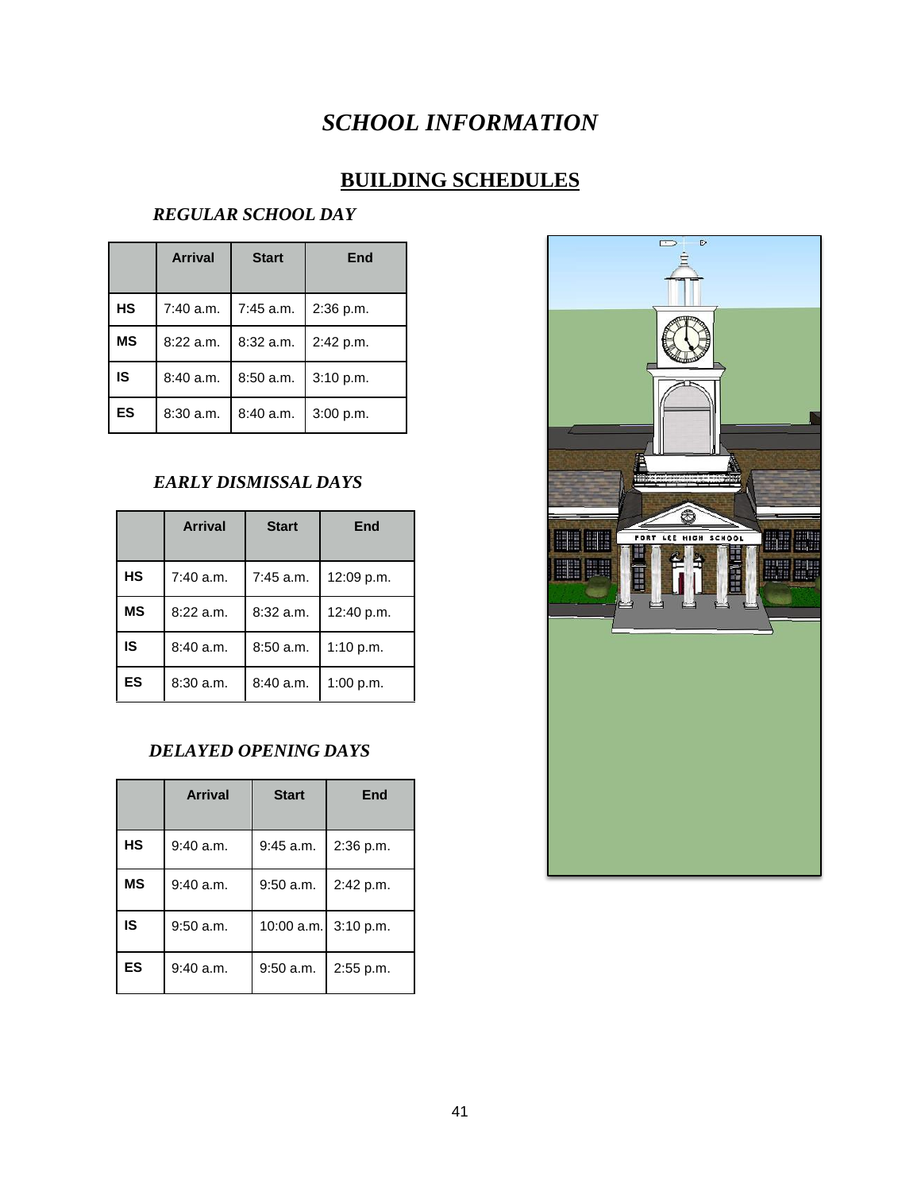# *SCHOOL INFORMATION*

## BUILDING SCHEDULES

### *REGULAR SCHOOL DAY*

| | Arrival | Start | End |
|---|---|---|---|
| **HS** | 7:40 a.m. | 7:45 a.m. | 2:36 p.m. |
| **MS** | 8:22 a.m. | 8:32 a.m. | 2:42 p.m. |
| **IS** | 8:40 a.m. | 8:50 a.m. | 3:10 p.m. |
| **ES** | 8:30 a.m. | 8:40 a.m. | 3:00 p.m. |

### *EARLY DISMISSAL DAYS*

| | Arrival | Start | End |
|---|---|---|---|
| **HS** | 7:40 a.m. | 7:45 a.m. | 12:09 p.m. |
| **MS** | 8:22 a.m. | 8:32 a.m. | 12:40 p.m. |
| **IS** | 8:40 a.m. | 8:50 a.m. | 1:10 p.m. |
| **ES** | 8:30 a.m. | 8:40 a.m. | 1:00 p.m. |

### *DELAYED OPENING DAYS*

| | Arrival | Start | End |
|---|---|---|---|
| **HS** | 9:40 a.m. | 9:45 a.m. | 2:36 p.m. |
| **MS** | 9:40 a.m. | 9:50 a.m. | 2:42 p.m. |
| **IS** | 9:50 a.m. | 10:00 a.m. | 3:10 p.m. |
| **ES** | 9:40 a.m. | 9:50 a.m. | 2:55 p.m. |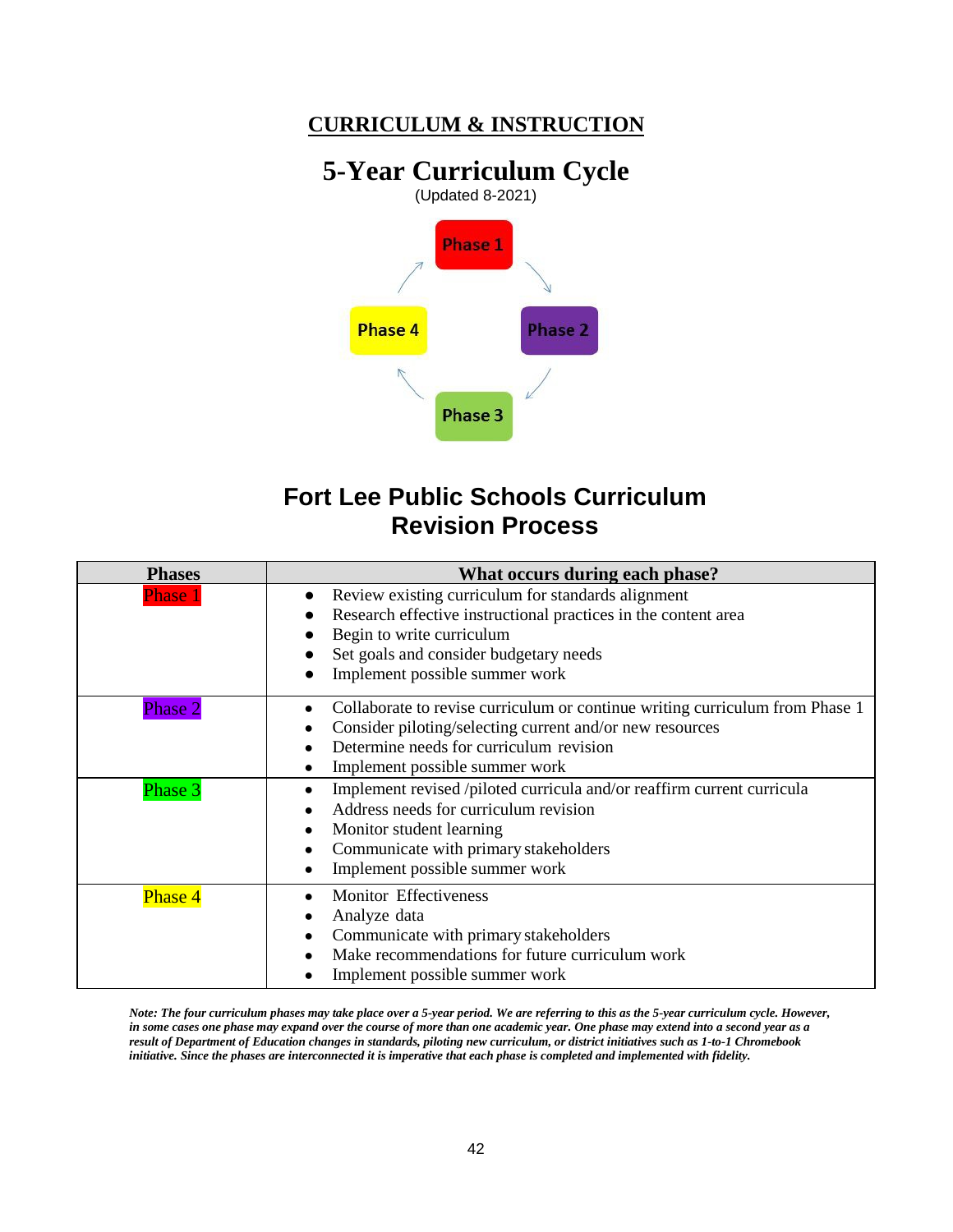## CURRICULUM & INSTRUCTION

# 5-Year Curriculum Cycle

(Updated 8-2021)

Phase 1 → Phase 2 → Phase 3 → Phase 4 → Phase 1

# Fort Lee Public Schools Curriculum Revision Process

| Phases | What occurs during each phase? |
|---|---|
| Phase 1 | • Review existing curriculum for standards alignment<br>• Research effective instructional practices in the content area<br>• Begin to write curriculum<br>• Set goals and consider budgetary needs<br>• Implement possible summer work |
| Phase 2 | • Collaborate to revise curriculum or continue writing curriculum from Phase 1<br>• Consider piloting/selecting current and/or new resources<br>• Determine needs for curriculum revision<br>• Implement possible summer work |
| Phase 3 | • Implement revised /piloted curricula and/or reaffirm current curricula<br>• Address needs for curriculum revision<br>• Monitor student learning<br>• Communicate with primary stakeholders<br>• Implement possible summer work |
| Phase 4 | • Monitor Effectiveness<br>• Analyze data<br>• Communicate with primary stakeholders<br>• Make recommendations for future curriculum work<br>• Implement possible summer work |

***Note: The four curriculum phases may take place over a 5-year period. We are referring to this as the 5-year curriculum cycle. However, in some cases one phase may expand over the course of more than one academic year. One phase may extend into a second year as a result of Department of Education changes in standards, piloting new curriculum, or district initiatives such as 1-to-1 Chromebook initiative. Since the phases are interconnected it is imperative that each phase is completed and implemented with fidelity.***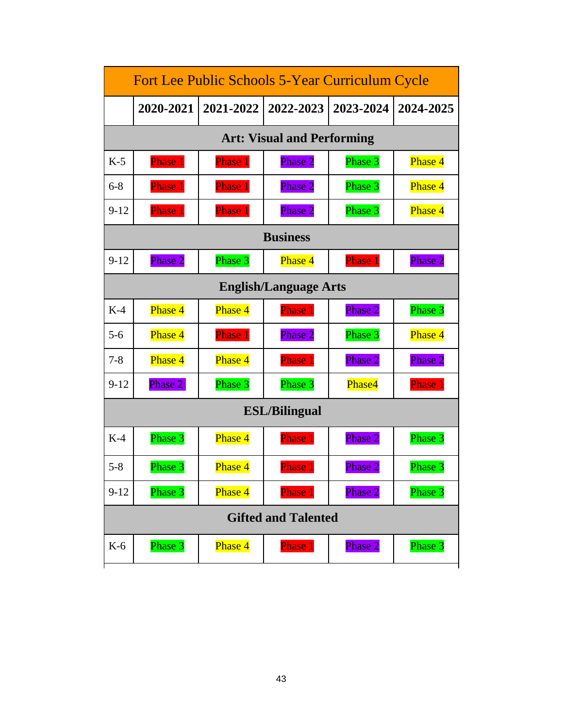| Fort Lee Public Schools 5-Year Curriculum Cycle | | | | | |
|---|---|---|---|---|---|
| | **2020-2021** | **2021-2022** | **2022-2023** | **2023-2024** | **2024-2025** |
| **Art: Visual and Performing** | | | | | |
| K-5 | Phase 1 | Phase 1 | Phase 2 | Phase 3 | Phase 4 |
| 6-8 | Phase 1 | Phase 1 | Phase 2 | Phase 3 | Phase 4 |
| 9-12 | Phase 1 | Phase 1 | Phase 2 | Phase 3 | Phase 4 |
| **Business** | | | | | |
| 9-12 | Phase 2 | Phase 3 | Phase 4 | Phase 1 | Phase 2 |
| **English/Language Arts** | | | | | |
| K-4 | Phase 4 | Phase 4 | Phase 1 | Phase 2 | Phase 3 |
| 5-6 | Phase 4 | Phase 1 | Phase 2 | Phase 3 | Phase 4 |
| 7-8 | Phase 4 | Phase 4 | Phase 1 | Phase 2 | Phase 2 |
| 9-12 | Phase 2 | Phase 3 | Phase 3 | Phase4 | Phase 1 |
| **ESL/Bilingual** | | | | | |
| K-4 | Phase 3 | Phase 4 | Phase 1 | Phase 2 | Phase 3 |
| 5-8 | Phase 3 | Phase 4 | Phase 1 | Phase 2 | Phase 3 |
| 9-12 | Phase 3 | Phase 4 | Phase 1 | Phase 2 | Phase 3 |
| **Gifted and Talented** | | | | | |
| K-6 | Phase 3 | Phase 4 | Phase 1 | Phase 2 | Phase 3 |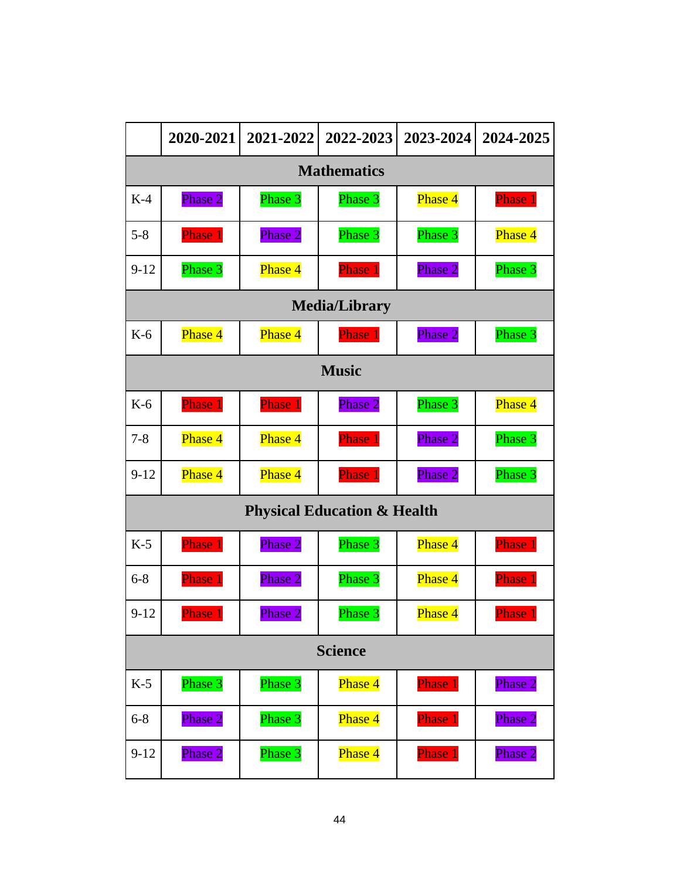| | 2020-2021 | 2021-2022 | 2022-2023 | 2023-2024 | 2024-2025 |
|---|---|---|---|---|---|
| **Mathematics** | | | | | |
| K-4 | Phase 2 | Phase 3 | Phase 3 | Phase 4 | Phase 1 |
| 5-8 | Phase 1 | Phase 2 | Phase 3 | Phase 3 | Phase 4 |
| 9-12 | Phase 3 | Phase 4 | Phase 1 | Phase 2 | Phase 3 |
| **Media/Library** | | | | | |
| K-6 | Phase 4 | Phase 4 | Phase 1 | Phase 2 | Phase 3 |
| **Music** | | | | | |
| K-6 | Phase 1 | Phase 1 | Phase 2 | Phase 3 | Phase 4 |
| 7-8 | Phase 4 | Phase 4 | Phase 1 | Phase 2 | Phase 3 |
| 9-12 | Phase 4 | Phase 4 | Phase 1 | Phase 2 | Phase 3 |
| **Physical Education & Health** | | | | | |
| K-5 | Phase 1 | Phase 2 | Phase 3 | Phase 4 | Phase 1 |
| 6-8 | Phase 1 | Phase 2 | Phase 3 | Phase 4 | Phase 1 |
| 9-12 | Phase 1 | Phase 2 | Phase 3 | Phase 4 | Phase 1 |
| **Science** | | | | | |
| K-5 | Phase 3 | Phase 3 | Phase 4 | Phase 1 | Phase 2 |
| 6-8 | Phase 2 | Phase 3 | Phase 4 | Phase 1 | Phase 2 |
| 9-12 | Phase 2 | Phase 3 | Phase 4 | Phase 1 | Phase 2 |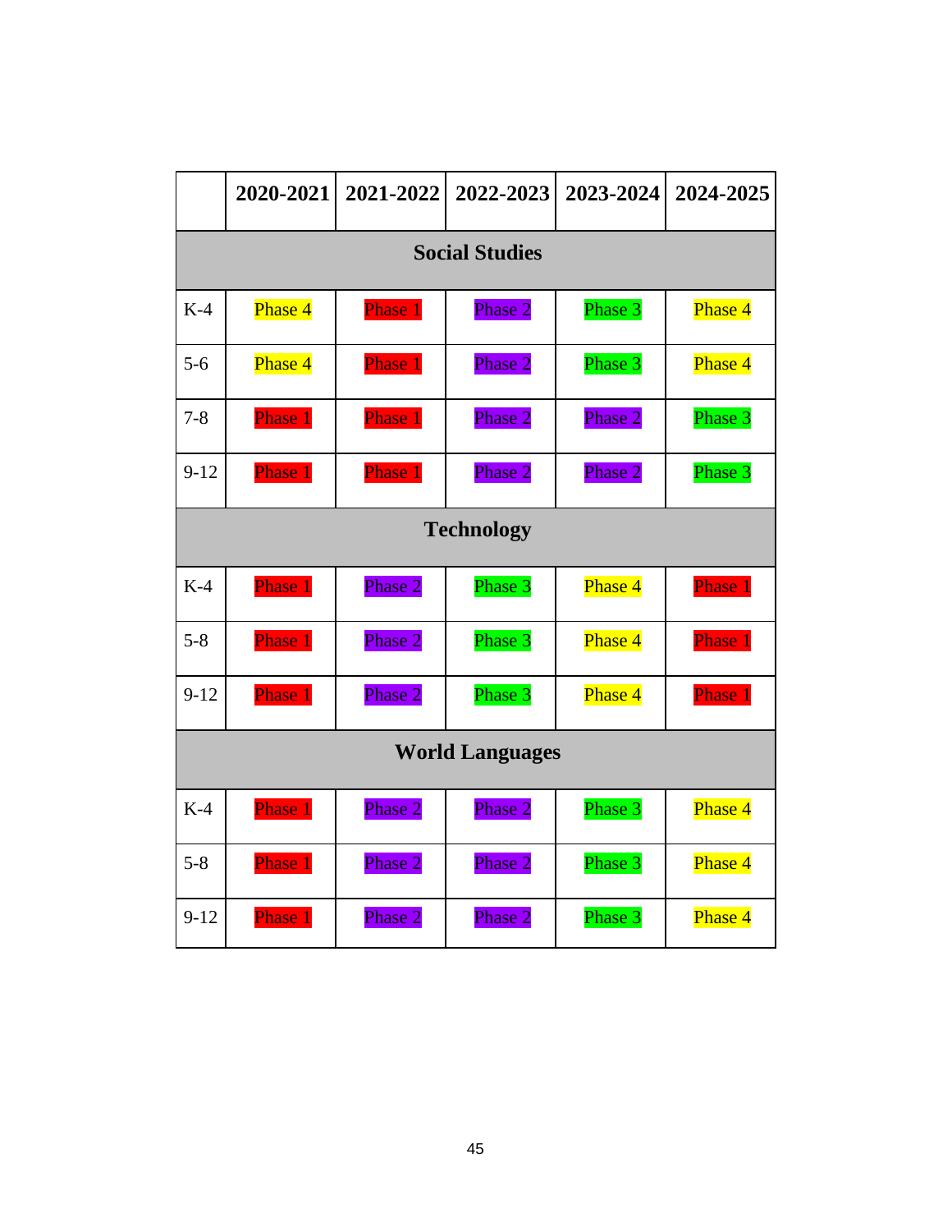| | 2020-2021 | 2021-2022 | 2022-2023 | 2023-2024 | 2024-2025 |
|---|---|---|---|---|---|
| **Social Studies** | | | | | |
| K-4 | Phase 4 | Phase 1 | Phase 2 | Phase 3 | Phase 4 |
| 5-6 | Phase 4 | Phase 1 | Phase 2 | Phase 3 | Phase 4 |
| 7-8 | Phase 1 | Phase 1 | Phase 2 | Phase 2 | Phase 3 |
| 9-12 | Phase 1 | Phase 1 | Phase 2 | Phase 2 | Phase 3 |
| **Technology** | | | | | |
| K-4 | Phase 1 | Phase 2 | Phase 3 | Phase 4 | Phase 1 |
| 5-8 | Phase 1 | Phase 2 | Phase 3 | Phase 4 | Phase 1 |
| 9-12 | Phase 1 | Phase 2 | Phase 3 | Phase 4 | Phase 1 |
| **World Languages** | | | | | |
| K-4 | Phase 1 | Phase 2 | Phase 2 | Phase 3 | Phase 4 |
| 5-8 | Phase 1 | Phase 2 | Phase 2 | Phase 3 | Phase 4 |
| 9-12 | Phase 1 | Phase 2 | Phase 2 | Phase 3 | Phase 4 |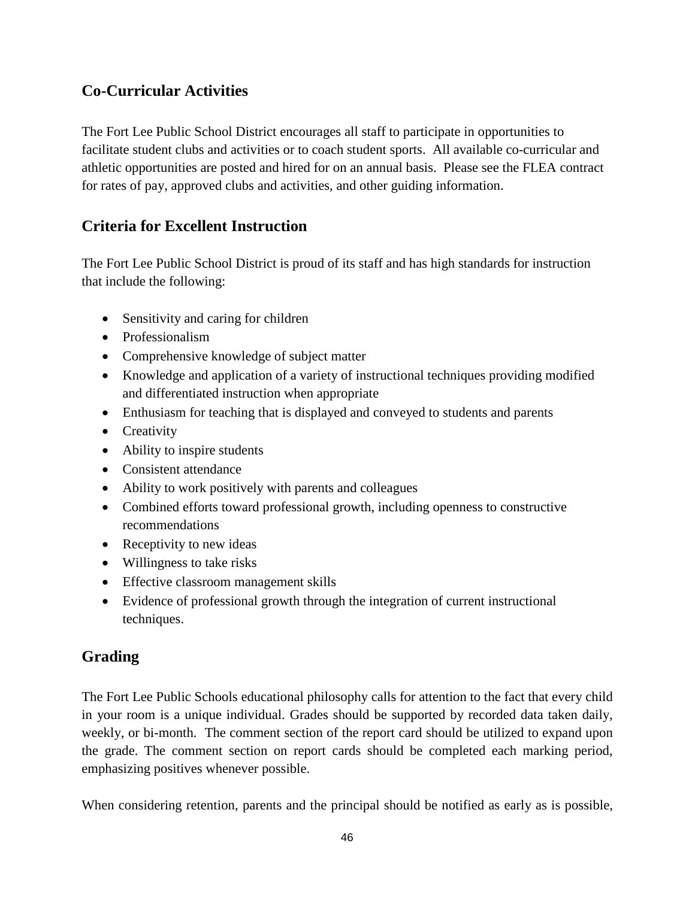## Co-Curricular Activities

The Fort Lee Public School District encourages all staff to participate in opportunities to facilitate student clubs and activities or to coach student sports. All available co-curricular and athletic opportunities are posted and hired for on an annual basis. Please see the FLEA contract for rates of pay, approved clubs and activities, and other guiding information.

## Criteria for Excellent Instruction

The Fort Lee Public School District is proud of its staff and has high standards for instruction that include the following:

- Sensitivity and caring for children
- Professionalism
- Comprehensive knowledge of subject matter
- Knowledge and application of a variety of instructional techniques providing modified and differentiated instruction when appropriate
- Enthusiasm for teaching that is displayed and conveyed to students and parents
- Creativity
- Ability to inspire students
- Consistent attendance
- Ability to work positively with parents and colleagues
- Combined efforts toward professional growth, including openness to constructive recommendations
- Receptivity to new ideas
- Willingness to take risks
- Effective classroom management skills
- Evidence of professional growth through the integration of current instructional techniques.

## Grading

The Fort Lee Public Schools educational philosophy calls for attention to the fact that every child in your room is a unique individual. Grades should be supported by recorded data taken daily, weekly, or bi-month. The comment section of the report card should be utilized to expand upon the grade. The comment section on report cards should be completed each marking period, emphasizing positives whenever possible.

When considering retention, parents and the principal should be notified as early as is possible,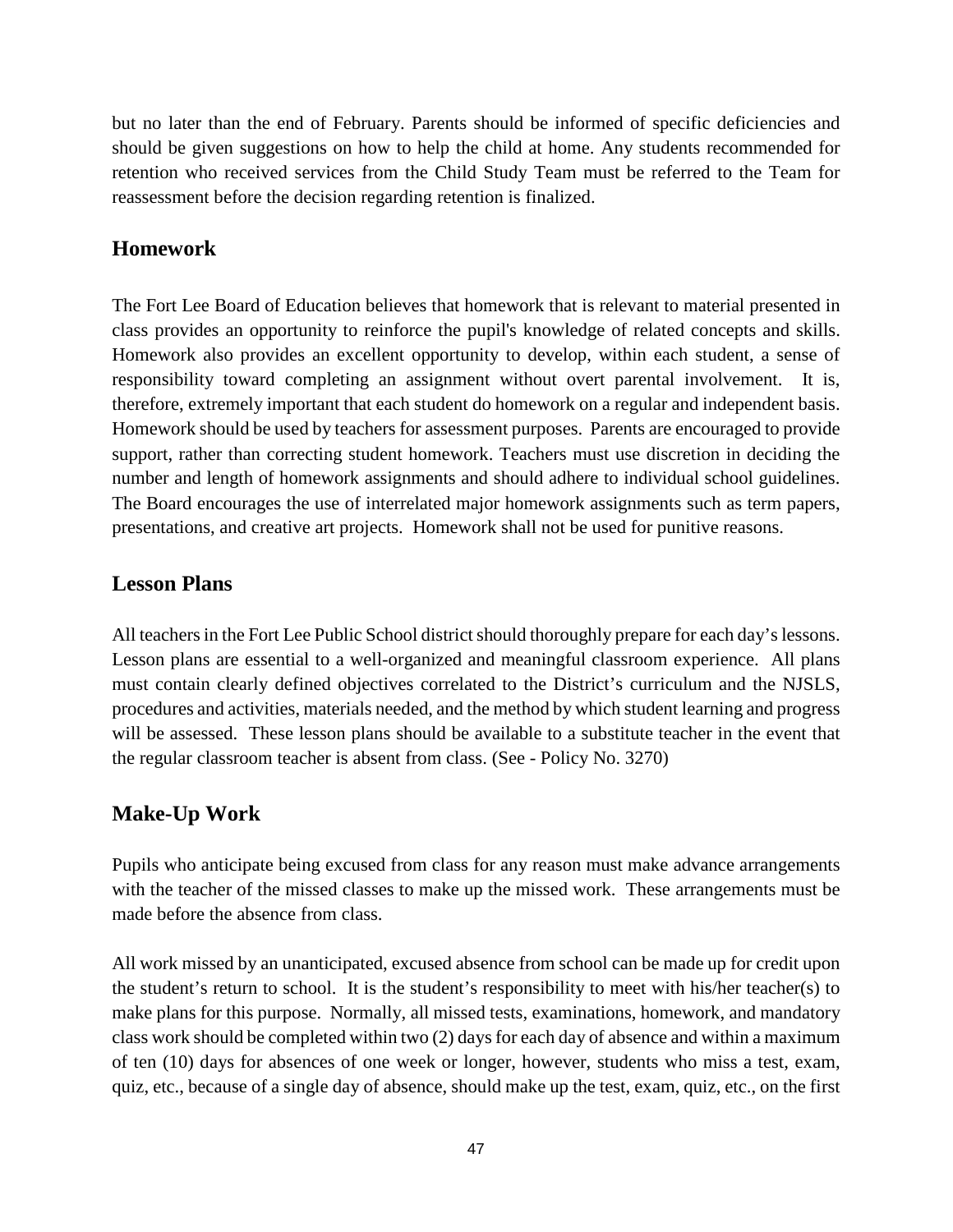but no later than the end of February. Parents should be informed of specific deficiencies and should be given suggestions on how to help the child at home. Any students recommended for retention who received services from the Child Study Team must be referred to the Team for reassessment before the decision regarding retention is finalized.

## Homework

The Fort Lee Board of Education believes that homework that is relevant to material presented in class provides an opportunity to reinforce the pupil's knowledge of related concepts and skills. Homework also provides an excellent opportunity to develop, within each student, a sense of responsibility toward completing an assignment without overt parental involvement. It is, therefore, extremely important that each student do homework on a regular and independent basis. Homework should be used by teachers for assessment purposes. Parents are encouraged to provide support, rather than correcting student homework. Teachers must use discretion in deciding the number and length of homework assignments and should adhere to individual school guidelines. The Board encourages the use of interrelated major homework assignments such as term papers, presentations, and creative art projects. Homework shall not be used for punitive reasons.

## Lesson Plans

All teachers in the Fort Lee Public School district should thoroughly prepare for each day's lessons. Lesson plans are essential to a well-organized and meaningful classroom experience. All plans must contain clearly defined objectives correlated to the District's curriculum and the NJSLS, procedures and activities, materials needed, and the method by which student learning and progress will be assessed. These lesson plans should be available to a substitute teacher in the event that the regular classroom teacher is absent from class. (See - Policy No. 3270)

## Make-Up Work

Pupils who anticipate being excused from class for any reason must make advance arrangements with the teacher of the missed classes to make up the missed work. These arrangements must be made before the absence from class.

All work missed by an unanticipated, excused absence from school can be made up for credit upon the student's return to school. It is the student's responsibility to meet with his/her teacher(s) to make plans for this purpose. Normally, all missed tests, examinations, homework, and mandatory class work should be completed within two (2) days for each day of absence and within a maximum of ten (10) days for absences of one week or longer, however, students who miss a test, exam, quiz, etc., because of a single day of absence, should make up the test, exam, quiz, etc., on the first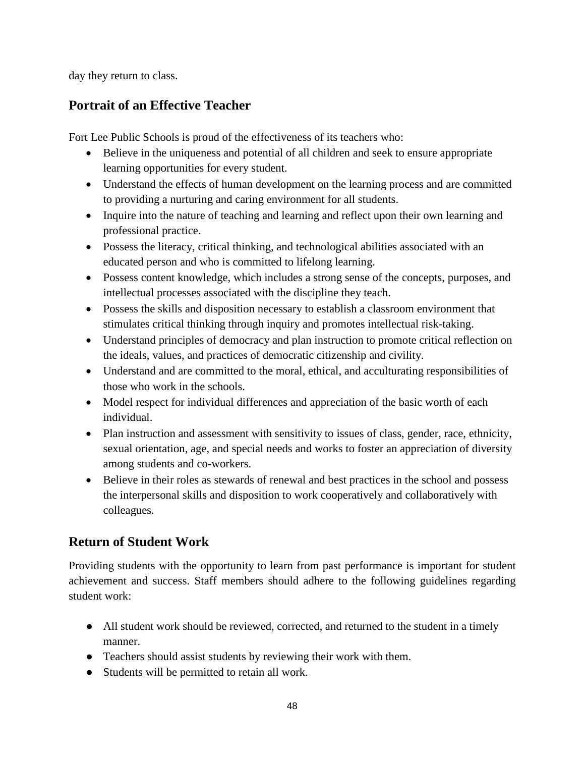day they return to class.

## Portrait of an Effective Teacher

Fort Lee Public Schools is proud of the effectiveness of its teachers who:

- Believe in the uniqueness and potential of all children and seek to ensure appropriate learning opportunities for every student.
- Understand the effects of human development on the learning process and are committed to providing a nurturing and caring environment for all students.
- Inquire into the nature of teaching and learning and reflect upon their own learning and professional practice.
- Possess the literacy, critical thinking, and technological abilities associated with an educated person and who is committed to lifelong learning.
- Possess content knowledge, which includes a strong sense of the concepts, purposes, and intellectual processes associated with the discipline they teach.
- Possess the skills and disposition necessary to establish a classroom environment that stimulates critical thinking through inquiry and promotes intellectual risk-taking.
- Understand principles of democracy and plan instruction to promote critical reflection on the ideals, values, and practices of democratic citizenship and civility.
- Understand and are committed to the moral, ethical, and acculturating responsibilities of those who work in the schools.
- Model respect for individual differences and appreciation of the basic worth of each individual.
- Plan instruction and assessment with sensitivity to issues of class, gender, race, ethnicity, sexual orientation, age, and special needs and works to foster an appreciation of diversity among students and co-workers.
- Believe in their roles as stewards of renewal and best practices in the school and possess the interpersonal skills and disposition to work cooperatively and collaboratively with colleagues.

## Return of Student Work

Providing students with the opportunity to learn from past performance is important for student achievement and success. Staff members should adhere to the following guidelines regarding student work:

- All student work should be reviewed, corrected, and returned to the student in a timely manner.
- Teachers should assist students by reviewing their work with them.
- Students will be permitted to retain all work.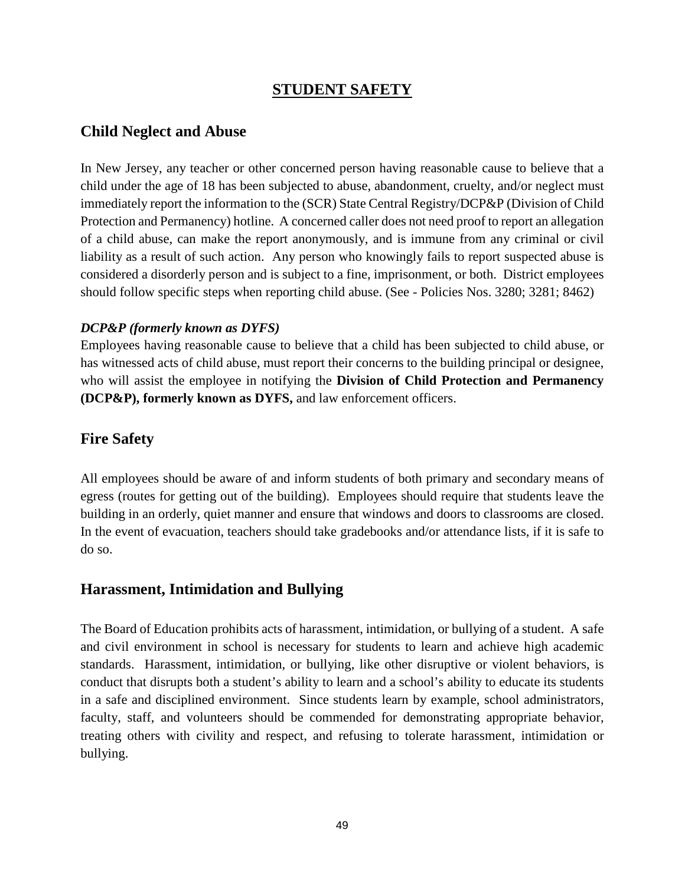# STUDENT SAFETY

## Child Neglect and Abuse

In New Jersey, any teacher or other concerned person having reasonable cause to believe that a child under the age of 18 has been subjected to abuse, abandonment, cruelty, and/or neglect must immediately report the information to the (SCR) State Central Registry/DCP&P (Division of Child Protection and Permanency) hotline. A concerned caller does not need proof to report an allegation of a child abuse, can make the report anonymously, and is immune from any criminal or civil liability as a result of such action. Any person who knowingly fails to report suspected abuse is considered a disorderly person and is subject to a fine, imprisonment, or both. District employees should follow specific steps when reporting child abuse. (See - Policies Nos. 3280; 3281; 8462)

***DCP&P (formerly known as DYFS)***

Employees having reasonable cause to believe that a child has been subjected to child abuse, or has witnessed acts of child abuse, must report their concerns to the building principal or designee, who will assist the employee in notifying the **Division of Child Protection and Permanency (DCP&P), formerly known as DYFS,** and law enforcement officers.

## Fire Safety

All employees should be aware of and inform students of both primary and secondary means of egress (routes for getting out of the building). Employees should require that students leave the building in an orderly, quiet manner and ensure that windows and doors to classrooms are closed. In the event of evacuation, teachers should take gradebooks and/or attendance lists, if it is safe to do so.

## Harassment, Intimidation and Bullying

The Board of Education prohibits acts of harassment, intimidation, or bullying of a student. A safe and civil environment in school is necessary for students to learn and achieve high academic standards. Harassment, intimidation, or bullying, like other disruptive or violent behaviors, is conduct that disrupts both a student's ability to learn and a school's ability to educate its students in a safe and disciplined environment. Since students learn by example, school administrators, faculty, staff, and volunteers should be commended for demonstrating appropriate behavior, treating others with civility and respect, and refusing to tolerate harassment, intimidation or bullying.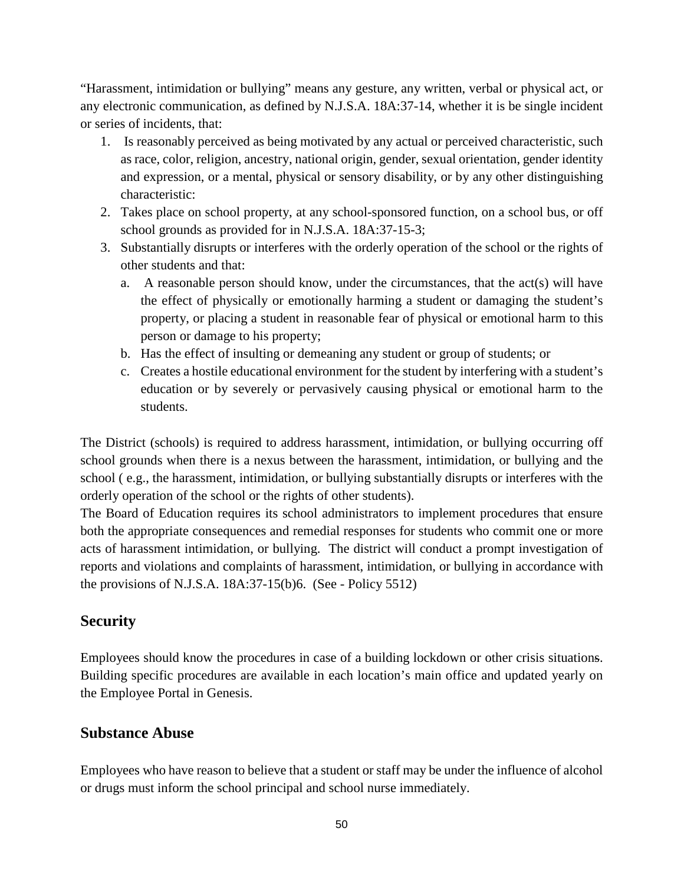"Harassment, intimidation or bullying" means any gesture, any written, verbal or physical act, or any electronic communication, as defined by N.J.S.A. 18A:37-14, whether it is be single incident or series of incidents, that:

1. Is reasonably perceived as being motivated by any actual or perceived characteristic, such as race, color, religion, ancestry, national origin, gender, sexual orientation, gender identity and expression, or a mental, physical or sensory disability, or by any other distinguishing characteristic:
2. Takes place on school property, at any school-sponsored function, on a school bus, or off school grounds as provided for in N.J.S.A. 18A:37-15-3;
3. Substantially disrupts or interferes with the orderly operation of the school or the rights of other students and that:
   a. A reasonable person should know, under the circumstances, that the act(s) will have the effect of physically or emotionally harming a student or damaging the student's property, or placing a student in reasonable fear of physical or emotional harm to this person or damage to his property;
   b. Has the effect of insulting or demeaning any student or group of students; or
   c. Creates a hostile educational environment for the student by interfering with a student's education or by severely or pervasively causing physical or emotional harm to the students.

The District (schools) is required to address harassment, intimidation, or bullying occurring off school grounds when there is a nexus between the harassment, intimidation, or bullying and the school ( e.g., the harassment, intimidation, or bullying substantially disrupts or interferes with the orderly operation of the school or the rights of other students).

The Board of Education requires its school administrators to implement procedures that ensure both the appropriate consequences and remedial responses for students who commit one or more acts of harassment intimidation, or bullying. The district will conduct a prompt investigation of reports and violations and complaints of harassment, intimidation, or bullying in accordance with the provisions of N.J.S.A. 18A:37-15(b)6. (See - Policy 5512)

## Security

Employees should know the procedures in case of a building lockdown or other crisis situations. Building specific procedures are available in each location's main office and updated yearly on the Employee Portal in Genesis.

## Substance Abuse

Employees who have reason to believe that a student or staff may be under the influence of alcohol or drugs must inform the school principal and school nurse immediately.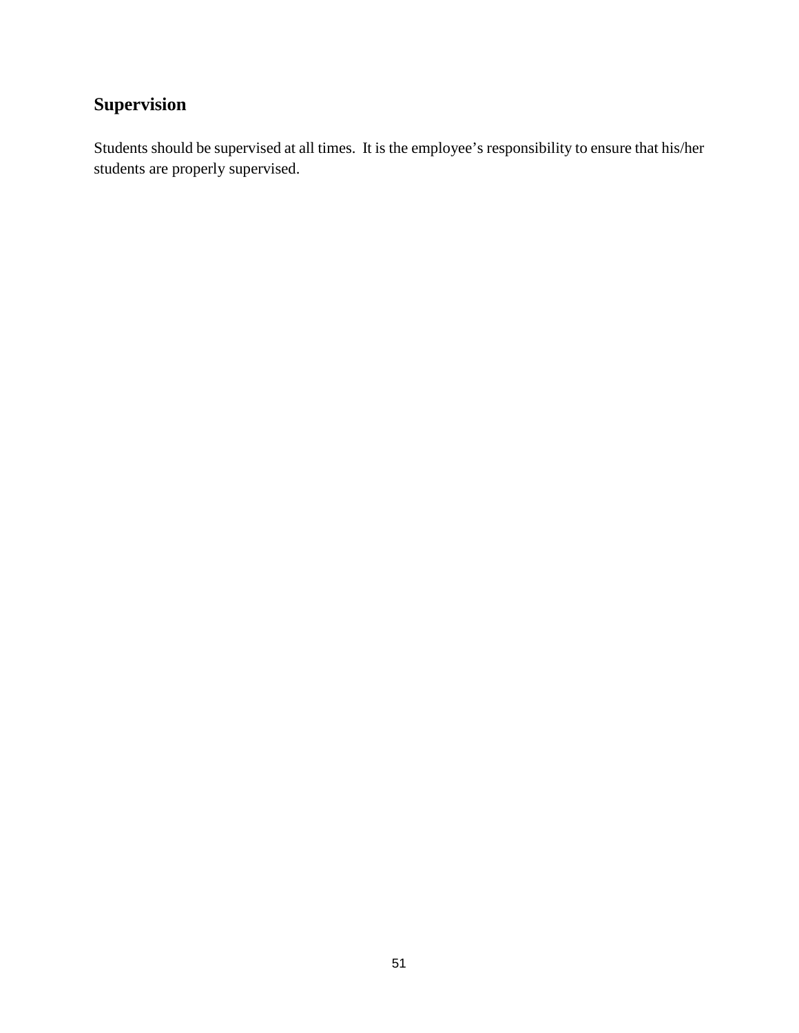## Supervision

Students should be supervised at all times. It is the employee's responsibility to ensure that his/her students are properly supervised.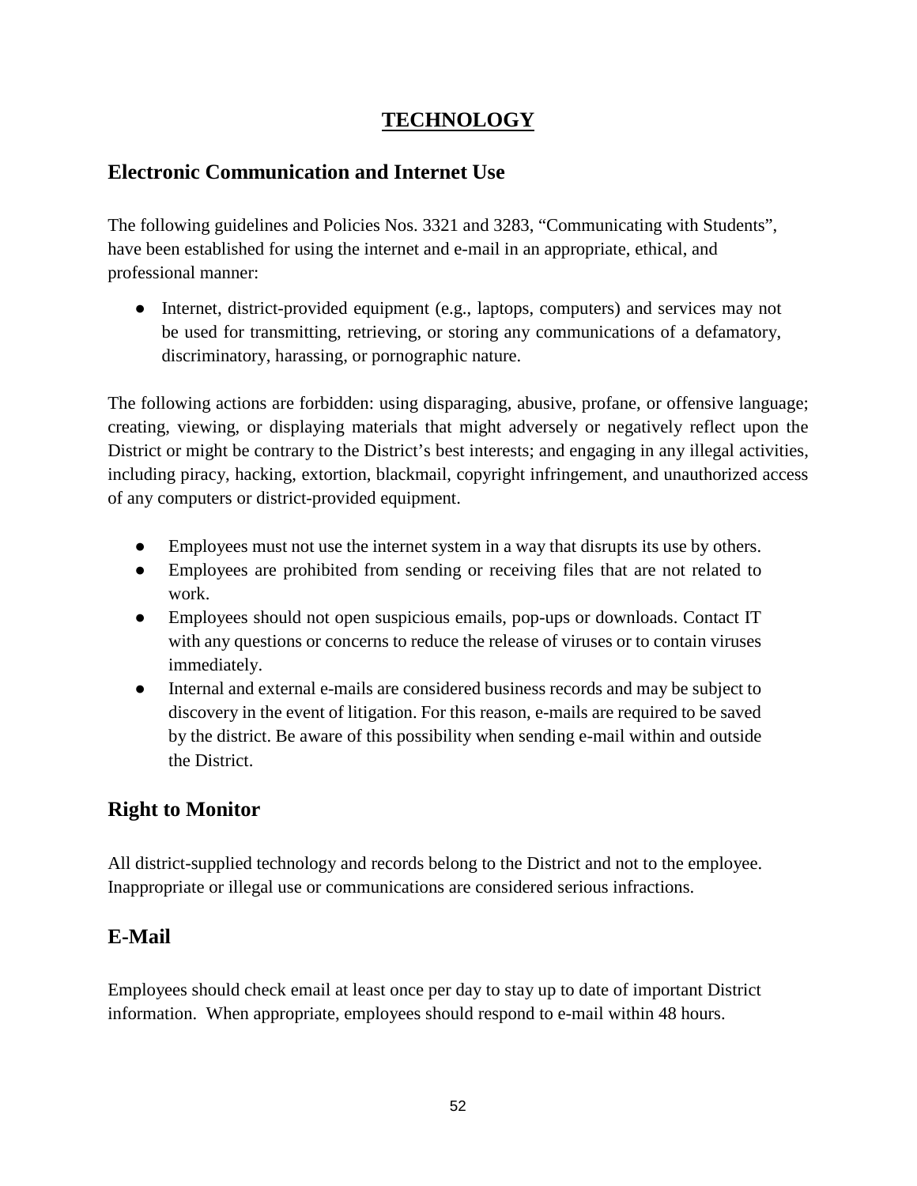# TECHNOLOGY

## Electronic Communication and Internet Use

The following guidelines and Policies Nos. 3321 and 3283, "Communicating with Students", have been established for using the internet and e-mail in an appropriate, ethical, and professional manner:

- Internet, district-provided equipment (e.g., laptops, computers) and services may not be used for transmitting, retrieving, or storing any communications of a defamatory, discriminatory, harassing, or pornographic nature.

The following actions are forbidden: using disparaging, abusive, profane, or offensive language; creating, viewing, or displaying materials that might adversely or negatively reflect upon the District or might be contrary to the District's best interests; and engaging in any illegal activities, including piracy, hacking, extortion, blackmail, copyright infringement, and unauthorized access of any computers or district-provided equipment.

- Employees must not use the internet system in a way that disrupts its use by others.
- Employees are prohibited from sending or receiving files that are not related to work.
- Employees should not open suspicious emails, pop-ups or downloads. Contact IT with any questions or concerns to reduce the release of viruses or to contain viruses immediately.
- Internal and external e-mails are considered business records and may be subject to discovery in the event of litigation. For this reason, e-mails are required to be saved by the district. Be aware of this possibility when sending e-mail within and outside the District.

## Right to Monitor

All district-supplied technology and records belong to the District and not to the employee. Inappropriate or illegal use or communications are considered serious infractions.

## E-Mail

Employees should check email at least once per day to stay up to date of important District information. When appropriate, employees should respond to e-mail within 48 hours.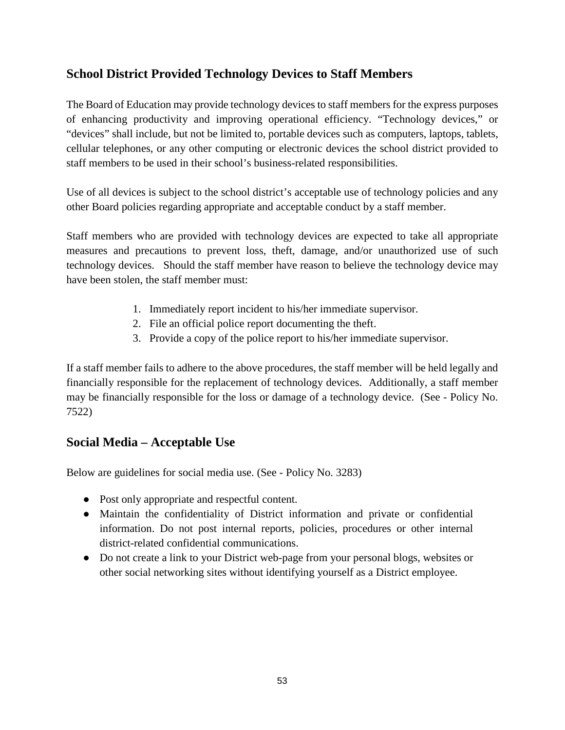## School District Provided Technology Devices to Staff Members

The Board of Education may provide technology devices to staff members for the express purposes of enhancing productivity and improving operational efficiency. "Technology devices," or "devices" shall include, but not be limited to, portable devices such as computers, laptops, tablets, cellular telephones, or any other computing or electronic devices the school district provided to staff members to be used in their school's business-related responsibilities.

Use of all devices is subject to the school district's acceptable use of technology policies and any other Board policies regarding appropriate and acceptable conduct by a staff member.

Staff members who are provided with technology devices are expected to take all appropriate measures and precautions to prevent loss, theft, damage, and/or unauthorized use of such technology devices. Should the staff member have reason to believe the technology device may have been stolen, the staff member must:

1. Immediately report incident to his/her immediate supervisor.
2. File an official police report documenting the theft.
3. Provide a copy of the police report to his/her immediate supervisor.

If a staff member fails to adhere to the above procedures, the staff member will be held legally and financially responsible for the replacement of technology devices. Additionally, a staff member may be financially responsible for the loss or damage of a technology device. (See - Policy No. 7522)

## Social Media – Acceptable Use

Below are guidelines for social media use. (See - Policy No. 3283)

- Post only appropriate and respectful content.
- Maintain the confidentiality of District information and private or confidential information. Do not post internal reports, policies, procedures or other internal district-related confidential communications.
- Do not create a link to your District web-page from your personal blogs, websites or other social networking sites without identifying yourself as a District employee.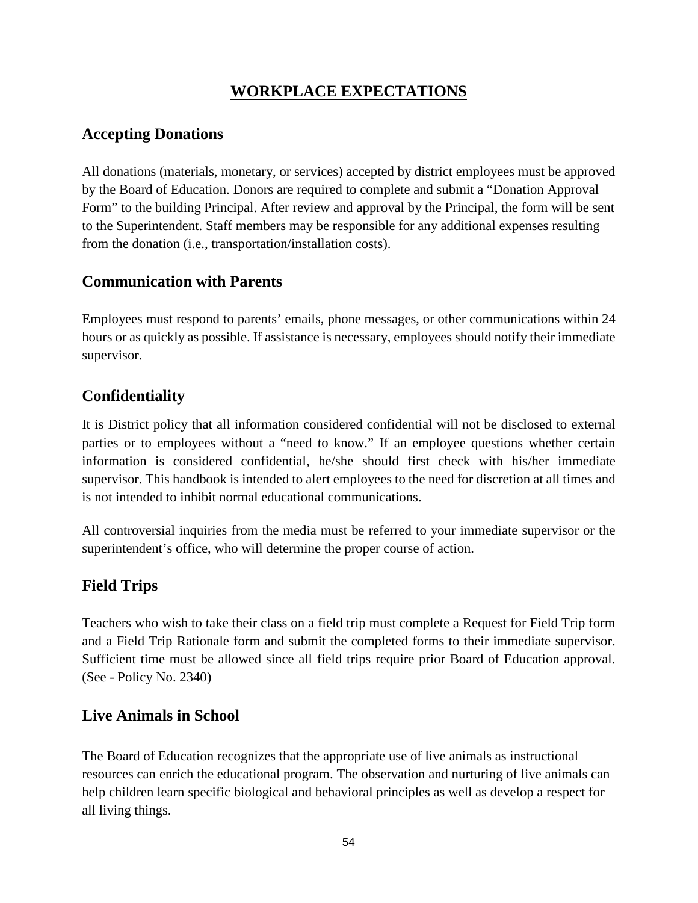# WORKPLACE EXPECTATIONS

## Accepting Donations

All donations (materials, monetary, or services) accepted by district employees must be approved by the Board of Education. Donors are required to complete and submit a "Donation Approval Form" to the building Principal. After review and approval by the Principal, the form will be sent to the Superintendent. Staff members may be responsible for any additional expenses resulting from the donation (i.e., transportation/installation costs).

## Communication with Parents

Employees must respond to parents' emails, phone messages, or other communications within 24 hours or as quickly as possible. If assistance is necessary, employees should notify their immediate supervisor.

## Confidentiality

It is District policy that all information considered confidential will not be disclosed to external parties or to employees without a "need to know." If an employee questions whether certain information is considered confidential, he/she should first check with his/her immediate supervisor. This handbook is intended to alert employees to the need for discretion at all times and is not intended to inhibit normal educational communications.

All controversial inquiries from the media must be referred to your immediate supervisor or the superintendent's office, who will determine the proper course of action.

## Field Trips

Teachers who wish to take their class on a field trip must complete a Request for Field Trip form and a Field Trip Rationale form and submit the completed forms to their immediate supervisor. Sufficient time must be allowed since all field trips require prior Board of Education approval. (See - Policy No. 2340)

## Live Animals in School

The Board of Education recognizes that the appropriate use of live animals as instructional resources can enrich the educational program. The observation and nurturing of live animals can help children learn specific biological and behavioral principles as well as develop a respect for all living things.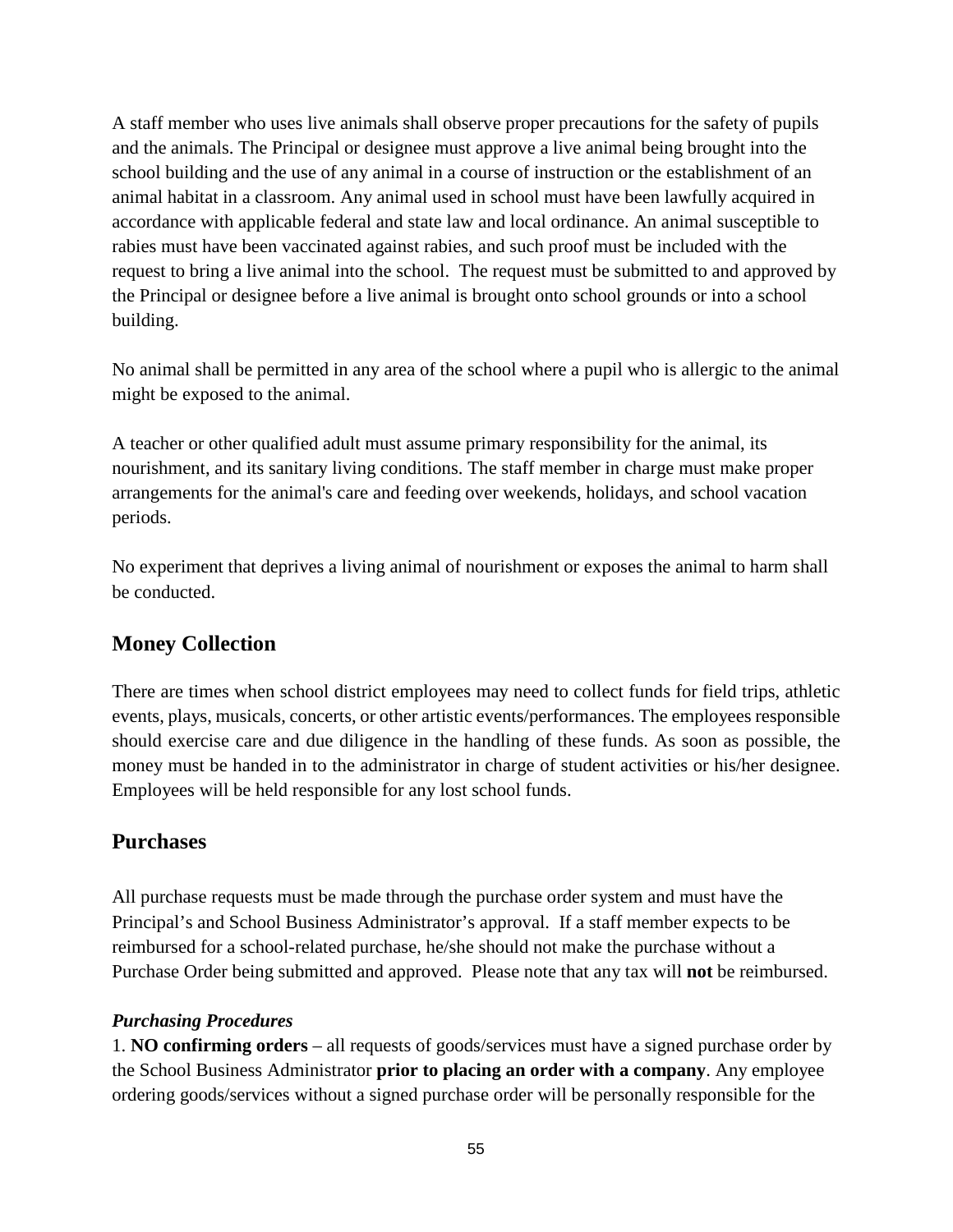A staff member who uses live animals shall observe proper precautions for the safety of pupils and the animals. The Principal or designee must approve a live animal being brought into the school building and the use of any animal in a course of instruction or the establishment of an animal habitat in a classroom. Any animal used in school must have been lawfully acquired in accordance with applicable federal and state law and local ordinance. An animal susceptible to rabies must have been vaccinated against rabies, and such proof must be included with the request to bring a live animal into the school. The request must be submitted to and approved by the Principal or designee before a live animal is brought onto school grounds or into a school building.

No animal shall be permitted in any area of the school where a pupil who is allergic to the animal might be exposed to the animal.

A teacher or other qualified adult must assume primary responsibility for the animal, its nourishment, and its sanitary living conditions. The staff member in charge must make proper arrangements for the animal's care and feeding over weekends, holidays, and school vacation periods.

No experiment that deprives a living animal of nourishment or exposes the animal to harm shall be conducted.

## Money Collection

There are times when school district employees may need to collect funds for field trips, athletic events, plays, musicals, concerts, or other artistic events/performances. The employees responsible should exercise care and due diligence in the handling of these funds. As soon as possible, the money must be handed in to the administrator in charge of student activities or his/her designee. Employees will be held responsible for any lost school funds.

## Purchases

All purchase requests must be made through the purchase order system and must have the Principal's and School Business Administrator's approval. If a staff member expects to be reimbursed for a school-related purchase, he/she should not make the purchase without a Purchase Order being submitted and approved. Please note that any tax will **not** be reimbursed.

***Purchasing Procedures***

1. **NO confirming orders** – all requests of goods/services must have a signed purchase order by the School Business Administrator **prior to placing an order with a company**. Any employee ordering goods/services without a signed purchase order will be personally responsible for the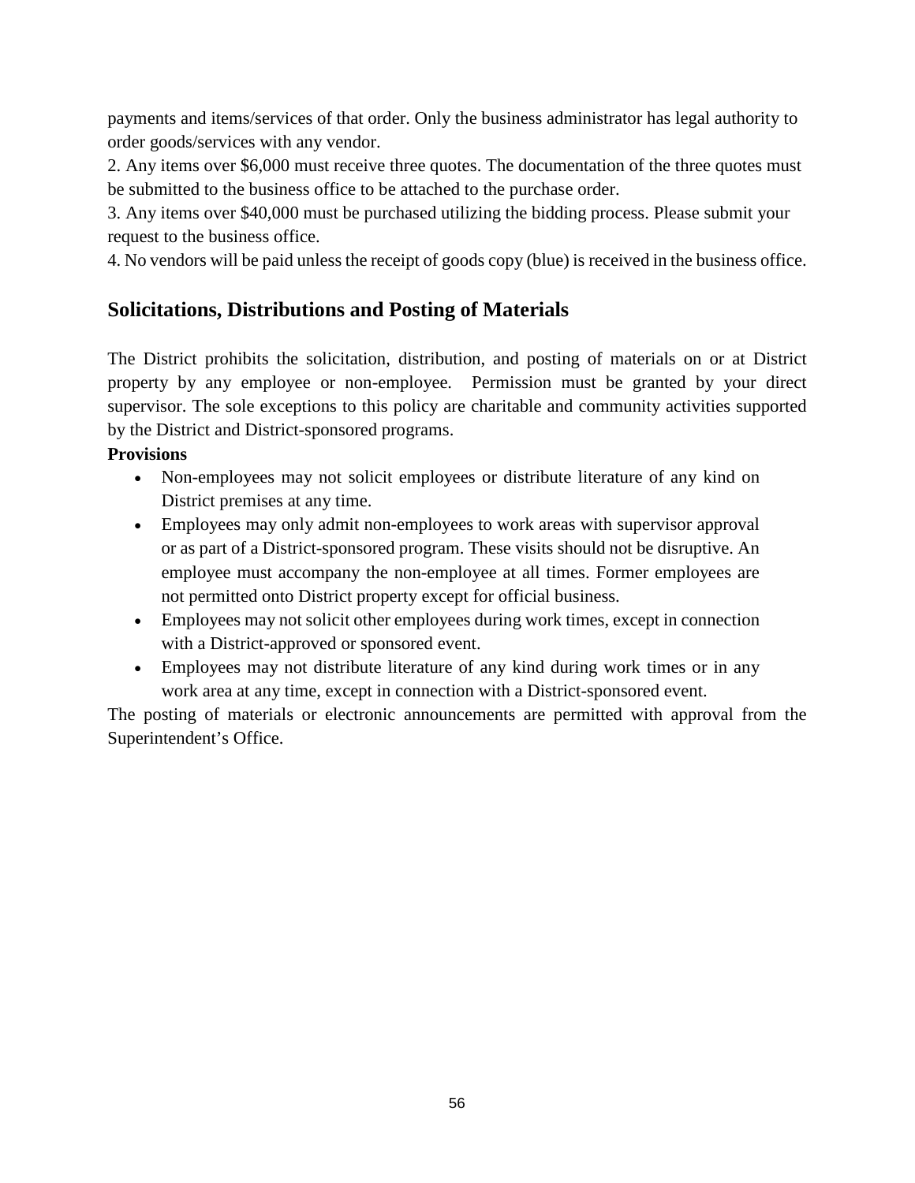payments and items/services of that order. Only the business administrator has legal authority to order goods/services with any vendor.

2. Any items over $6,000 must receive three quotes. The documentation of the three quotes must be submitted to the business office to be attached to the purchase order.

3. Any items over $40,000 must be purchased utilizing the bidding process. Please submit your request to the business office.

4. No vendors will be paid unless the receipt of goods copy (blue) is received in the business office.

## Solicitations, Distributions and Posting of Materials

The District prohibits the solicitation, distribution, and posting of materials on or at District property by any employee or non-employee. Permission must be granted by your direct supervisor. The sole exceptions to this policy are charitable and community activities supported by the District and District-sponsored programs.

**Provisions**

- Non-employees may not solicit employees or distribute literature of any kind on District premises at any time.
- Employees may only admit non-employees to work areas with supervisor approval or as part of a District-sponsored program. These visits should not be disruptive. An employee must accompany the non-employee at all times. Former employees are not permitted onto District property except for official business.
- Employees may not solicit other employees during work times, except in connection with a District-approved or sponsored event.
- Employees may not distribute literature of any kind during work times or in any work area at any time, except in connection with a District-sponsored event.

The posting of materials or electronic announcements are permitted with approval from the Superintendent's Office.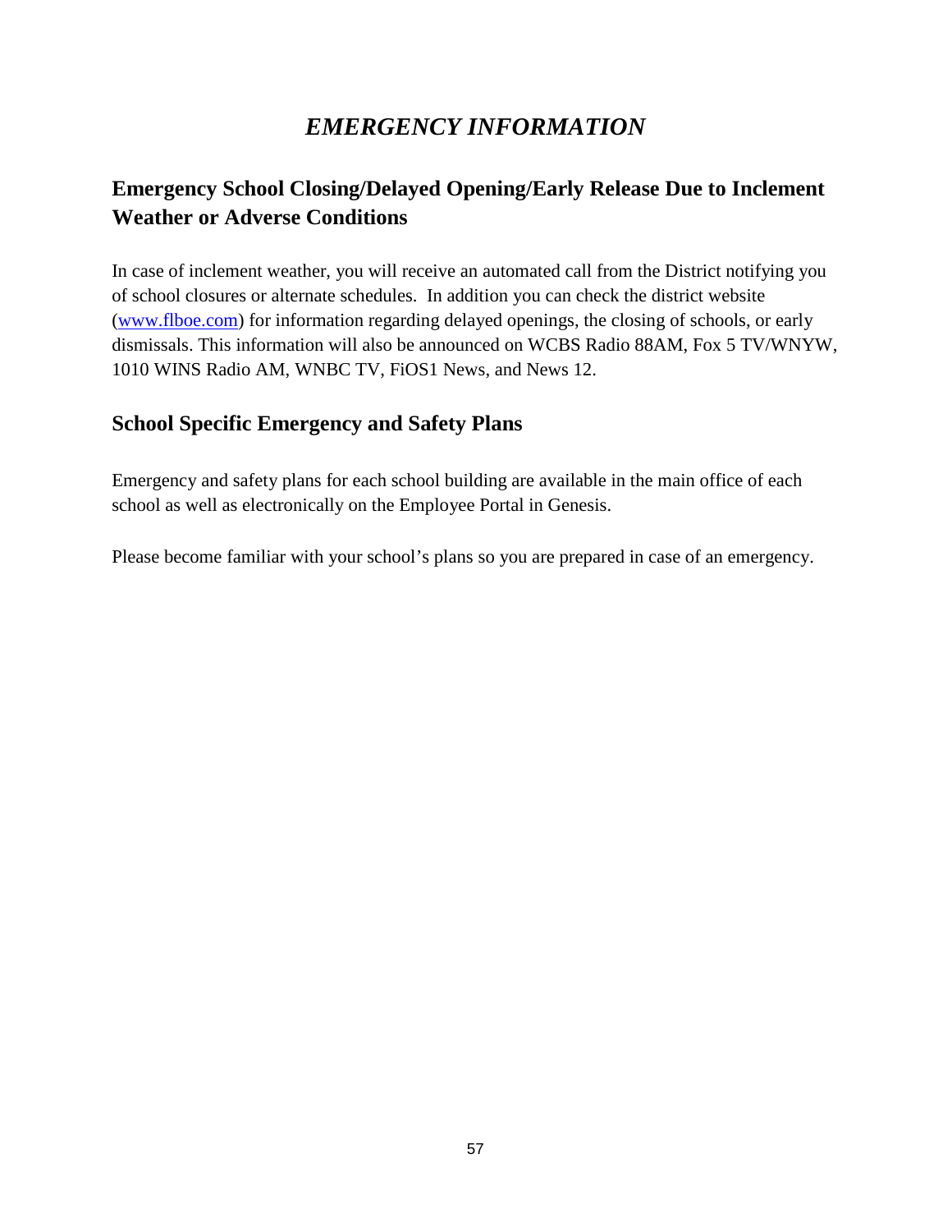# *EMERGENCY INFORMATION*

## Emergency School Closing/Delayed Opening/Early Release Due to Inclement Weather or Adverse Conditions

In case of inclement weather, you will receive an automated call from the District notifying you of school closures or alternate schedules. In addition you can check the district website (www.flboe.com) for information regarding delayed openings, the closing of schools, or early dismissals. This information will also be announced on WCBS Radio 88AM, Fox 5 TV/WNYW, 1010 WINS Radio AM, WNBC TV, FiOS1 News, and News 12.

## School Specific Emergency and Safety Plans

Emergency and safety plans for each school building are available in the main office of each school as well as electronically on the Employee Portal in Genesis.

Please become familiar with your school's plans so you are prepared in case of an emergency.